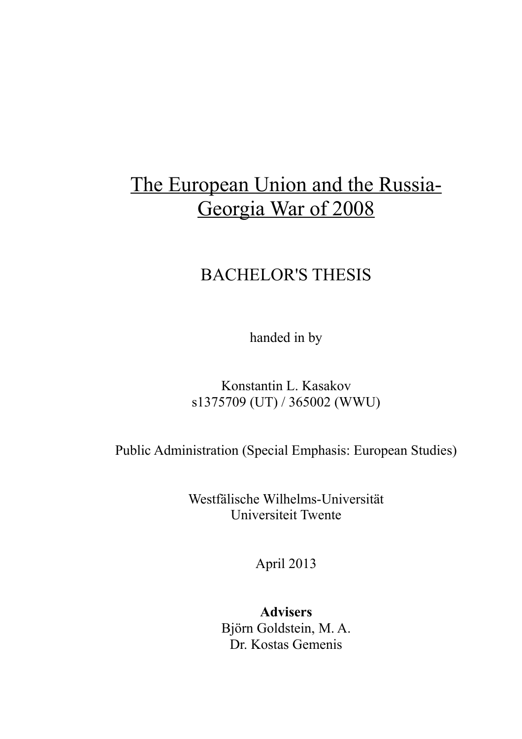# The European Union and the Russia-Georgia War of 2008

BACHELOR'S THESIS

handed in by

Konstantin L. Kasakov
s1375709 (UT) / 365002 (WWU)

Public Administration (Special Emphasis: European Studies)

Westfälische Wilhelms-Universität
Universiteit Twente

April 2013

**Advisers**
Björn Goldstein, M. A.
Dr. Kostas Gemenis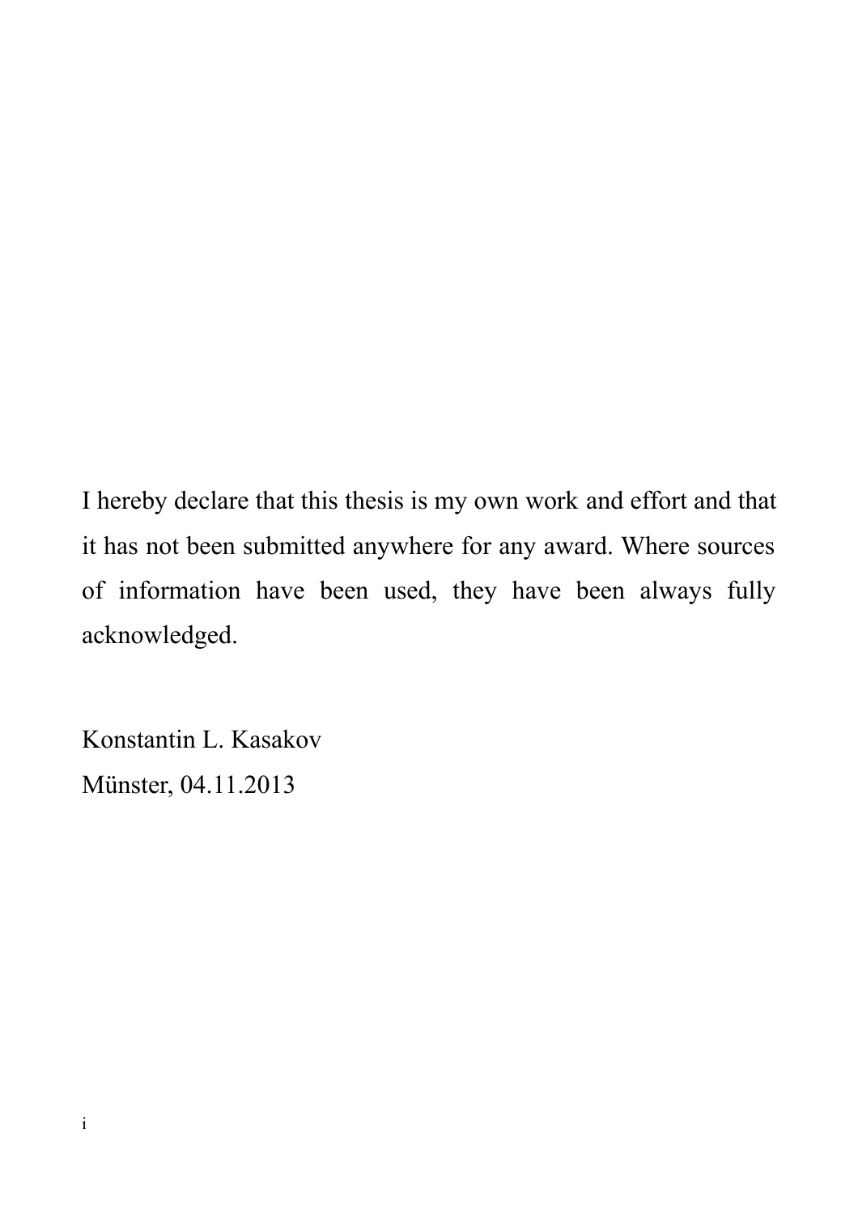I hereby declare that this thesis is my own work and effort and that it has not been submitted anywhere for any award. Where sources of information have been used, they have been always fully acknowledged.

Konstantin L. Kasakov
Münster, 04.11.2013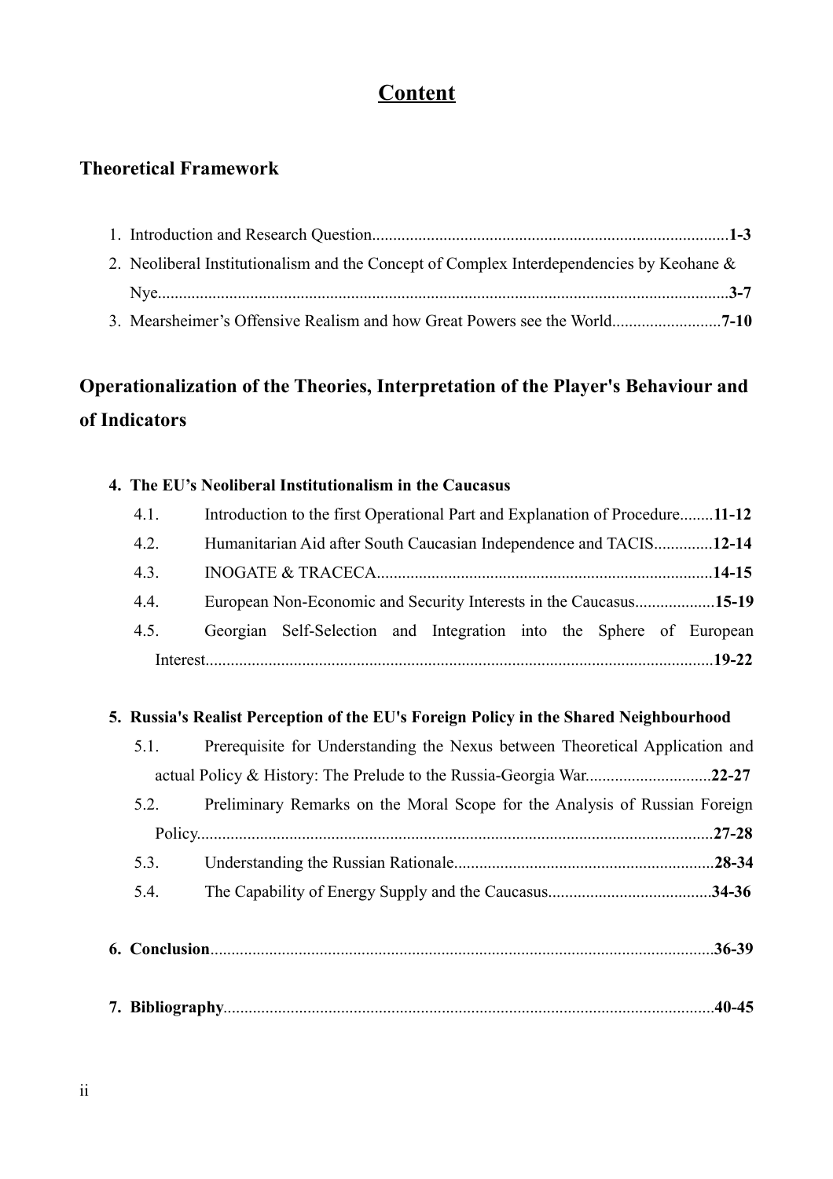# Content

## Theoretical Framework

1. Introduction and Research Question....................................................................................**1-3**
2. Neoliberal Institutionalism and the Concept of Complex Interdependencies by Keohane & Nye.......................................................................................................................................**3-7**
3. Mearsheimer's Offensive Realism and how Great Powers see the World..........................**7-10**

## Operationalization of the Theories, Interpretation of the Player's Behaviour and of Indicators

### 4. The EU's Neoliberal Institutionalism in the Caucasus

4.1. Introduction to the first Operational Part and Explanation of Procedure........**11-12**

4.2. Humanitarian Aid after South Caucasian Independence and TACIS.............**12-14**

4.3. INOGATE & TRACECA................................................................................**14-15**

4.4. European Non-Economic and Security Interests in the Caucasus..................**15-19**

4.5. Georgian Self-Selection and Integration into the Sphere of European Interest.........................................................................................................................**19-22**

### 5. Russia's Realist Perception of the EU's Foreign Policy in the Shared Neighbourhood

5.1. Prerequisite for Understanding the Nexus between Theoretical Application and actual Policy & History: The Prelude to the Russia-Georgia War.............................**22-27**

5.2. Preliminary Remarks on the Moral Scope for the Analysis of Russian Foreign Policy..........................................................................................................................**27-28**

5.3. Understanding the Russian Rationale..............................................................**28-34**

5.4. The Capability of Energy Supply and the Caucasus.......................................**34-36**

### 6. Conclusion.......................................................................................................................36-39

### 7. Bibliography....................................................................................................................40-45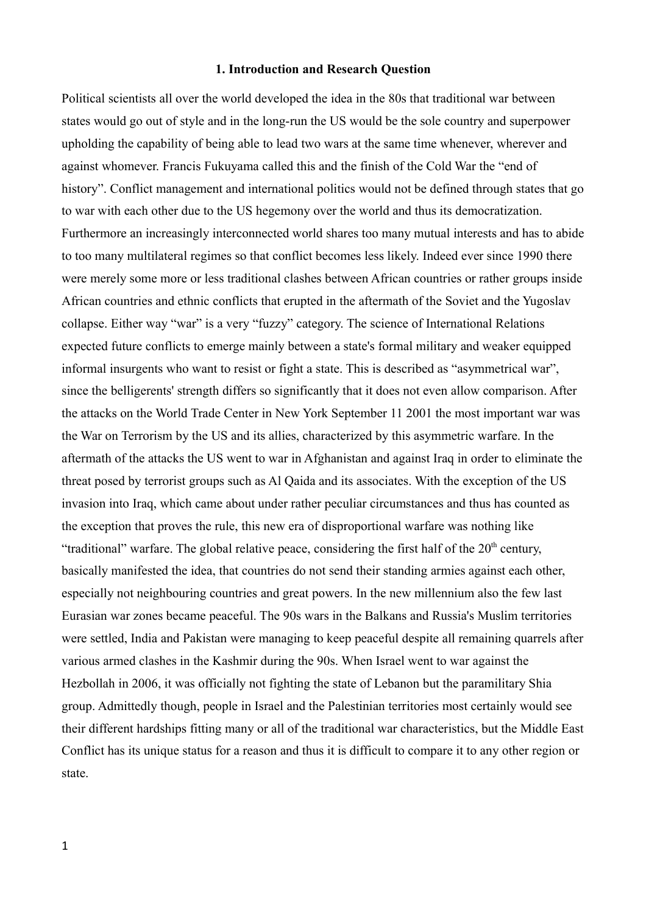## 1. Introduction and Research Question

Political scientists all over the world developed the idea in the 80s that traditional war between states would go out of style and in the long-run the US would be the sole country and superpower upholding the capability of being able to lead two wars at the same time whenever, wherever and against whomever. Francis Fukuyama called this and the finish of the Cold War the "end of history". Conflict management and international politics would not be defined through states that go to war with each other due to the US hegemony over the world and thus its democratization. Furthermore an increasingly interconnected world shares too many mutual interests and has to abide to too many multilateral regimes so that conflict becomes less likely. Indeed ever since 1990 there were merely some more or less traditional clashes between African countries or rather groups inside African countries and ethnic conflicts that erupted in the aftermath of the Soviet and the Yugoslav collapse. Either way "war" is a very "fuzzy" category. The science of International Relations expected future conflicts to emerge mainly between a state's formal military and weaker equipped informal insurgents who want to resist or fight a state. This is described as "asymmetrical war", since the belligerents' strength differs so significantly that it does not even allow comparison. After the attacks on the World Trade Center in New York September 11 2001 the most important war was the War on Terrorism by the US and its allies, characterized by this asymmetric warfare. In the aftermath of the attacks the US went to war in Afghanistan and against Iraq in order to eliminate the threat posed by terrorist groups such as Al Qaida and its associates. With the exception of the US invasion into Iraq, which came about under rather peculiar circumstances and thus has counted as the exception that proves the rule, this new era of disproportional warfare was nothing like "traditional" warfare. The global relative peace, considering the first half of the 20th century, basically manifested the idea, that countries do not send their standing armies against each other, especially not neighbouring countries and great powers. In the new millennium also the few last Eurasian war zones became peaceful. The 90s wars in the Balkans and Russia's Muslim territories were settled, India and Pakistan were managing to keep peaceful despite all remaining quarrels after various armed clashes in the Kashmir during the 90s. When Israel went to war against the Hezbollah in 2006, it was officially not fighting the state of Lebanon but the paramilitary Shia group. Admittedly though, people in Israel and the Palestinian territories most certainly would see their different hardships fitting many or all of the traditional war characteristics, but the Middle East Conflict has its unique status for a reason and thus it is difficult to compare it to any other region or state.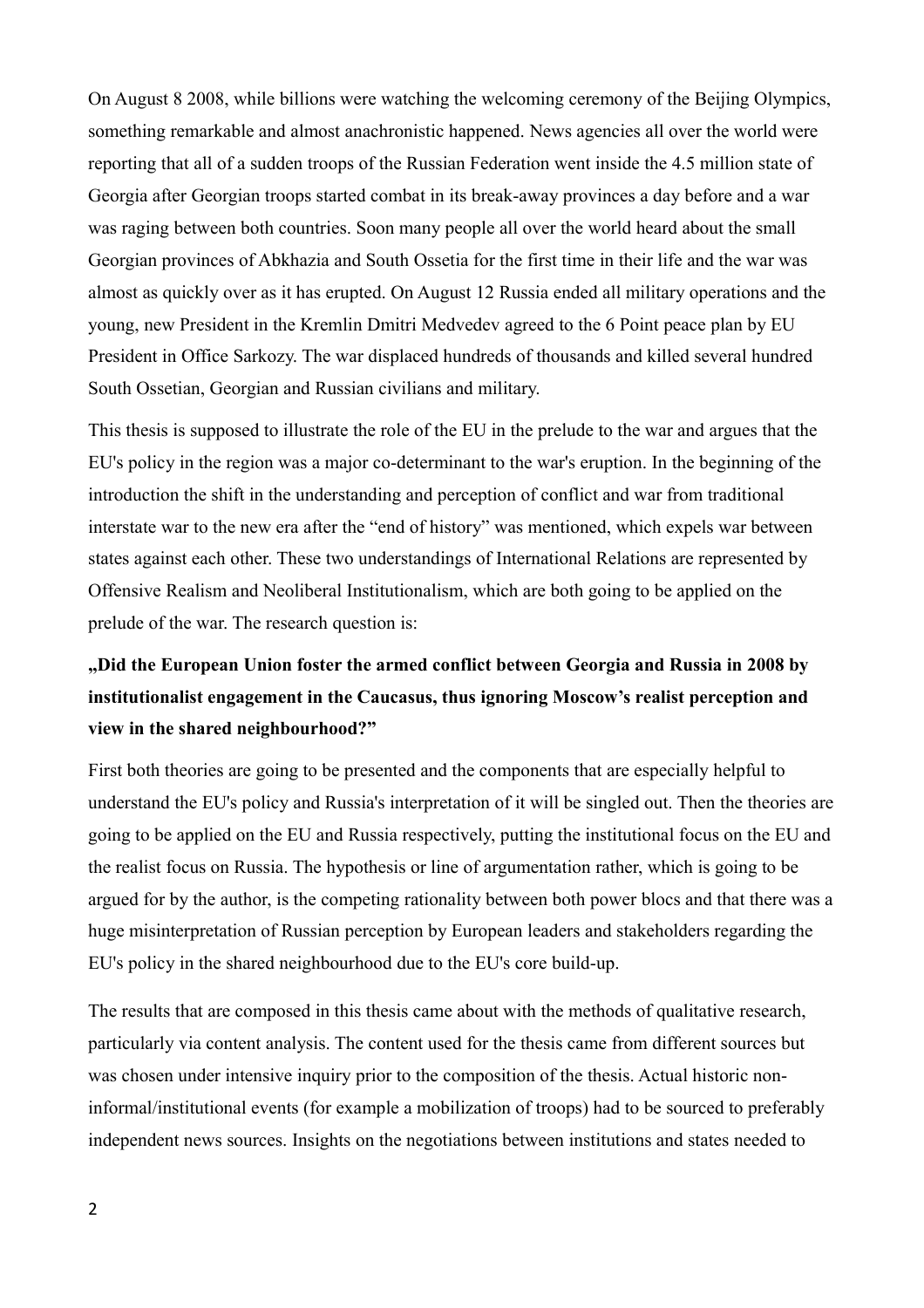On August 8 2008, while billions were watching the welcoming ceremony of the Beijing Olympics, something remarkable and almost anachronistic happened. News agencies all over the world were reporting that all of a sudden troops of the Russian Federation went inside the 4.5 million state of Georgia after Georgian troops started combat in its break-away provinces a day before and a war was raging between both countries. Soon many people all over the world heard about the small Georgian provinces of Abkhazia and South Ossetia for the first time in their life and the war was almost as quickly over as it has erupted. On August 12 Russia ended all military operations and the young, new President in the Kremlin Dmitri Medvedev agreed to the 6 Point peace plan by EU President in Office Sarkozy. The war displaced hundreds of thousands and killed several hundred South Ossetian, Georgian and Russian civilians and military.

This thesis is supposed to illustrate the role of the EU in the prelude to the war and argues that the EU's policy in the region was a major co-determinant to the war's eruption. In the beginning of the introduction the shift in the understanding and perception of conflict and war from traditional interstate war to the new era after the "end of history" was mentioned, which expels war between states against each other. These two understandings of International Relations are represented by Offensive Realism and Neoliberal Institutionalism, which are both going to be applied on the prelude of the war. The research question is:

**„Did the European Union foster the armed conflict between Georgia and Russia in 2008 by institutionalist engagement in the Caucasus, thus ignoring Moscow's realist perception and view in the shared neighbourhood?"**

First both theories are going to be presented and the components that are especially helpful to understand the EU's policy and Russia's interpretation of it will be singled out. Then the theories are going to be applied on the EU and Russia respectively, putting the institutional focus on the EU and the realist focus on Russia. The hypothesis or line of argumentation rather, which is going to be argued for by the author, is the competing rationality between both power blocs and that there was a huge misinterpretation of Russian perception by European leaders and stakeholders regarding the EU's policy in the shared neighbourhood due to the EU's core build-up.

The results that are composed in this thesis came about with the methods of qualitative research, particularly via content analysis. The content used for the thesis came from different sources but was chosen under intensive inquiry prior to the composition of the thesis. Actual historic non-informal/institutional events (for example a mobilization of troops) had to be sourced to preferably independent news sources. Insights on the negotiations between institutions and states needed to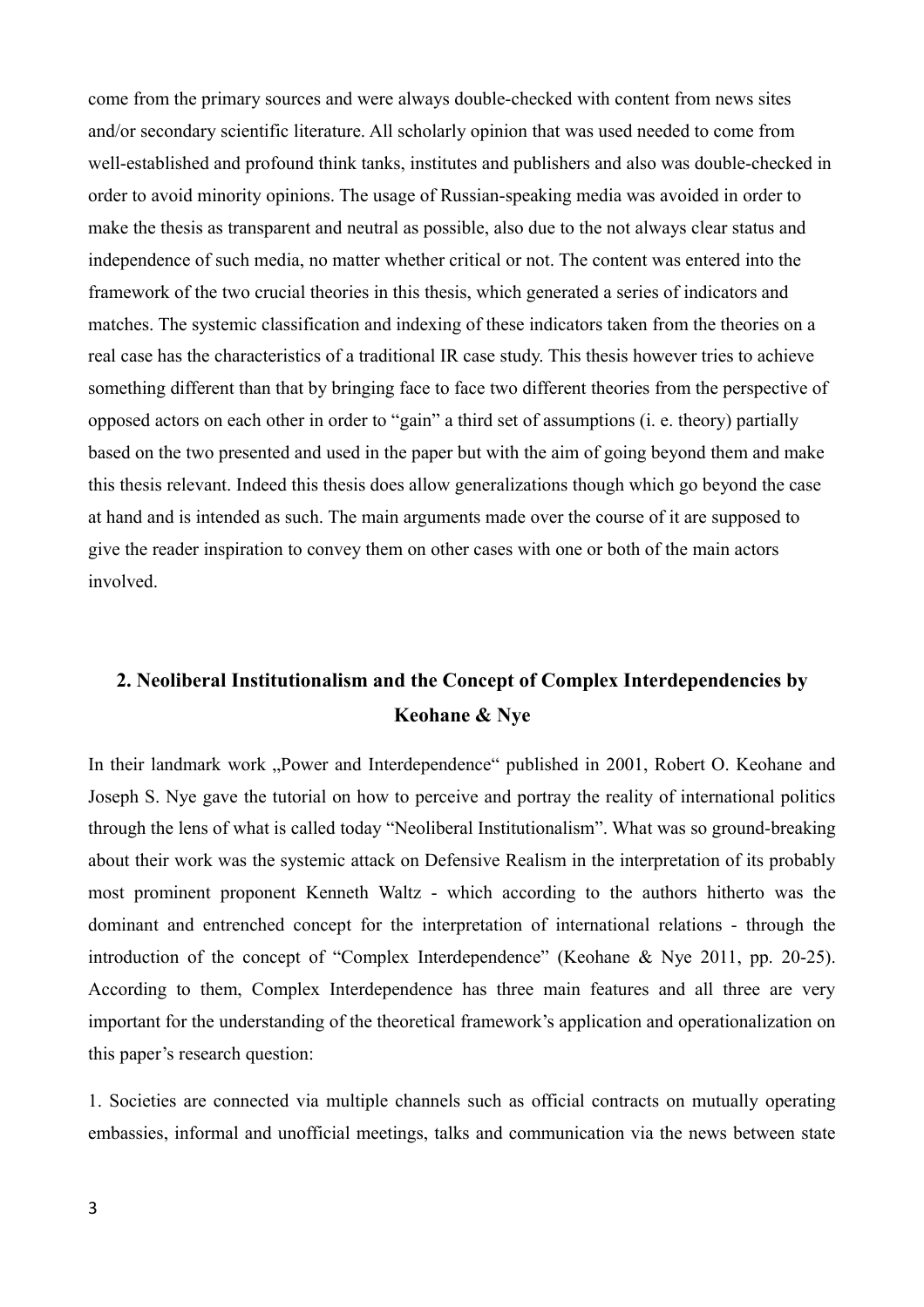come from the primary sources and were always double-checked with content from news sites and/or secondary scientific literature. All scholarly opinion that was used needed to come from well-established and profound think tanks, institutes and publishers and also was double-checked in order to avoid minority opinions. The usage of Russian-speaking media was avoided in order to make the thesis as transparent and neutral as possible, also due to the not always clear status and independence of such media, no matter whether critical or not. The content was entered into the framework of the two crucial theories in this thesis, which generated a series of indicators and matches. The systemic classification and indexing of these indicators taken from the theories on a real case has the characteristics of a traditional IR case study. This thesis however tries to achieve something different than that by bringing face to face two different theories from the perspective of opposed actors on each other in order to "gain" a third set of assumptions (i. e. theory) partially based on the two presented and used in the paper but with the aim of going beyond them and make this thesis relevant. Indeed this thesis does allow generalizations though which go beyond the case at hand and is intended as such. The main arguments made over the course of it are supposed to give the reader inspiration to convey them on other cases with one or both of the main actors involved.

## 2. Neoliberal Institutionalism and the Concept of Complex Interdependencies by Keohane & Nye

In their landmark work „Power and Interdependence" published in 2001, Robert O. Keohane and Joseph S. Nye gave the tutorial on how to perceive and portray the reality of international politics through the lens of what is called today "Neoliberal Institutionalism". What was so ground-breaking about their work was the systemic attack on Defensive Realism in the interpretation of its probably most prominent proponent Kenneth Waltz - which according to the authors hitherto was the dominant and entrenched concept for the interpretation of international relations - through the introduction of the concept of "Complex Interdependence" (Keohane & Nye 2011, pp. 20-25). According to them, Complex Interdependence has three main features and all three are very important for the understanding of the theoretical framework's application and operationalization on this paper's research question:

1. Societies are connected via multiple channels such as official contracts on mutually operating embassies, informal and unofficial meetings, talks and communication via the news between state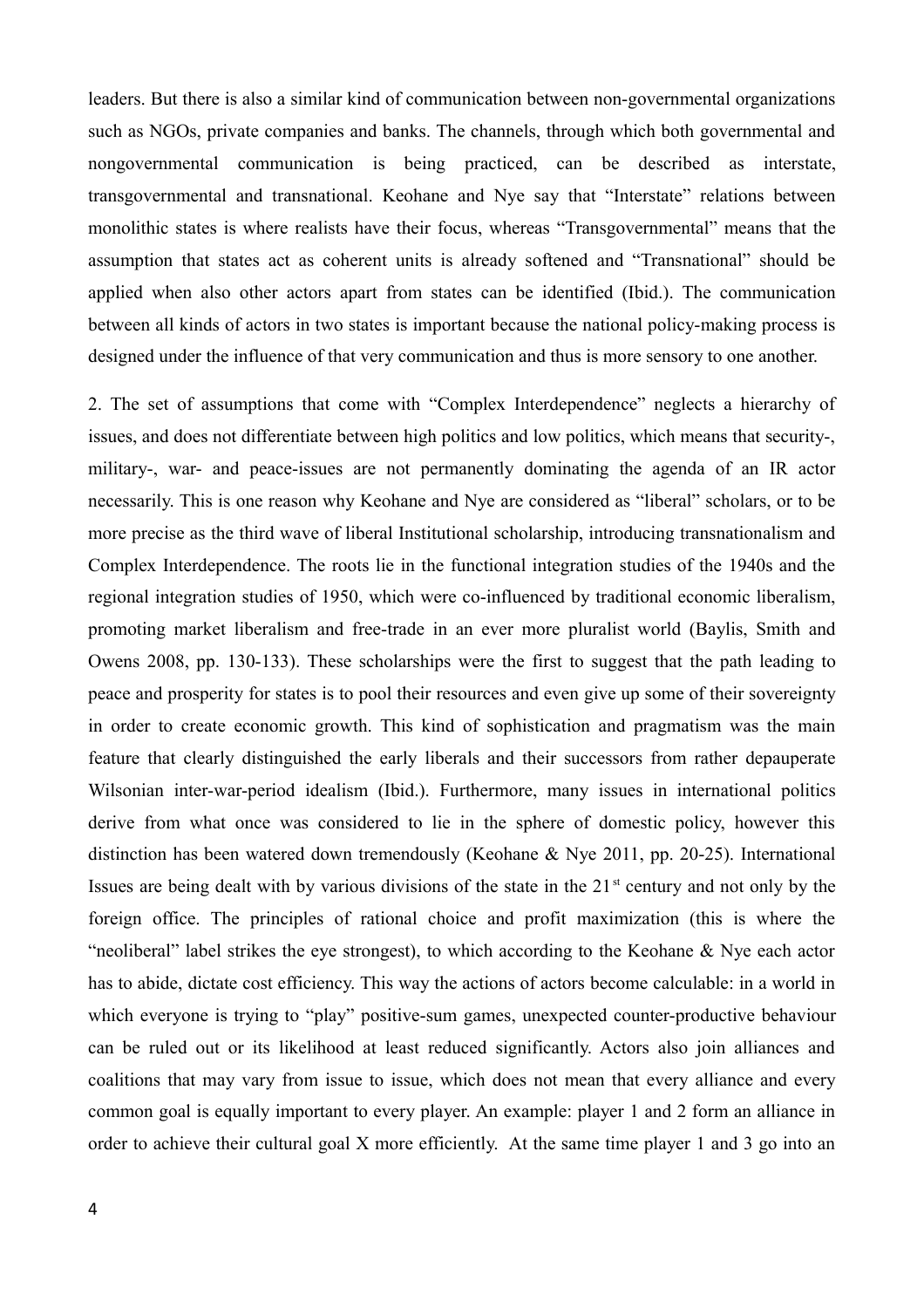leaders. But there is also a similar kind of communication between non-governmental organizations such as NGOs, private companies and banks. The channels, through which both governmental and nongovernmental communication is being practiced, can be described as interstate, transgovernmental and transnational. Keohane and Nye say that "Interstate" relations between monolithic states is where realists have their focus, whereas "Transgovernmental" means that the assumption that states act as coherent units is already softened and "Transnational" should be applied when also other actors apart from states can be identified (Ibid.). The communication between all kinds of actors in two states is important because the national policy-making process is designed under the influence of that very communication and thus is more sensory to one another.

2. The set of assumptions that come with "Complex Interdependence" neglects a hierarchy of issues, and does not differentiate between high politics and low politics, which means that security-, military-, war- and peace-issues are not permanently dominating the agenda of an IR actor necessarily. This is one reason why Keohane and Nye are considered as "liberal" scholars, or to be more precise as the third wave of liberal Institutional scholarship, introducing transnationalism and Complex Interdependence. The roots lie in the functional integration studies of the 1940s and the regional integration studies of 1950, which were co-influenced by traditional economic liberalism, promoting market liberalism and free-trade in an ever more pluralist world (Baylis, Smith and Owens 2008, pp. 130-133). These scholarships were the first to suggest that the path leading to peace and prosperity for states is to pool their resources and even give up some of their sovereignty in order to create economic growth. This kind of sophistication and pragmatism was the main feature that clearly distinguished the early liberals and their successors from rather depauperate Wilsonian inter-war-period idealism (Ibid.). Furthermore, many issues in international politics derive from what once was considered to lie in the sphere of domestic policy, however this distinction has been watered down tremendously (Keohane & Nye 2011, pp. 20-25). International Issues are being dealt with by various divisions of the state in the 21st century and not only by the foreign office. The principles of rational choice and profit maximization (this is where the "neoliberal" label strikes the eye strongest), to which according to the Keohane & Nye each actor has to abide, dictate cost efficiency. This way the actions of actors become calculable: in a world in which everyone is trying to "play" positive-sum games, unexpected counter-productive behaviour can be ruled out or its likelihood at least reduced significantly. Actors also join alliances and coalitions that may vary from issue to issue, which does not mean that every alliance and every common goal is equally important to every player. An example: player 1 and 2 form an alliance in order to achieve their cultural goal X more efficiently. At the same time player 1 and 3 go into an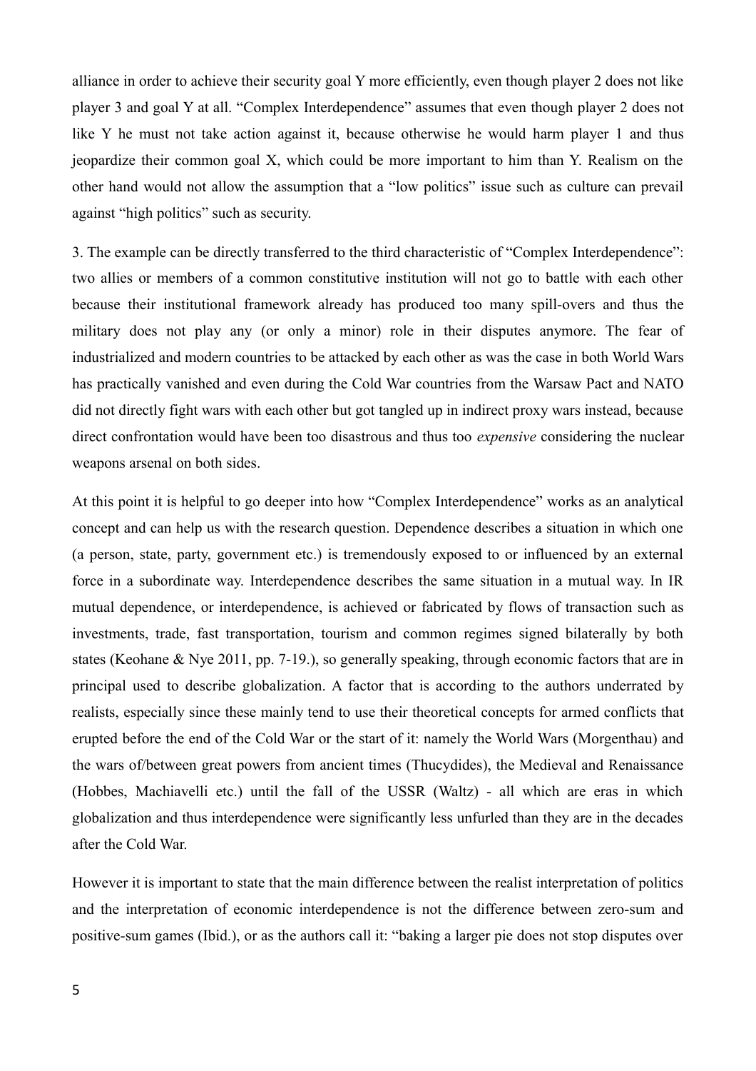alliance in order to achieve their security goal Y more efficiently, even though player 2 does not like player 3 and goal Y at all. “Complex Interdependence” assumes that even though player 2 does not like Y he must not take action against it, because otherwise he would harm player 1 and thus jeopardize their common goal X, which could be more important to him than Y. Realism on the other hand would not allow the assumption that a “low politics” issue such as culture can prevail against “high politics” such as security.

3. The example can be directly transferred to the third characteristic of “Complex Interdependence”: two allies or members of a common constitutive institution will not go to battle with each other because their institutional framework already has produced too many spill-overs and thus the military does not play any (or only a minor) role in their disputes anymore. The fear of industrialized and modern countries to be attacked by each other as was the case in both World Wars has practically vanished and even during the Cold War countries from the Warsaw Pact and NATO did not directly fight wars with each other but got tangled up in indirect proxy wars instead, because direct confrontation would have been too disastrous and thus too *expensive* considering the nuclear weapons arsenal on both sides.

At this point it is helpful to go deeper into how “Complex Interdependence” works as an analytical concept and can help us with the research question. Dependence describes a situation in which one (a person, state, party, government etc.) is tremendously exposed to or influenced by an external force in a subordinate way. Interdependence describes the same situation in a mutual way. In IR mutual dependence, or interdependence, is achieved or fabricated by flows of transaction such as investments, trade, fast transportation, tourism and common regimes signed bilaterally by both states (Keohane & Nye 2011, pp. 7-19.), so generally speaking, through economic factors that are in principal used to describe globalization. A factor that is according to the authors underrated by realists, especially since these mainly tend to use their theoretical concepts for armed conflicts that erupted before the end of the Cold War or the start of it: namely the World Wars (Morgenthau) and the wars of/between great powers from ancient times (Thucydides), the Medieval and Renaissance (Hobbes, Machiavelli etc.) until the fall of the USSR (Waltz) - all which are eras in which globalization and thus interdependence were significantly less unfurled than they are in the decades after the Cold War.

However it is important to state that the main difference between the realist interpretation of politics and the interpretation of economic interdependence is not the difference between zero-sum and positive-sum games (Ibid.), or as the authors call it: “baking a larger pie does not stop disputes over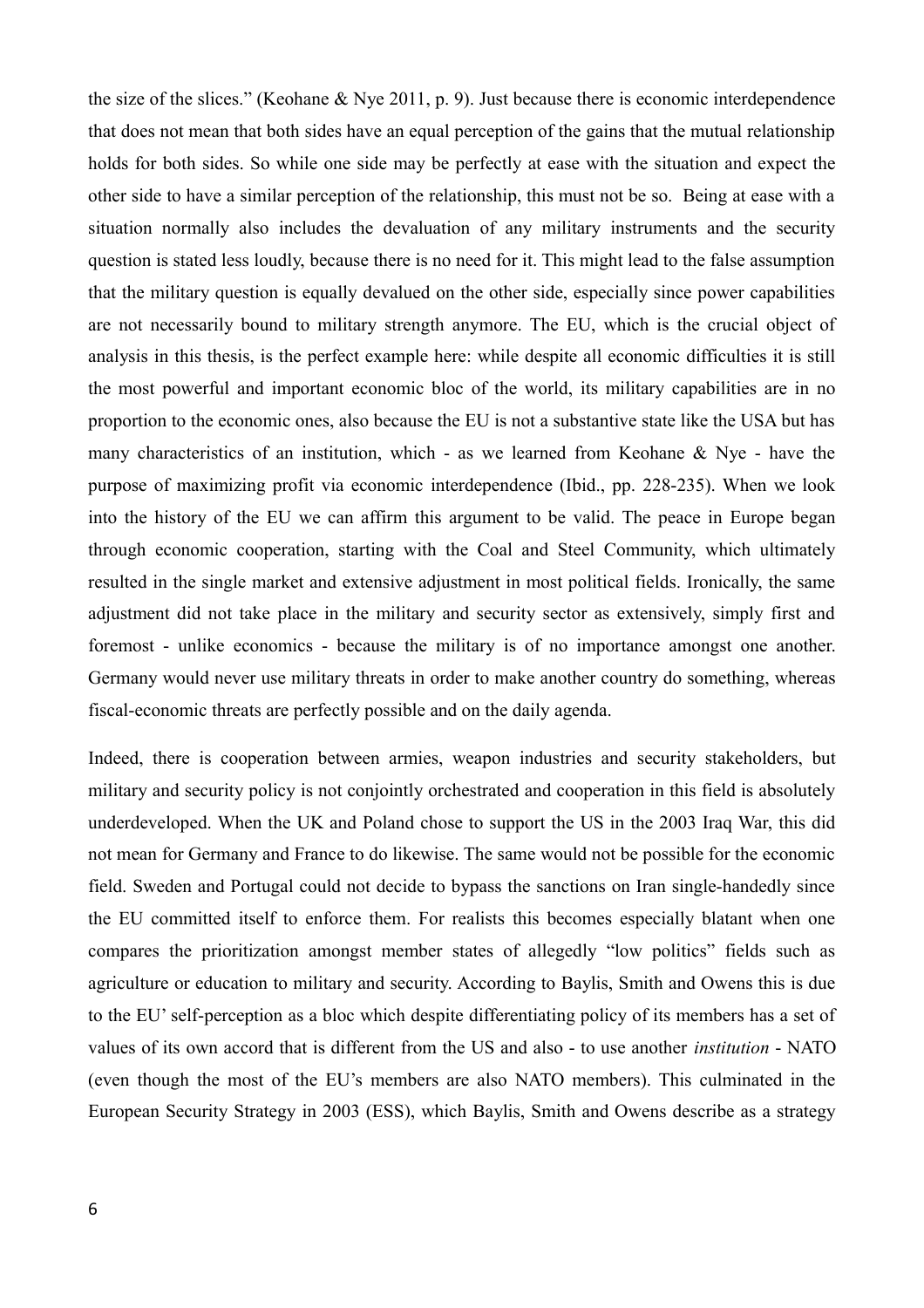the size of the slices." (Keohane & Nye 2011, p. 9). Just because there is economic interdependence that does not mean that both sides have an equal perception of the gains that the mutual relationship holds for both sides. So while one side may be perfectly at ease with the situation and expect the other side to have a similar perception of the relationship, this must not be so. Being at ease with a situation normally also includes the devaluation of any military instruments and the security question is stated less loudly, because there is no need for it. This might lead to the false assumption that the military question is equally devalued on the other side, especially since power capabilities are not necessarily bound to military strength anymore. The EU, which is the crucial object of analysis in this thesis, is the perfect example here: while despite all economic difficulties it is still the most powerful and important economic bloc of the world, its military capabilities are in no proportion to the economic ones, also because the EU is not a substantive state like the USA but has many characteristics of an institution, which - as we learned from Keohane & Nye - have the purpose of maximizing profit via economic interdependence (Ibid., pp. 228-235). When we look into the history of the EU we can affirm this argument to be valid. The peace in Europe began through economic cooperation, starting with the Coal and Steel Community, which ultimately resulted in the single market and extensive adjustment in most political fields. Ironically, the same adjustment did not take place in the military and security sector as extensively, simply first and foremost - unlike economics - because the military is of no importance amongst one another. Germany would never use military threats in order to make another country do something, whereas fiscal-economic threats are perfectly possible and on the daily agenda.

Indeed, there is cooperation between armies, weapon industries and security stakeholders, but military and security policy is not conjointly orchestrated and cooperation in this field is absolutely underdeveloped. When the UK and Poland chose to support the US in the 2003 Iraq War, this did not mean for Germany and France to do likewise. The same would not be possible for the economic field. Sweden and Portugal could not decide to bypass the sanctions on Iran single-handedly since the EU committed itself to enforce them. For realists this becomes especially blatant when one compares the prioritization amongst member states of allegedly "low politics" fields such as agriculture or education to military and security. According to Baylis, Smith and Owens this is due to the EU' self-perception as a bloc which despite differentiating policy of its members has a set of values of its own accord that is different from the US and also - to use another *institution* - NATO (even though the most of the EU's members are also NATO members). This culminated in the European Security Strategy in 2003 (ESS), which Baylis, Smith and Owens describe as a strategy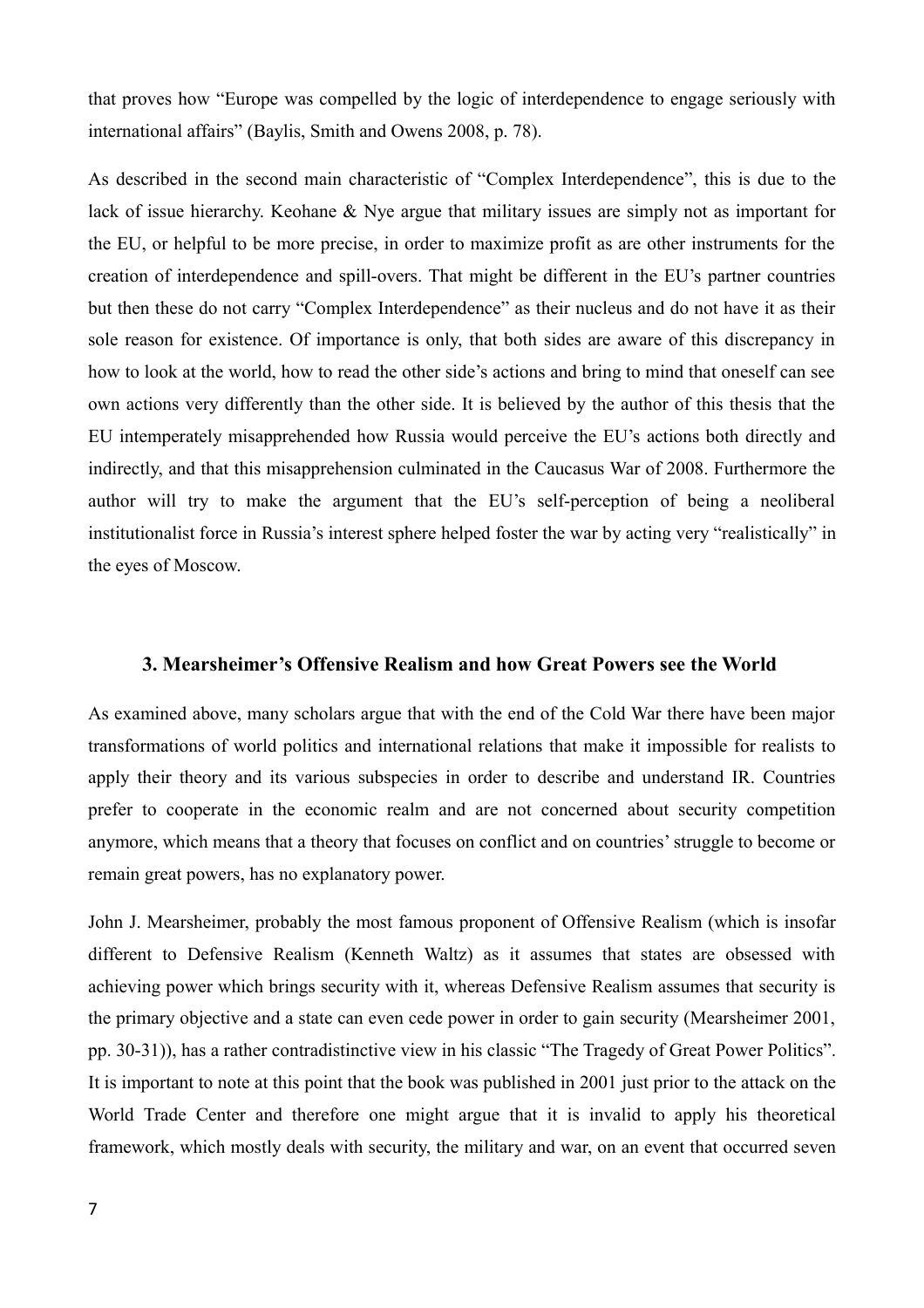that proves how "Europe was compelled by the logic of interdependence to engage seriously with international affairs" (Baylis, Smith and Owens 2008, p. 78).

As described in the second main characteristic of "Complex Interdependence", this is due to the lack of issue hierarchy. Keohane & Nye argue that military issues are simply not as important for the EU, or helpful to be more precise, in order to maximize profit as are other instruments for the creation of interdependence and spill-overs. That might be different in the EU's partner countries but then these do not carry "Complex Interdependence" as their nucleus and do not have it as their sole reason for existence. Of importance is only, that both sides are aware of this discrepancy in how to look at the world, how to read the other side's actions and bring to mind that oneself can see own actions very differently than the other side. It is believed by the author of this thesis that the EU intemperately misapprehended how Russia would perceive the EU's actions both directly and indirectly, and that this misapprehension culminated in the Caucasus War of 2008. Furthermore the author will try to make the argument that the EU's self-perception of being a neoliberal institutionalist force in Russia's interest sphere helped foster the war by acting very "realistically" in the eyes of Moscow.

### 3. Mearsheimer's Offensive Realism and how Great Powers see the World

As examined above, many scholars argue that with the end of the Cold War there have been major transformations of world politics and international relations that make it impossible for realists to apply their theory and its various subspecies in order to describe and understand IR. Countries prefer to cooperate in the economic realm and are not concerned about security competition anymore, which means that a theory that focuses on conflict and on countries' struggle to become or remain great powers, has no explanatory power.

John J. Mearsheimer, probably the most famous proponent of Offensive Realism (which is insofar different to Defensive Realism (Kenneth Waltz) as it assumes that states are obsessed with achieving power which brings security with it, whereas Defensive Realism assumes that security is the primary objective and a state can even cede power in order to gain security (Mearsheimer 2001, pp. 30-31)), has a rather contradistinctive view in his classic "The Tragedy of Great Power Politics". It is important to note at this point that the book was published in 2001 just prior to the attack on the World Trade Center and therefore one might argue that it is invalid to apply his theoretical framework, which mostly deals with security, the military and war, on an event that occurred seven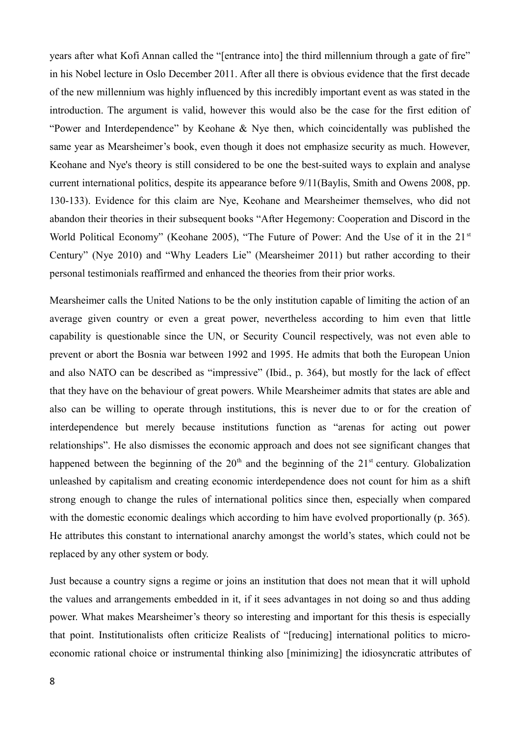years after what Kofi Annan called the "[entrance into] the third millennium through a gate of fire" in his Nobel lecture in Oslo December 2011. After all there is obvious evidence that the first decade of the new millennium was highly influenced by this incredibly important event as was stated in the introduction. The argument is valid, however this would also be the case for the first edition of "Power and Interdependence" by Keohane & Nye then, which coincidentally was published the same year as Mearsheimer's book, even though it does not emphasize security as much. However, Keohane and Nye's theory is still considered to be one the best-suited ways to explain and analyse current international politics, despite its appearance before 9/11(Baylis, Smith and Owens 2008, pp. 130-133). Evidence for this claim are Nye, Keohane and Mearsheimer themselves, who did not abandon their theories in their subsequent books "After Hegemony: Cooperation and Discord in the World Political Economy" (Keohane 2005), "The Future of Power: And the Use of it in the 21st Century" (Nye 2010) and "Why Leaders Lie" (Mearsheimer 2011) but rather according to their personal testimonials reaffirmed and enhanced the theories from their prior works.

Mearsheimer calls the United Nations to be the only institution capable of limiting the action of an average given country or even a great power, nevertheless according to him even that little capability is questionable since the UN, or Security Council respectively, was not even able to prevent or abort the Bosnia war between 1992 and 1995. He admits that both the European Union and also NATO can be described as "impressive" (Ibid., p. 364), but mostly for the lack of effect that they have on the behaviour of great powers. While Mearsheimer admits that states are able and also can be willing to operate through institutions, this is never due to or for the creation of interdependence but merely because institutions function as "arenas for acting out power relationships". He also dismisses the economic approach and does not see significant changes that happened between the beginning of the 20th and the beginning of the 21st century. Globalization unleashed by capitalism and creating economic interdependence does not count for him as a shift strong enough to change the rules of international politics since then, especially when compared with the domestic economic dealings which according to him have evolved proportionally (p. 365). He attributes this constant to international anarchy amongst the world's states, which could not be replaced by any other system or body.

Just because a country signs a regime or joins an institution that does not mean that it will uphold the values and arrangements embedded in it, if it sees advantages in not doing so and thus adding power. What makes Mearsheimer's theory so interesting and important for this thesis is especially that point. Institutionalists often criticize Realists of "[reducing] international politics to micro-economic rational choice or instrumental thinking also [minimizing] the idiosyncratic attributes of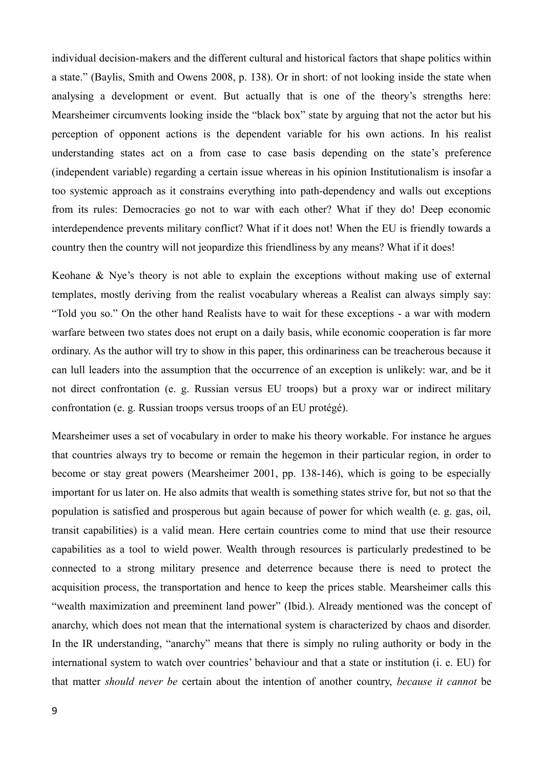individual decision-makers and the different cultural and historical factors that shape politics within a state." (Baylis, Smith and Owens 2008, p. 138). Or in short: of not looking inside the state when analysing a development or event. But actually that is one of the theory's strengths here: Mearsheimer circumvents looking inside the "black box" state by arguing that not the actor but his perception of opponent actions is the dependent variable for his own actions. In his realist understanding states act on a from case to case basis depending on the state's preference (independent variable) regarding a certain issue whereas in his opinion Institutionalism is insofar a too systemic approach as it constrains everything into path-dependency and walls out exceptions from its rules: Democracies go not to war with each other? What if they do! Deep economic interdependence prevents military conflict? What if it does not! When the EU is friendly towards a country then the country will not jeopardize this friendliness by any means? What if it does!

Keohane & Nye's theory is not able to explain the exceptions without making use of external templates, mostly deriving from the realist vocabulary whereas a Realist can always simply say: "Told you so." On the other hand Realists have to wait for these exceptions - a war with modern warfare between two states does not erupt on a daily basis, while economic cooperation is far more ordinary. As the author will try to show in this paper, this ordinariness can be treacherous because it can lull leaders into the assumption that the occurrence of an exception is unlikely: war, and be it not direct confrontation (e. g. Russian versus EU troops) but a proxy war or indirect military confrontation (e. g. Russian troops versus troops of an EU protégé).

Mearsheimer uses a set of vocabulary in order to make his theory workable. For instance he argues that countries always try to become or remain the hegemon in their particular region, in order to become or stay great powers (Mearsheimer 2001, pp. 138-146), which is going to be especially important for us later on. He also admits that wealth is something states strive for, but not so that the population is satisfied and prosperous but again because of power for which wealth (e. g. gas, oil, transit capabilities) is a valid mean. Here certain countries come to mind that use their resource capabilities as a tool to wield power. Wealth through resources is particularly predestined to be connected to a strong military presence and deterrence because there is need to protect the acquisition process, the transportation and hence to keep the prices stable. Mearsheimer calls this "wealth maximization and preeminent land power" (Ibid.). Already mentioned was the concept of anarchy, which does not mean that the international system is characterized by chaos and disorder. In the IR understanding, "anarchy" means that there is simply no ruling authority or body in the international system to watch over countries' behaviour and that a state or institution (i. e. EU) for that matter *should never be* certain about the intention of another country, *because it cannot* be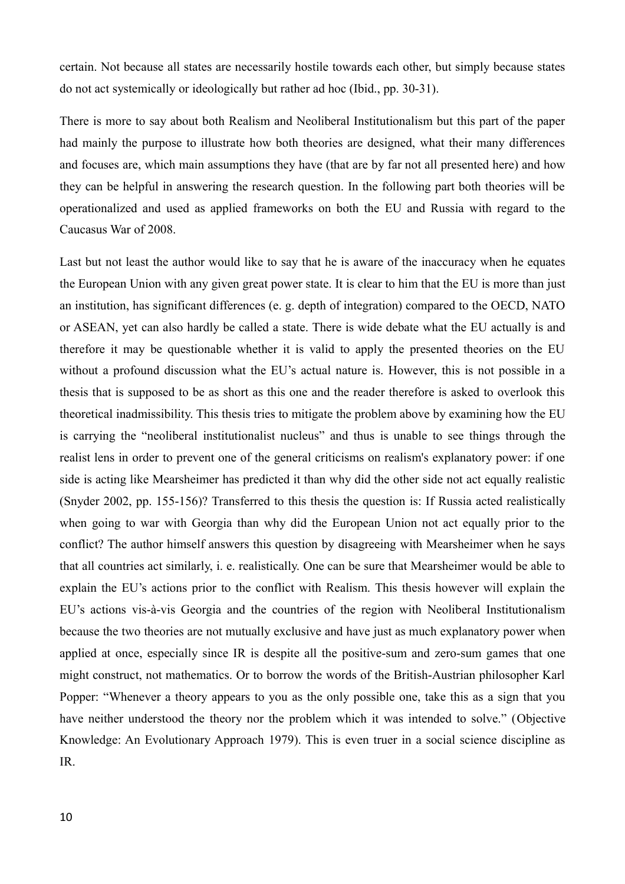certain. Not because all states are necessarily hostile towards each other, but simply because states do not act systemically or ideologically but rather ad hoc (Ibid., pp. 30-31).

There is more to say about both Realism and Neoliberal Institutionalism but this part of the paper had mainly the purpose to illustrate how both theories are designed, what their many differences and focuses are, which main assumptions they have (that are by far not all presented here) and how they can be helpful in answering the research question. In the following part both theories will be operationalized and used as applied frameworks on both the EU and Russia with regard to the Caucasus War of 2008.

Last but not least the author would like to say that he is aware of the inaccuracy when he equates the European Union with any given great power state. It is clear to him that the EU is more than just an institution, has significant differences (e. g. depth of integration) compared to the OECD, NATO or ASEAN, yet can also hardly be called a state. There is wide debate what the EU actually is and therefore it may be questionable whether it is valid to apply the presented theories on the EU without a profound discussion what the EU's actual nature is. However, this is not possible in a thesis that is supposed to be as short as this one and the reader therefore is asked to overlook this theoretical inadmissibility. This thesis tries to mitigate the problem above by examining how the EU is carrying the "neoliberal institutionalist nucleus" and thus is unable to see things through the realist lens in order to prevent one of the general criticisms on realism's explanatory power: if one side is acting like Mearsheimer has predicted it than why did the other side not act equally realistic (Snyder 2002, pp. 155-156)? Transferred to this thesis the question is: If Russia acted realistically when going to war with Georgia than why did the European Union not act equally prior to the conflict? The author himself answers this question by disagreeing with Mearsheimer when he says that all countries act similarly, i. e. realistically. One can be sure that Mearsheimer would be able to explain the EU's actions prior to the conflict with Realism. This thesis however will explain the EU's actions vis-à-vis Georgia and the countries of the region with Neoliberal Institutionalism because the two theories are not mutually exclusive and have just as much explanatory power when applied at once, especially since IR is despite all the positive-sum and zero-sum games that one might construct, not mathematics. Or to borrow the words of the British-Austrian philosopher Karl Popper: "Whenever a theory appears to you as the only possible one, take this as a sign that you have neither understood the theory nor the problem which it was intended to solve." (Objective Knowledge: An Evolutionary Approach 1979). This is even truer in a social science discipline as IR.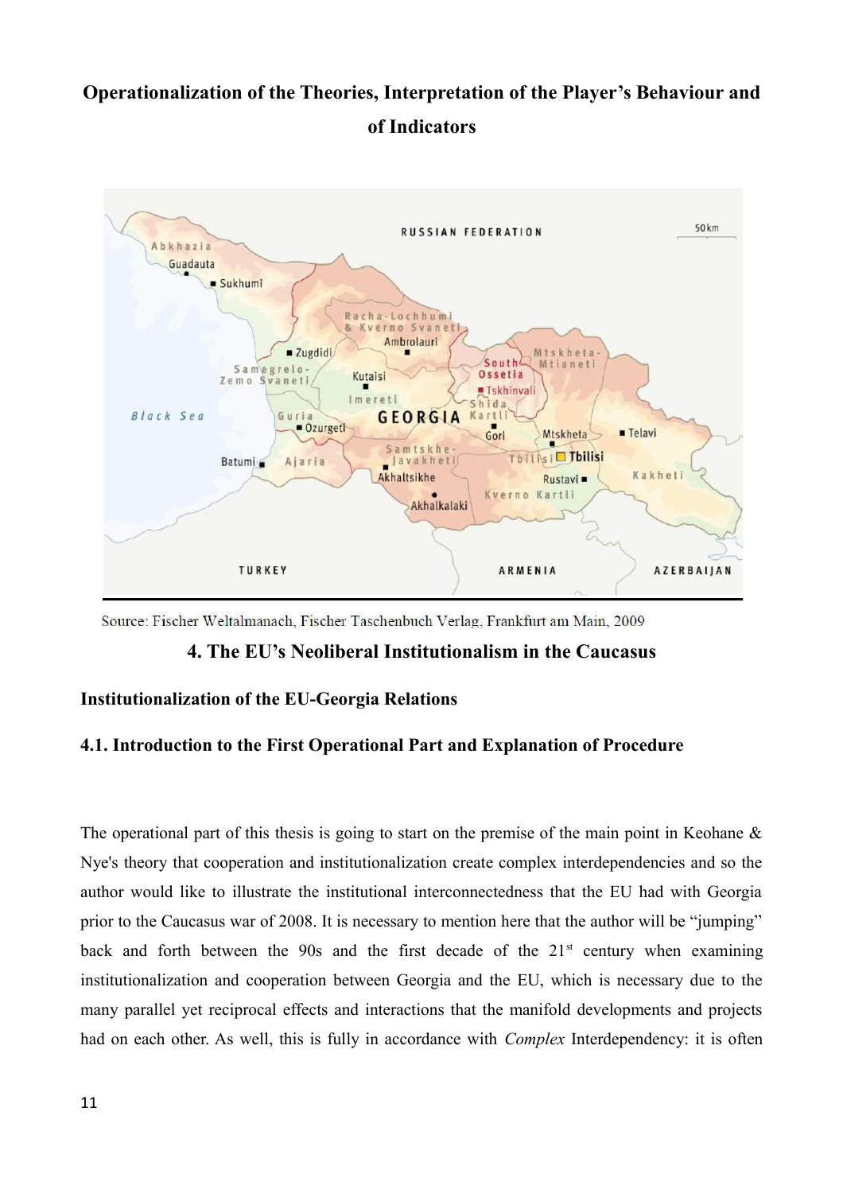**Operationalization of the Theories, Interpretation of the Player's Behaviour and of Indicators**

Source: Fischer Weltalmanach, Fischer Taschenbuch Verlag, Frankfurt am Main, 2009

## 4. The EU's Neoliberal Institutionalism in the Caucasus

### Institutionalization of the EU-Georgia Relations

### 4.1. Introduction to the First Operational Part and Explanation of Procedure

The operational part of this thesis is going to start on the premise of the main point in Keohane & Nye's theory that cooperation and institutionalization create complex interdependencies and so the author would like to illustrate the institutional interconnectedness that the EU had with Georgia prior to the Caucasus war of 2008. It is necessary to mention here that the author will be "jumping" back and forth between the 90s and the first decade of the 21st century when examining institutionalization and cooperation between Georgia and the EU, which is necessary due to the many parallel yet reciprocal effects and interactions that the manifold developments and projects had on each other. As well, this is fully in accordance with *Complex* Interdependency: it is often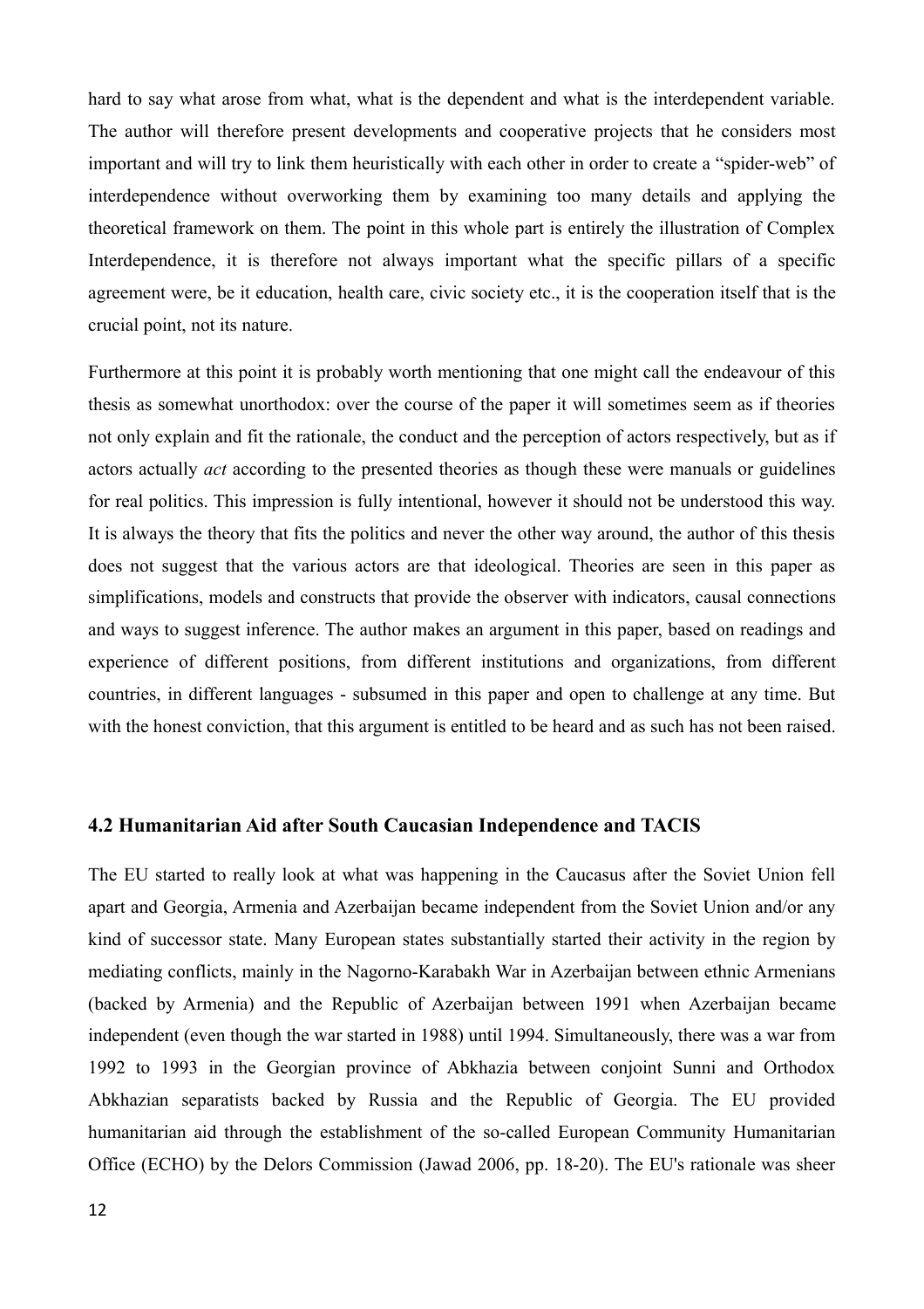hard to say what arose from what, what is the dependent and what is the interdependent variable. The author will therefore present developments and cooperative projects that he considers most important and will try to link them heuristically with each other in order to create a "spider-web" of interdependence without overworking them by examining too many details and applying the theoretical framework on them. The point in this whole part is entirely the illustration of Complex Interdependence, it is therefore not always important what the specific pillars of a specific agreement were, be it education, health care, civic society etc., it is the cooperation itself that is the crucial point, not its nature.

Furthermore at this point it is probably worth mentioning that one might call the endeavour of this thesis as somewhat unorthodox: over the course of the paper it will sometimes seem as if theories not only explain and fit the rationale, the conduct and the perception of actors respectively, but as if actors actually *act* according to the presented theories as though these were manuals or guidelines for real politics. This impression is fully intentional, however it should not be understood this way. It is always the theory that fits the politics and never the other way around, the author of this thesis does not suggest that the various actors are that ideological. Theories are seen in this paper as simplifications, models and constructs that provide the observer with indicators, causal connections and ways to suggest inference. The author makes an argument in this paper, based on readings and experience of different positions, from different institutions and organizations, from different countries, in different languages - subsumed in this paper and open to challenge at any time. But with the honest conviction, that this argument is entitled to be heard and as such has not been raised.

### 4.2 Humanitarian Aid after South Caucasian Independence and TACIS

The EU started to really look at what was happening in the Caucasus after the Soviet Union fell apart and Georgia, Armenia and Azerbaijan became independent from the Soviet Union and/or any kind of successor state. Many European states substantially started their activity in the region by mediating conflicts, mainly in the Nagorno-Karabakh War in Azerbaijan between ethnic Armenians (backed by Armenia) and the Republic of Azerbaijan between 1991 when Azerbaijan became independent (even though the war started in 1988) until 1994. Simultaneously, there was a war from 1992 to 1993 in the Georgian province of Abkhazia between conjoint Sunni and Orthodox Abkhazian separatists backed by Russia and the Republic of Georgia. The EU provided humanitarian aid through the establishment of the so-called European Community Humanitarian Office (ECHO) by the Delors Commission (Jawad 2006, pp. 18-20). The EU's rationale was sheer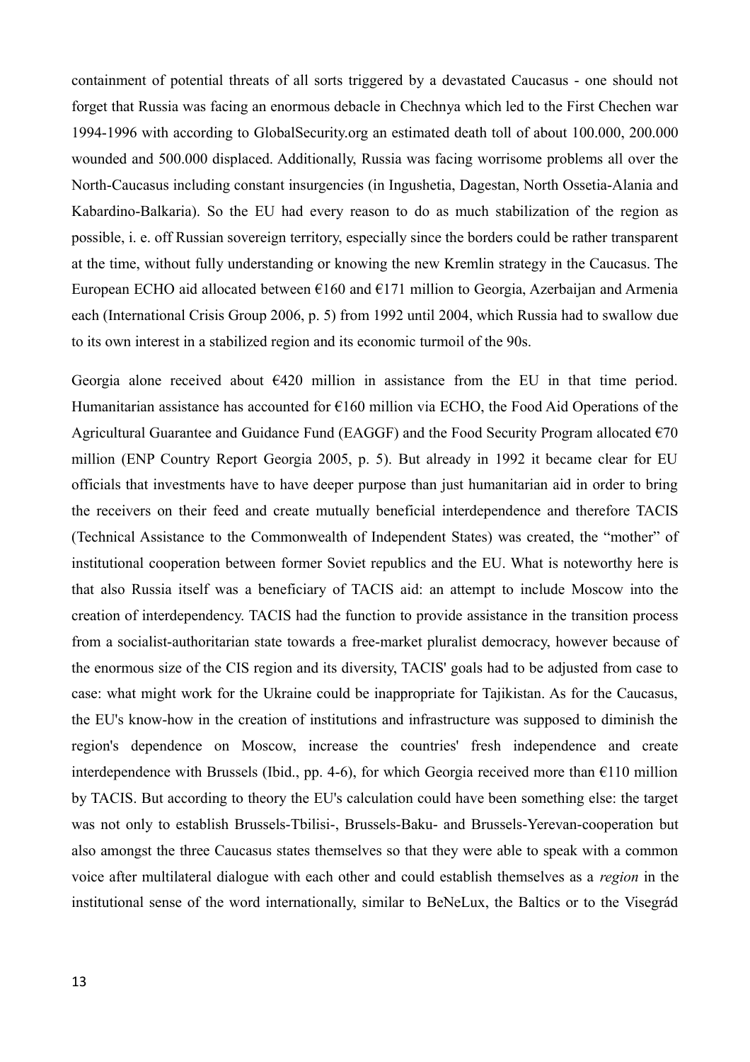containment of potential threats of all sorts triggered by a devastated Caucasus - one should not forget that Russia was facing an enormous debacle in Chechnya which led to the First Chechen war 1994-1996 with according to GlobalSecurity.org an estimated death toll of about 100.000, 200.000 wounded and 500.000 displaced. Additionally, Russia was facing worrisome problems all over the North-Caucasus including constant insurgencies (in Ingushetia, Dagestan, North Ossetia-Alania and Kabardino-Balkaria). So the EU had every reason to do as much stabilization of the region as possible, i. e. off Russian sovereign territory, especially since the borders could be rather transparent at the time, without fully understanding or knowing the new Kremlin strategy in the Caucasus. The European ECHO aid allocated between €160 and €171 million to Georgia, Azerbaijan and Armenia each (International Crisis Group 2006, p. 5) from 1992 until 2004, which Russia had to swallow due to its own interest in a stabilized region and its economic turmoil of the 90s.

Georgia alone received about €420 million in assistance from the EU in that time period. Humanitarian assistance has accounted for €160 million via ECHO, the Food Aid Operations of the Agricultural Guarantee and Guidance Fund (EAGGF) and the Food Security Program allocated €70 million (ENP Country Report Georgia 2005, p. 5). But already in 1992 it became clear for EU officials that investments have to have deeper purpose than just humanitarian aid in order to bring the receivers on their feed and create mutually beneficial interdependence and therefore TACIS (Technical Assistance to the Commonwealth of Independent States) was created, the "mother" of institutional cooperation between former Soviet republics and the EU. What is noteworthy here is that also Russia itself was a beneficiary of TACIS aid: an attempt to include Moscow into the creation of interdependency. TACIS had the function to provide assistance in the transition process from a socialist-authoritarian state towards a free-market pluralist democracy, however because of the enormous size of the CIS region and its diversity, TACIS' goals had to be adjusted from case to case: what might work for the Ukraine could be inappropriate for Tajikistan. As for the Caucasus, the EU's know-how in the creation of institutions and infrastructure was supposed to diminish the region's dependence on Moscow, increase the countries' fresh independence and create interdependence with Brussels (Ibid., pp. 4-6), for which Georgia received more than €110 million by TACIS. But according to theory the EU's calculation could have been something else: the target was not only to establish Brussels-Tbilisi-, Brussels-Baku- and Brussels-Yerevan-cooperation but also amongst the three Caucasus states themselves so that they were able to speak with a common voice after multilateral dialogue with each other and could establish themselves as a *region* in the institutional sense of the word internationally, similar to BeNeLux, the Baltics or to the Visegrád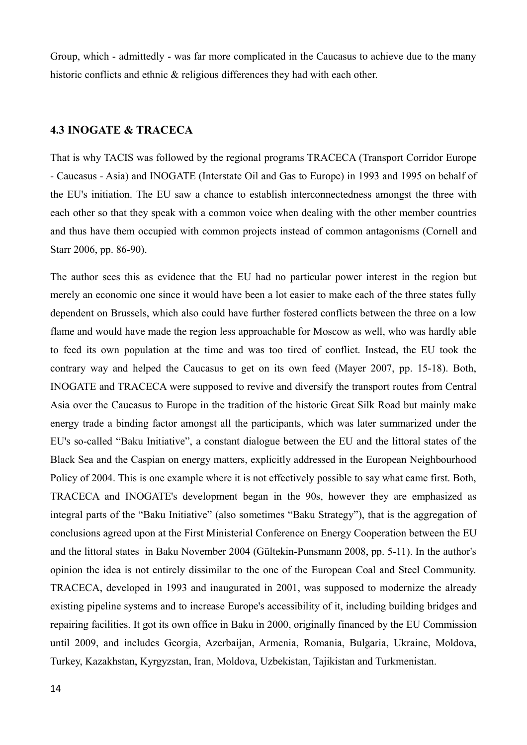Group, which - admittedly - was far more complicated in the Caucasus to achieve due to the many historic conflicts and ethnic & religious differences they had with each other.

### 4.3 INOGATE & TRACECA

That is why TACIS was followed by the regional programs TRACECA (Transport Corridor Europe - Caucasus - Asia) and INOGATE (Interstate Oil and Gas to Europe) in 1993 and 1995 on behalf of the EU's initiation. The EU saw a chance to establish interconnectedness amongst the three with each other so that they speak with a common voice when dealing with the other member countries and thus have them occupied with common projects instead of common antagonisms (Cornell and Starr 2006, pp. 86-90).

The author sees this as evidence that the EU had no particular power interest in the region but merely an economic one since it would have been a lot easier to make each of the three states fully dependent on Brussels, which also could have further fostered conflicts between the three on a low flame and would have made the region less approachable for Moscow as well, who was hardly able to feed its own population at the time and was too tired of conflict. Instead, the EU took the contrary way and helped the Caucasus to get on its own feed (Mayer 2007, pp. 15-18). Both, INOGATE and TRACECA were supposed to revive and diversify the transport routes from Central Asia over the Caucasus to Europe in the tradition of the historic Great Silk Road but mainly make energy trade a binding factor amongst all the participants, which was later summarized under the EU's so-called "Baku Initiative", a constant dialogue between the EU and the littoral states of the Black Sea and the Caspian on energy matters, explicitly addressed in the European Neighbourhood Policy of 2004. This is one example where it is not effectively possible to say what came first. Both, TRACECA and INOGATE's development began in the 90s, however they are emphasized as integral parts of the "Baku Initiative" (also sometimes "Baku Strategy"), that is the aggregation of conclusions agreed upon at the First Ministerial Conference on Energy Cooperation between the EU and the littoral states in Baku November 2004 (Gültekin-Punsmann 2008, pp. 5-11). In the author's opinion the idea is not entirely dissimilar to the one of the European Coal and Steel Community. TRACECA, developed in 1993 and inaugurated in 2001, was supposed to modernize the already existing pipeline systems and to increase Europe's accessibility of it, including building bridges and repairing facilities. It got its own office in Baku in 2000, originally financed by the EU Commission until 2009, and includes Georgia, Azerbaijan, Armenia, Romania, Bulgaria, Ukraine, Moldova, Turkey, Kazakhstan, Kyrgyzstan, Iran, Moldova, Uzbekistan, Tajikistan and Turkmenistan.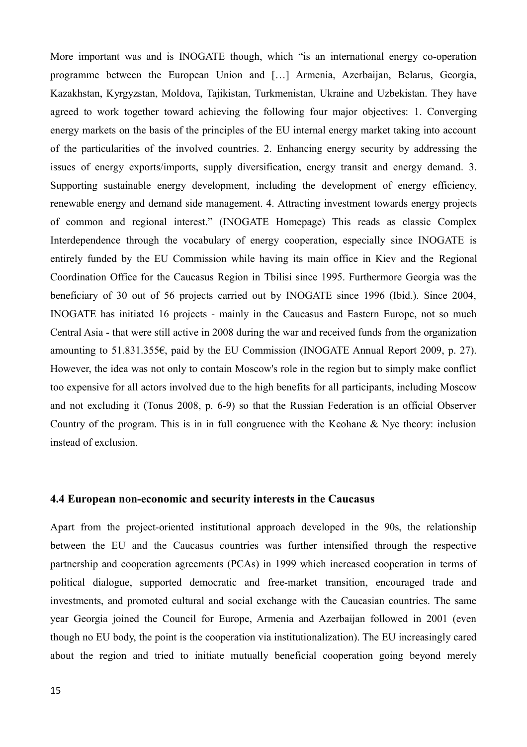More important was and is INOGATE though, which "is an international energy co-operation programme between the European Union and […] Armenia, Azerbaijan, Belarus, Georgia, Kazakhstan, Kyrgyzstan, Moldova, Tajikistan, Turkmenistan, Ukraine and Uzbekistan. They have agreed to work together toward achieving the following four major objectives: 1. Converging energy markets on the basis of the principles of the EU internal energy market taking into account of the particularities of the involved countries. 2. Enhancing energy security by addressing the issues of energy exports/imports, supply diversification, energy transit and energy demand. 3. Supporting sustainable energy development, including the development of energy efficiency, renewable energy and demand side management. 4. Attracting investment towards energy projects of common and regional interest." (INOGATE Homepage) This reads as classic Complex Interdependence through the vocabulary of energy cooperation, especially since INOGATE is entirely funded by the EU Commission while having its main office in Kiev and the Regional Coordination Office for the Caucasus Region in Tbilisi since 1995. Furthermore Georgia was the beneficiary of 30 out of 56 projects carried out by INOGATE since 1996 (Ibid.). Since 2004, INOGATE has initiated 16 projects - mainly in the Caucasus and Eastern Europe, not so much Central Asia - that were still active in 2008 during the war and received funds from the organization amounting to 51.831.355€, paid by the EU Commission (INOGATE Annual Report 2009, p. 27). However, the idea was not only to contain Moscow's role in the region but to simply make conflict too expensive for all actors involved due to the high benefits for all participants, including Moscow and not excluding it (Tonus 2008, p. 6-9) so that the Russian Federation is an official Observer Country of the program. This is in in full congruence with the Keohane & Nye theory: inclusion instead of exclusion.

### 4.4 European non-economic and security interests in the Caucasus

Apart from the project-oriented institutional approach developed in the 90s, the relationship between the EU and the Caucasus countries was further intensified through the respective partnership and cooperation agreements (PCAs) in 1999 which increased cooperation in terms of political dialogue, supported democratic and free-market transition, encouraged trade and investments, and promoted cultural and social exchange with the Caucasian countries. The same year Georgia joined the Council for Europe, Armenia and Azerbaijan followed in 2001 (even though no EU body, the point is the cooperation via institutionalization). The EU increasingly cared about the region and tried to initiate mutually beneficial cooperation going beyond merely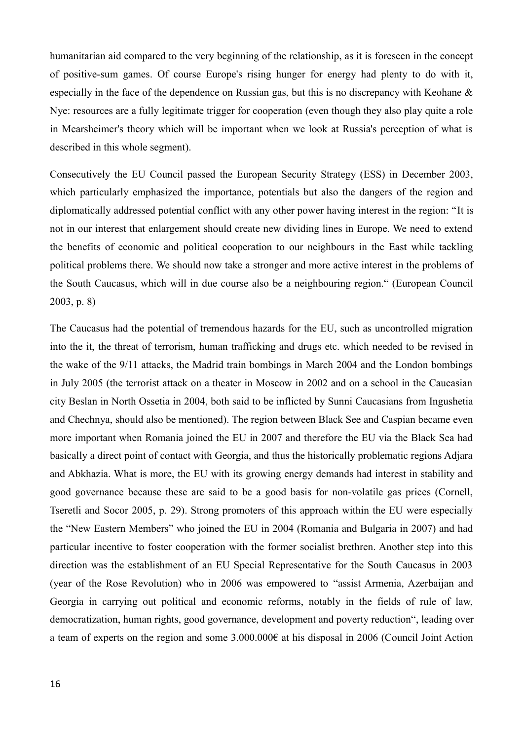humanitarian aid compared to the very beginning of the relationship, as it is foreseen in the concept of positive-sum games. Of course Europe's rising hunger for energy had plenty to do with it, especially in the face of the dependence on Russian gas, but this is no discrepancy with Keohane & Nye: resources are a fully legitimate trigger for cooperation (even though they also play quite a role in Mearsheimer's theory which will be important when we look at Russia's perception of what is described in this whole segment).

Consecutively the EU Council passed the European Security Strategy (ESS) in December 2003, which particularly emphasized the importance, potentials but also the dangers of the region and diplomatically addressed potential conflict with any other power having interest in the region: "It is not in our interest that enlargement should create new dividing lines in Europe. We need to extend the benefits of economic and political cooperation to our neighbours in the East while tackling political problems there. We should now take a stronger and more active interest in the problems of the South Caucasus, which will in due course also be a neighbouring region." (European Council 2003, p. 8)

The Caucasus had the potential of tremendous hazards for the EU, such as uncontrolled migration into the it, the threat of terrorism, human trafficking and drugs etc. which needed to be revised in the wake of the 9/11 attacks, the Madrid train bombings in March 2004 and the London bombings in July 2005 (the terrorist attack on a theater in Moscow in 2002 and on a school in the Caucasian city Beslan in North Ossetia in 2004, both said to be inflicted by Sunni Caucasians from Ingushetia and Chechnya, should also be mentioned). The region between Black See and Caspian became even more important when Romania joined the EU in 2007 and therefore the EU via the Black Sea had basically a direct point of contact with Georgia, and thus the historically problematic regions Adjara and Abkhazia. What is more, the EU with its growing energy demands had interest in stability and good governance because these are said to be a good basis for non-volatile gas prices (Cornell, Tseretli and Socor 2005, p. 29). Strong promoters of this approach within the EU were especially the "New Eastern Members" who joined the EU in 2004 (Romania and Bulgaria in 2007) and had particular incentive to foster cooperation with the former socialist brethren. Another step into this direction was the establishment of an EU Special Representative for the South Caucasus in 2003 (year of the Rose Revolution) who in 2006 was empowered to "assist Armenia, Azerbaijan and Georgia in carrying out political and economic reforms, notably in the fields of rule of law, democratization, human rights, good governance, development and poverty reduction", leading over a team of experts on the region and some 3.000.000€ at his disposal in 2006 (Council Joint Action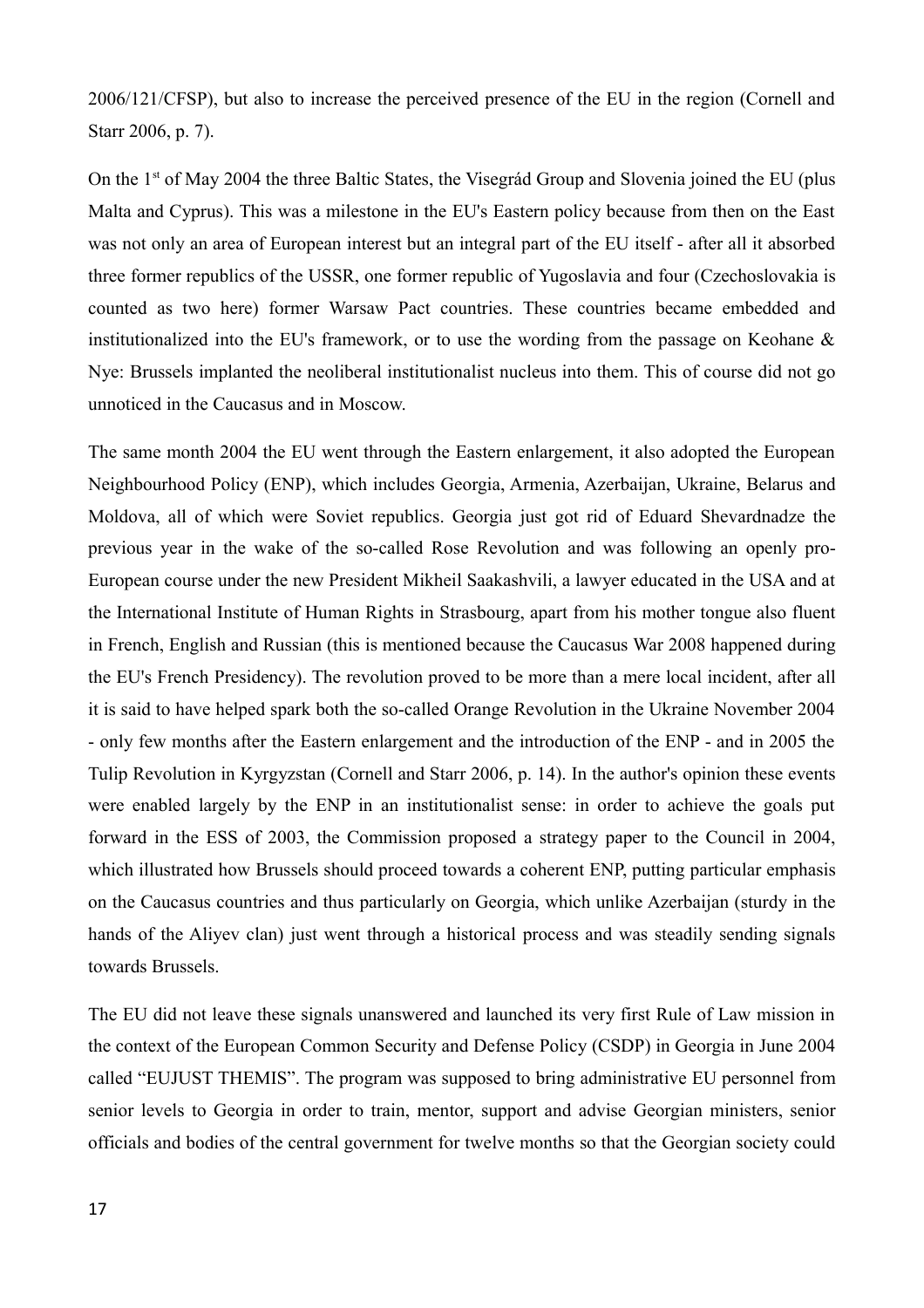2006/121/CFSP), but also to increase the perceived presence of the EU in the region (Cornell and Starr 2006, p. 7).

On the 1st of May 2004 the three Baltic States, the Visegrád Group and Slovenia joined the EU (plus Malta and Cyprus). This was a milestone in the EU's Eastern policy because from then on the East was not only an area of European interest but an integral part of the EU itself - after all it absorbed three former republics of the USSR, one former republic of Yugoslavia and four (Czechoslovakia is counted as two here) former Warsaw Pact countries. These countries became embedded and institutionalized into the EU's framework, or to use the wording from the passage on Keohane & Nye: Brussels implanted the neoliberal institutionalist nucleus into them. This of course did not go unnoticed in the Caucasus and in Moscow.

The same month 2004 the EU went through the Eastern enlargement, it also adopted the European Neighbourhood Policy (ENP), which includes Georgia, Armenia, Azerbaijan, Ukraine, Belarus and Moldova, all of which were Soviet republics. Georgia just got rid of Eduard Shevardnadze the previous year in the wake of the so-called Rose Revolution and was following an openly pro-European course under the new President Mikheil Saakashvili, a lawyer educated in the USA and at the International Institute of Human Rights in Strasbourg, apart from his mother tongue also fluent in French, English and Russian (this is mentioned because the Caucasus War 2008 happened during the EU's French Presidency). The revolution proved to be more than a mere local incident, after all it is said to have helped spark both the so-called Orange Revolution in the Ukraine November 2004 - only few months after the Eastern enlargement and the introduction of the ENP - and in 2005 the Tulip Revolution in Kyrgyzstan (Cornell and Starr 2006, p. 14). In the author's opinion these events were enabled largely by the ENP in an institutionalist sense: in order to achieve the goals put forward in the ESS of 2003, the Commission proposed a strategy paper to the Council in 2004, which illustrated how Brussels should proceed towards a coherent ENP, putting particular emphasis on the Caucasus countries and thus particularly on Georgia, which unlike Azerbaijan (sturdy in the hands of the Aliyev clan) just went through a historical process and was steadily sending signals towards Brussels.

The EU did not leave these signals unanswered and launched its very first Rule of Law mission in the context of the European Common Security and Defense Policy (CSDP) in Georgia in June 2004 called "EUJUST THEMIS". The program was supposed to bring administrative EU personnel from senior levels to Georgia in order to train, mentor, support and advise Georgian ministers, senior officials and bodies of the central government for twelve months so that the Georgian society could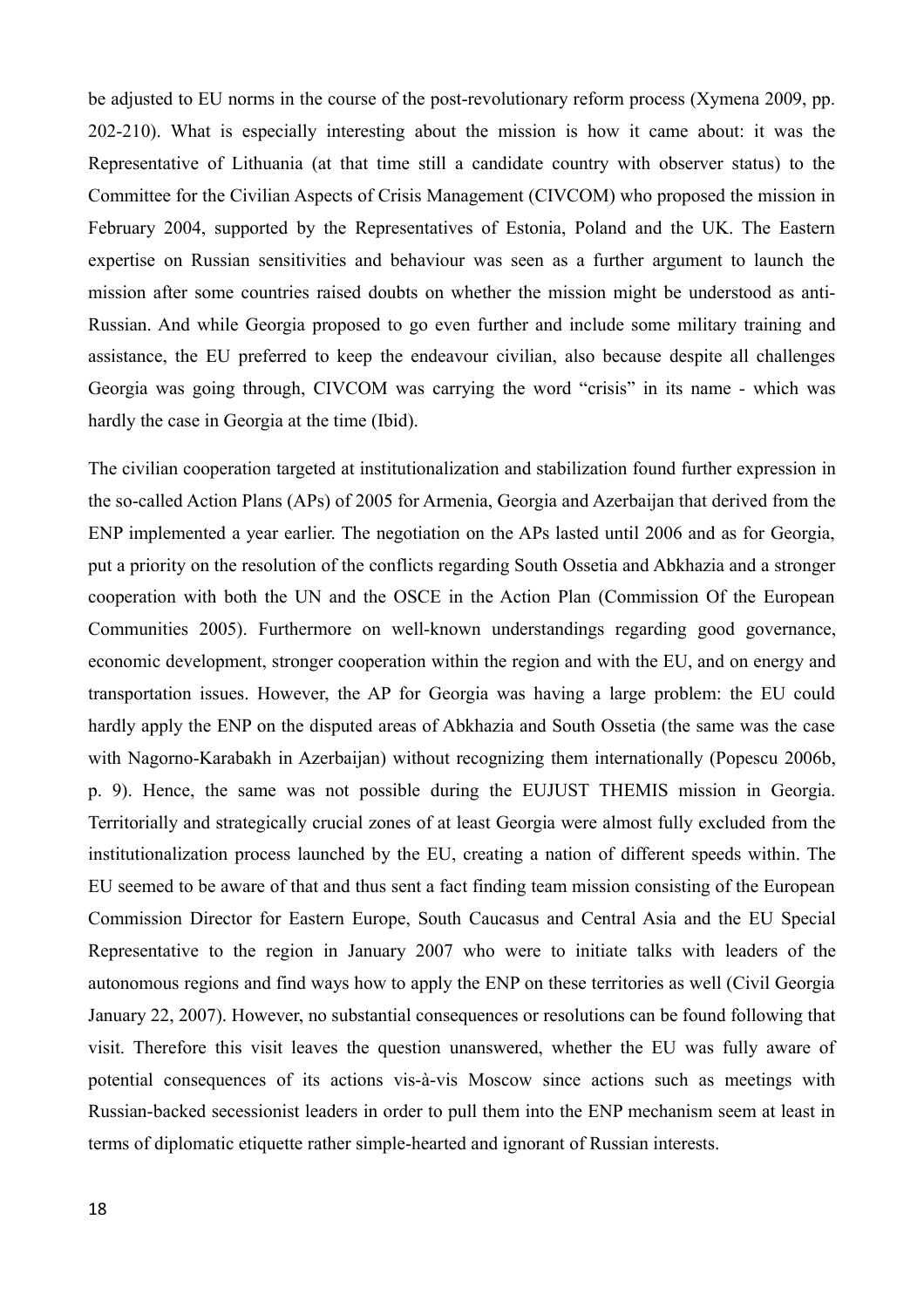be adjusted to EU norms in the course of the post-revolutionary reform process (Xymena 2009, pp. 202-210). What is especially interesting about the mission is how it came about: it was the Representative of Lithuania (at that time still a candidate country with observer status) to the Committee for the Civilian Aspects of Crisis Management (CIVCOM) who proposed the mission in February 2004, supported by the Representatives of Estonia, Poland and the UK. The Eastern expertise on Russian sensitivities and behaviour was seen as a further argument to launch the mission after some countries raised doubts on whether the mission might be understood as anti-Russian. And while Georgia proposed to go even further and include some military training and assistance, the EU preferred to keep the endeavour civilian, also because despite all challenges Georgia was going through, CIVCOM was carrying the word "crisis" in its name - which was hardly the case in Georgia at the time (Ibid).

The civilian cooperation targeted at institutionalization and stabilization found further expression in the so-called Action Plans (APs) of 2005 for Armenia, Georgia and Azerbaijan that derived from the ENP implemented a year earlier. The negotiation on the APs lasted until 2006 and as for Georgia, put a priority on the resolution of the conflicts regarding South Ossetia and Abkhazia and a stronger cooperation with both the UN and the OSCE in the Action Plan (Commission Of the European Communities 2005). Furthermore on well-known understandings regarding good governance, economic development, stronger cooperation within the region and with the EU, and on energy and transportation issues. However, the AP for Georgia was having a large problem: the EU could hardly apply the ENP on the disputed areas of Abkhazia and South Ossetia (the same was the case with Nagorno-Karabakh in Azerbaijan) without recognizing them internationally (Popescu 2006b, p. 9). Hence, the same was not possible during the EUJUST THEMIS mission in Georgia. Territorially and strategically crucial zones of at least Georgia were almost fully excluded from the institutionalization process launched by the EU, creating a nation of different speeds within. The EU seemed to be aware of that and thus sent a fact finding team mission consisting of the European Commission Director for Eastern Europe, South Caucasus and Central Asia and the EU Special Representative to the region in January 2007 who were to initiate talks with leaders of the autonomous regions and find ways how to apply the ENP on these territories as well (Civil Georgia January 22, 2007). However, no substantial consequences or resolutions can be found following that visit. Therefore this visit leaves the question unanswered, whether the EU was fully aware of potential consequences of its actions vis-à-vis Moscow since actions such as meetings with Russian-backed secessionist leaders in order to pull them into the ENP mechanism seem at least in terms of diplomatic etiquette rather simple-hearted and ignorant of Russian interests.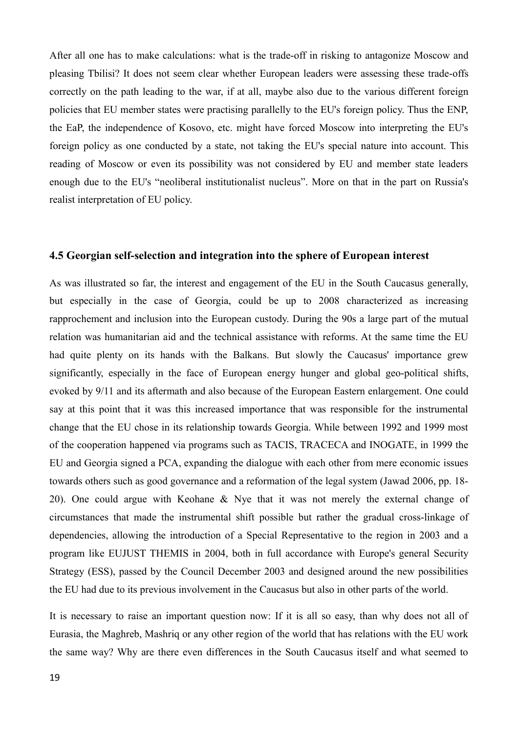After all one has to make calculations: what is the trade-off in risking to antagonize Moscow and pleasing Tbilisi? It does not seem clear whether European leaders were assessing these trade-offs correctly on the path leading to the war, if at all, maybe also due to the various different foreign policies that EU member states were practising parallelly to the EU's foreign policy. Thus the ENP, the EaP, the independence of Kosovo, etc. might have forced Moscow into interpreting the EU's foreign policy as one conducted by a state, not taking the EU's special nature into account. This reading of Moscow or even its possibility was not considered by EU and member state leaders enough due to the EU's "neoliberal institutionalist nucleus". More on that in the part on Russia's realist interpretation of EU policy.

### 4.5 Georgian self-selection and integration into the sphere of European interest

As was illustrated so far, the interest and engagement of the EU in the South Caucasus generally, but especially in the case of Georgia, could be up to 2008 characterized as increasing rapprochement and inclusion into the European custody. During the 90s a large part of the mutual relation was humanitarian aid and the technical assistance with reforms. At the same time the EU had quite plenty on its hands with the Balkans. But slowly the Caucasus' importance grew significantly, especially in the face of European energy hunger and global geo-political shifts, evoked by 9/11 and its aftermath and also because of the European Eastern enlargement. One could say at this point that it was this increased importance that was responsible for the instrumental change that the EU chose in its relationship towards Georgia. While between 1992 and 1999 most of the cooperation happened via programs such as TACIS, TRACECA and INOGATE, in 1999 the EU and Georgia signed a PCA, expanding the dialogue with each other from mere economic issues towards others such as good governance and a reformation of the legal system (Jawad 2006, pp. 18-20). One could argue with Keohane & Nye that it was not merely the external change of circumstances that made the instrumental shift possible but rather the gradual cross-linkage of dependencies, allowing the introduction of a Special Representative to the region in 2003 and a program like EUJUST THEMIS in 2004, both in full accordance with Europe's general Security Strategy (ESS), passed by the Council December 2003 and designed around the new possibilities the EU had due to its previous involvement in the Caucasus but also in other parts of the world.

It is necessary to raise an important question now: If it is all so easy, than why does not all of Eurasia, the Maghreb, Mashriq or any other region of the world that has relations with the EU work the same way? Why are there even differences in the South Caucasus itself and what seemed to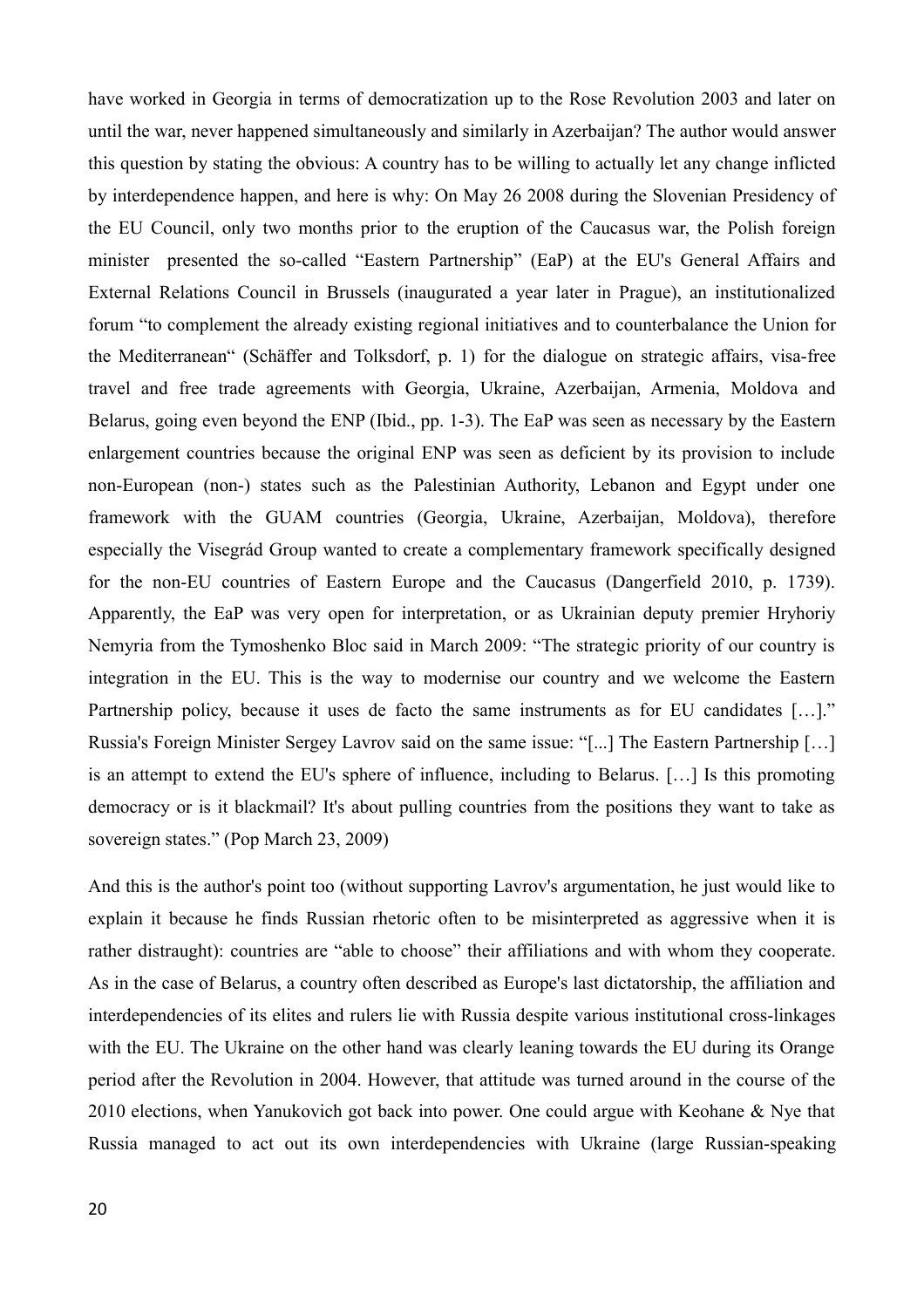have worked in Georgia in terms of democratization up to the Rose Revolution 2003 and later on until the war, never happened simultaneously and similarly in Azerbaijan? The author would answer this question by stating the obvious: A country has to be willing to actually let any change inflicted by interdependence happen, and here is why: On May 26 2008 during the Slovenian Presidency of the EU Council, only two months prior to the eruption of the Caucasus war, the Polish foreign minister presented the so-called "Eastern Partnership" (EaP) at the EU's General Affairs and External Relations Council in Brussels (inaugurated a year later in Prague), an institutionalized forum "to complement the already existing regional initiatives and to counterbalance the Union for the Mediterranean" (Schäffer and Tolksdorf, p. 1) for the dialogue on strategic affairs, visa-free travel and free trade agreements with Georgia, Ukraine, Azerbaijan, Armenia, Moldova and Belarus, going even beyond the ENP (Ibid., pp. 1-3). The EaP was seen as necessary by the Eastern enlargement countries because the original ENP was seen as deficient by its provision to include non-European (non-) states such as the Palestinian Authority, Lebanon and Egypt under one framework with the GUAM countries (Georgia, Ukraine, Azerbaijan, Moldova), therefore especially the Visegrád Group wanted to create a complementary framework specifically designed for the non-EU countries of Eastern Europe and the Caucasus (Dangerfield 2010, p. 1739). Apparently, the EaP was very open for interpretation, or as Ukrainian deputy premier Hryhoriy Nemyria from the Tymoshenko Bloc said in March 2009: "The strategic priority of our country is integration in the EU. This is the way to modernise our country and we welcome the Eastern Partnership policy, because it uses de facto the same instruments as for EU candidates […]." Russia's Foreign Minister Sergey Lavrov said on the same issue: "[...] The Eastern Partnership […] is an attempt to extend the EU's sphere of influence, including to Belarus. […] Is this promoting democracy or is it blackmail? It's about pulling countries from the positions they want to take as sovereign states." (Pop March 23, 2009)

And this is the author's point too (without supporting Lavrov's argumentation, he just would like to explain it because he finds Russian rhetoric often to be misinterpreted as aggressive when it is rather distraught): countries are "able to choose" their affiliations and with whom they cooperate. As in the case of Belarus, a country often described as Europe's last dictatorship, the affiliation and interdependencies of its elites and rulers lie with Russia despite various institutional cross-linkages with the EU. The Ukraine on the other hand was clearly leaning towards the EU during its Orange period after the Revolution in 2004. However, that attitude was turned around in the course of the 2010 elections, when Yanukovich got back into power. One could argue with Keohane & Nye that Russia managed to act out its own interdependencies with Ukraine (large Russian-speaking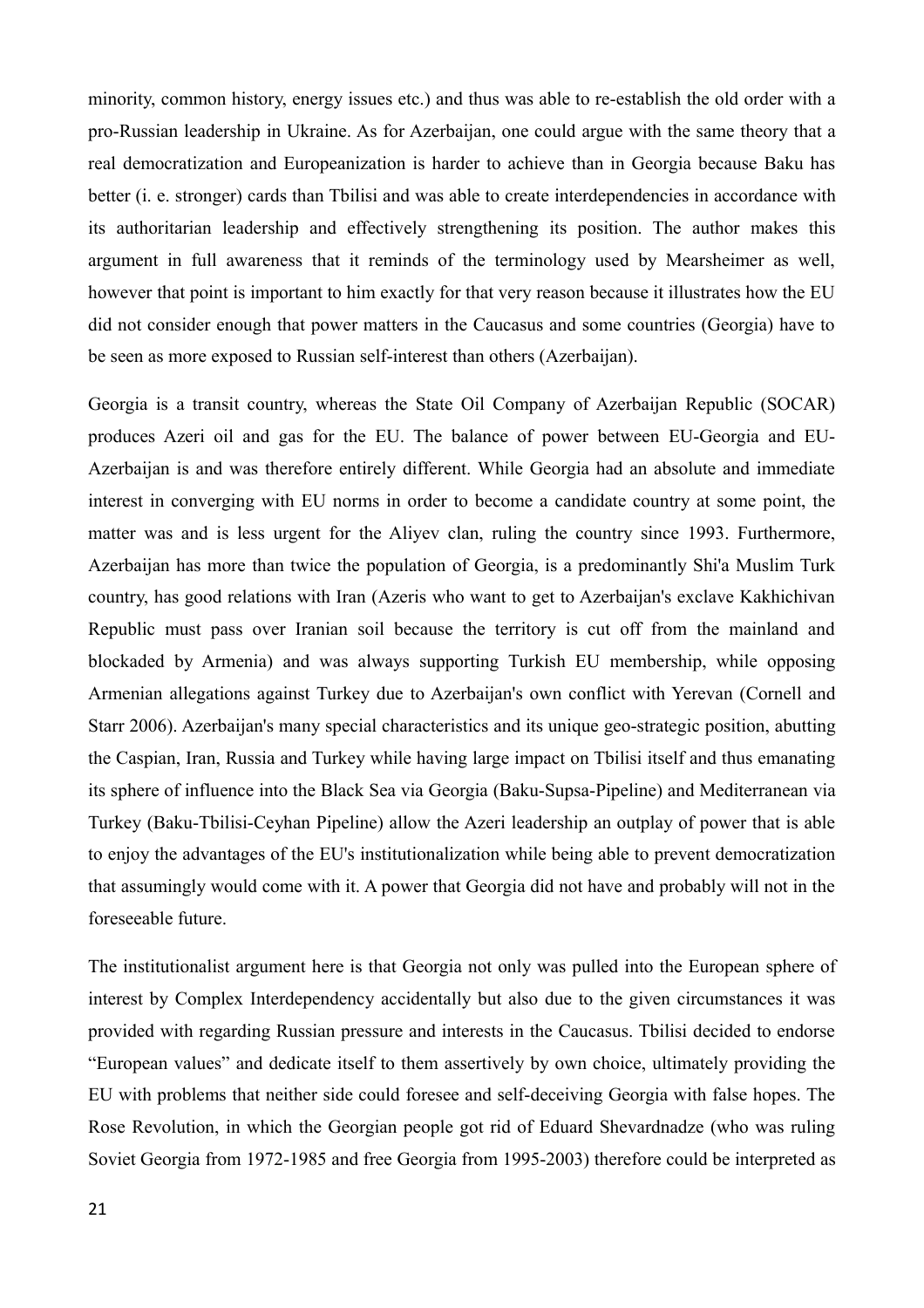minority, common history, energy issues etc.) and thus was able to re-establish the old order with a pro-Russian leadership in Ukraine. As for Azerbaijan, one could argue with the same theory that a real democratization and Europeanization is harder to achieve than in Georgia because Baku has better (i. e. stronger) cards than Tbilisi and was able to create interdependencies in accordance with its authoritarian leadership and effectively strengthening its position. The author makes this argument in full awareness that it reminds of the terminology used by Mearsheimer as well, however that point is important to him exactly for that very reason because it illustrates how the EU did not consider enough that power matters in the Caucasus and some countries (Georgia) have to be seen as more exposed to Russian self-interest than others (Azerbaijan).

Georgia is a transit country, whereas the State Oil Company of Azerbaijan Republic (SOCAR) produces Azeri oil and gas for the EU. The balance of power between EU-Georgia and EU-Azerbaijan is and was therefore entirely different. While Georgia had an absolute and immediate interest in converging with EU norms in order to become a candidate country at some point, the matter was and is less urgent for the Aliyev clan, ruling the country since 1993. Furthermore, Azerbaijan has more than twice the population of Georgia, is a predominantly Shi'a Muslim Turk country, has good relations with Iran (Azeris who want to get to Azerbaijan's exclave Kakhichivan Republic must pass over Iranian soil because the territory is cut off from the mainland and blockaded by Armenia) and was always supporting Turkish EU membership, while opposing Armenian allegations against Turkey due to Azerbaijan's own conflict with Yerevan (Cornell and Starr 2006). Azerbaijan's many special characteristics and its unique geo-strategic position, abutting the Caspian, Iran, Russia and Turkey while having large impact on Tbilisi itself and thus emanating its sphere of influence into the Black Sea via Georgia (Baku-Supsa-Pipeline) and Mediterranean via Turkey (Baku-Tbilisi-Ceyhan Pipeline) allow the Azeri leadership an outplay of power that is able to enjoy the advantages of the EU's institutionalization while being able to prevent democratization that assumingly would come with it. A power that Georgia did not have and probably will not in the foreseeable future.

The institutionalist argument here is that Georgia not only was pulled into the European sphere of interest by Complex Interdependency accidentally but also due to the given circumstances it was provided with regarding Russian pressure and interests in the Caucasus. Tbilisi decided to endorse "European values" and dedicate itself to them assertively by own choice, ultimately providing the EU with problems that neither side could foresee and self-deceiving Georgia with false hopes. The Rose Revolution, in which the Georgian people got rid of Eduard Shevardnadze (who was ruling Soviet Georgia from 1972-1985 and free Georgia from 1995-2003) therefore could be interpreted as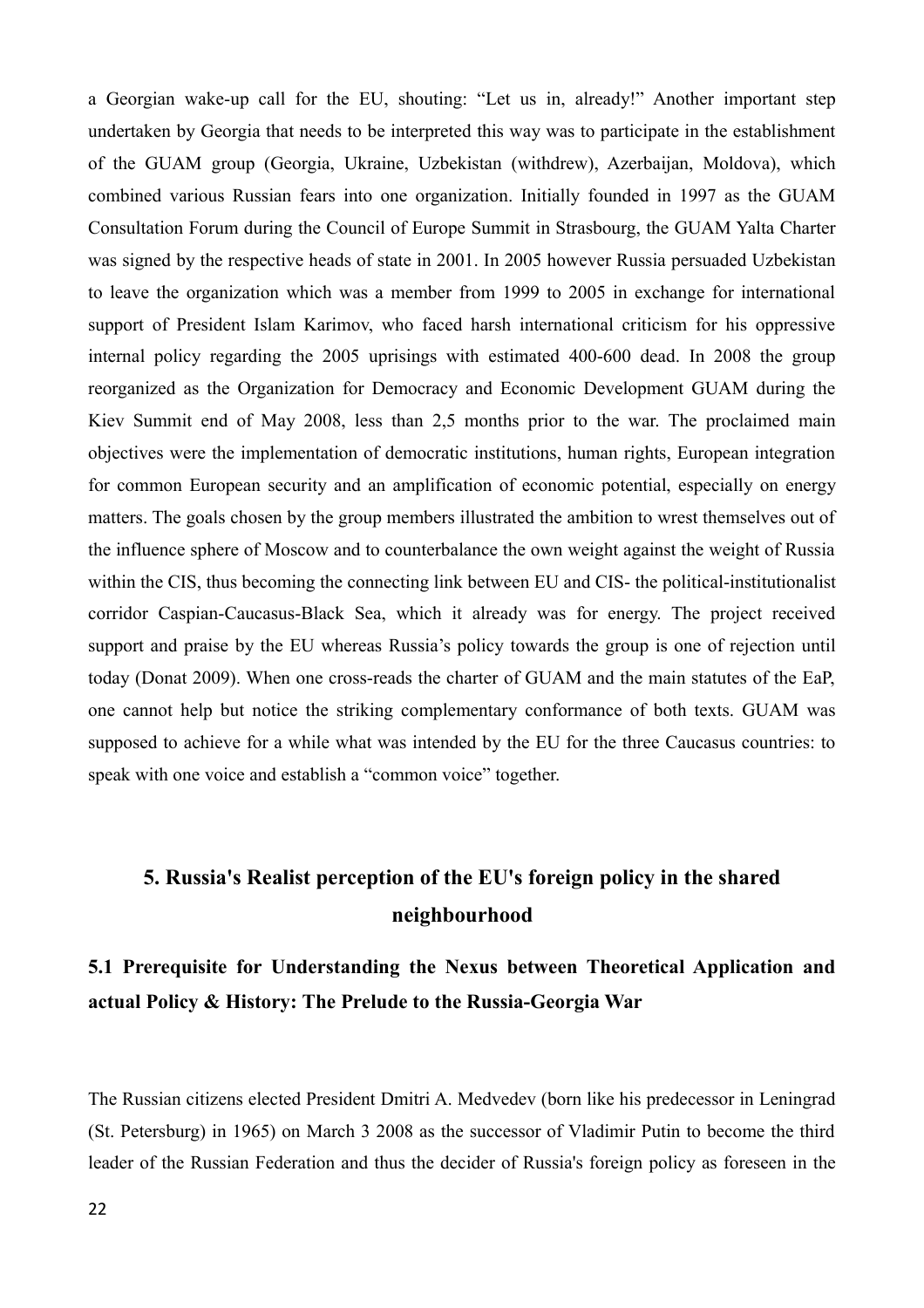a Georgian wake-up call for the EU, shouting: “Let us in, already!” Another important step undertaken by Georgia that needs to be interpreted this way was to participate in the establishment of the GUAM group (Georgia, Ukraine, Uzbekistan (withdrew), Azerbaijan, Moldova), which combined various Russian fears into one organization. Initially founded in 1997 as the GUAM Consultation Forum during the Council of Europe Summit in Strasbourg, the GUAM Yalta Charter was signed by the respective heads of state in 2001. In 2005 however Russia persuaded Uzbekistan to leave the organization which was a member from 1999 to 2005 in exchange for international support of President Islam Karimov, who faced harsh international criticism for his oppressive internal policy regarding the 2005 uprisings with estimated 400-600 dead. In 2008 the group reorganized as the Organization for Democracy and Economic Development GUAM during the Kiev Summit end of May 2008, less than 2,5 months prior to the war. The proclaimed main objectives were the implementation of democratic institutions, human rights, European integration for common European security and an amplification of economic potential, especially on energy matters. The goals chosen by the group members illustrated the ambition to wrest themselves out of the influence sphere of Moscow and to counterbalance the own weight against the weight of Russia within the CIS, thus becoming the connecting link between EU and CIS- the political-institutionalist corridor Caspian-Caucasus-Black Sea, which it already was for energy. The project received support and praise by the EU whereas Russia’s policy towards the group is one of rejection until today (Donat 2009). When one cross-reads the charter of GUAM and the main statutes of the EaP, one cannot help but notice the striking complementary conformance of both texts. GUAM was supposed to achieve for a while what was intended by the EU for the three Caucasus countries: to speak with one voice and establish a “common voice” together.

# 5. Russia's Realist perception of the EU's foreign policy in the shared neighbourhood

## 5.1 Prerequisite for Understanding the Nexus between Theoretical Application and actual Policy & History: The Prelude to the Russia-Georgia War

The Russian citizens elected President Dmitri A. Medvedev (born like his predecessor in Leningrad (St. Petersburg) in 1965) on March 3 2008 as the successor of Vladimir Putin to become the third leader of the Russian Federation and thus the decider of Russia's foreign policy as foreseen in the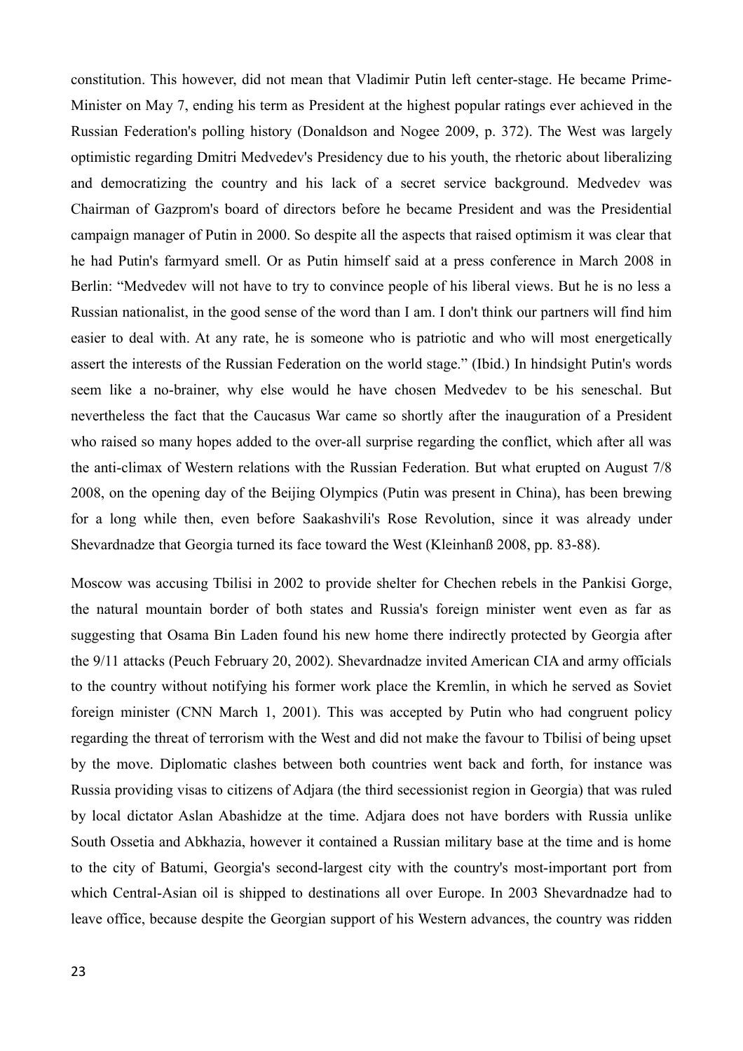constitution. This however, did not mean that Vladimir Putin left center-stage. He became Prime-Minister on May 7, ending his term as President at the highest popular ratings ever achieved in the Russian Federation's polling history (Donaldson and Nogee 2009, p. 372). The West was largely optimistic regarding Dmitri Medvedev's Presidency due to his youth, the rhetoric about liberalizing and democratizing the country and his lack of a secret service background. Medvedev was Chairman of Gazprom's board of directors before he became President and was the Presidential campaign manager of Putin in 2000. So despite all the aspects that raised optimism it was clear that he had Putin's farmyard smell. Or as Putin himself said at a press conference in March 2008 in Berlin: "Medvedev will not have to try to convince people of his liberal views. But he is no less a Russian nationalist, in the good sense of the word than I am. I don't think our partners will find him easier to deal with. At any rate, he is someone who is patriotic and who will most energetically assert the interests of the Russian Federation on the world stage." (Ibid.) In hindsight Putin's words seem like a no-brainer, why else would he have chosen Medvedev to be his seneschal. But nevertheless the fact that the Caucasus War came so shortly after the inauguration of a President who raised so many hopes added to the over-all surprise regarding the conflict, which after all was the anti-climax of Western relations with the Russian Federation. But what erupted on August 7/8 2008, on the opening day of the Beijing Olympics (Putin was present in China), has been brewing for a long while then, even before Saakashvili's Rose Revolution, since it was already under Shevardnadze that Georgia turned its face toward the West (Kleinhanß 2008, pp. 83-88).

Moscow was accusing Tbilisi in 2002 to provide shelter for Chechen rebels in the Pankisi Gorge, the natural mountain border of both states and Russia's foreign minister went even as far as suggesting that Osama Bin Laden found his new home there indirectly protected by Georgia after the 9/11 attacks (Peuch February 20, 2002). Shevardnadze invited American CIA and army officials to the country without notifying his former work place the Kremlin, in which he served as Soviet foreign minister (CNN March 1, 2001). This was accepted by Putin who had congruent policy regarding the threat of terrorism with the West and did not make the favour to Tbilisi of being upset by the move. Diplomatic clashes between both countries went back and forth, for instance was Russia providing visas to citizens of Adjara (the third secessionist region in Georgia) that was ruled by local dictator Aslan Abashidze at the time. Adjara does not have borders with Russia unlike South Ossetia and Abkhazia, however it contained a Russian military base at the time and is home to the city of Batumi, Georgia's second-largest city with the country's most-important port from which Central-Asian oil is shipped to destinations all over Europe. In 2003 Shevardnadze had to leave office, because despite the Georgian support of his Western advances, the country was ridden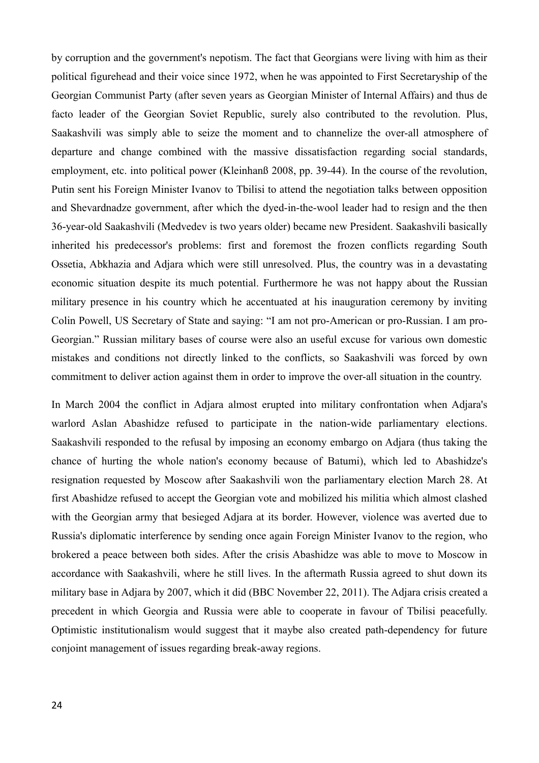by corruption and the government's nepotism. The fact that Georgians were living with him as their political figurehead and their voice since 1972, when he was appointed to First Secretaryship of the Georgian Communist Party (after seven years as Georgian Minister of Internal Affairs) and thus de facto leader of the Georgian Soviet Republic, surely also contributed to the revolution. Plus, Saakashvili was simply able to seize the moment and to channelize the over-all atmosphere of departure and change combined with the massive dissatisfaction regarding social standards, employment, etc. into political power (Kleinhanß 2008, pp. 39-44). In the course of the revolution, Putin sent his Foreign Minister Ivanov to Tbilisi to attend the negotiation talks between opposition and Shevardnadze government, after which the dyed-in-the-wool leader had to resign and the then 36-year-old Saakashvili (Medvedev is two years older) became new President. Saakashvili basically inherited his predecessor's problems: first and foremost the frozen conflicts regarding South Ossetia, Abkhazia and Adjara which were still unresolved. Plus, the country was in a devastating economic situation despite its much potential. Furthermore he was not happy about the Russian military presence in his country which he accentuated at his inauguration ceremony by inviting Colin Powell, US Secretary of State and saying: "I am not pro-American or pro-Russian. I am pro-Georgian." Russian military bases of course were also an useful excuse for various own domestic mistakes and conditions not directly linked to the conflicts, so Saakashvili was forced by own commitment to deliver action against them in order to improve the over-all situation in the country.

In March 2004 the conflict in Adjara almost erupted into military confrontation when Adjara's warlord Aslan Abashidze refused to participate in the nation-wide parliamentary elections. Saakashvili responded to the refusal by imposing an economy embargo on Adjara (thus taking the chance of hurting the whole nation's economy because of Batumi), which led to Abashidze's resignation requested by Moscow after Saakashvili won the parliamentary election March 28. At first Abashidze refused to accept the Georgian vote and mobilized his militia which almost clashed with the Georgian army that besieged Adjara at its border. However, violence was averted due to Russia's diplomatic interference by sending once again Foreign Minister Ivanov to the region, who brokered a peace between both sides. After the crisis Abashidze was able to move to Moscow in accordance with Saakashvili, where he still lives. In the aftermath Russia agreed to shut down its military base in Adjara by 2007, which it did (BBC November 22, 2011). The Adjara crisis created a precedent in which Georgia and Russia were able to cooperate in favour of Tbilisi peacefully. Optimistic institutionalism would suggest that it maybe also created path-dependency for future conjoint management of issues regarding break-away regions.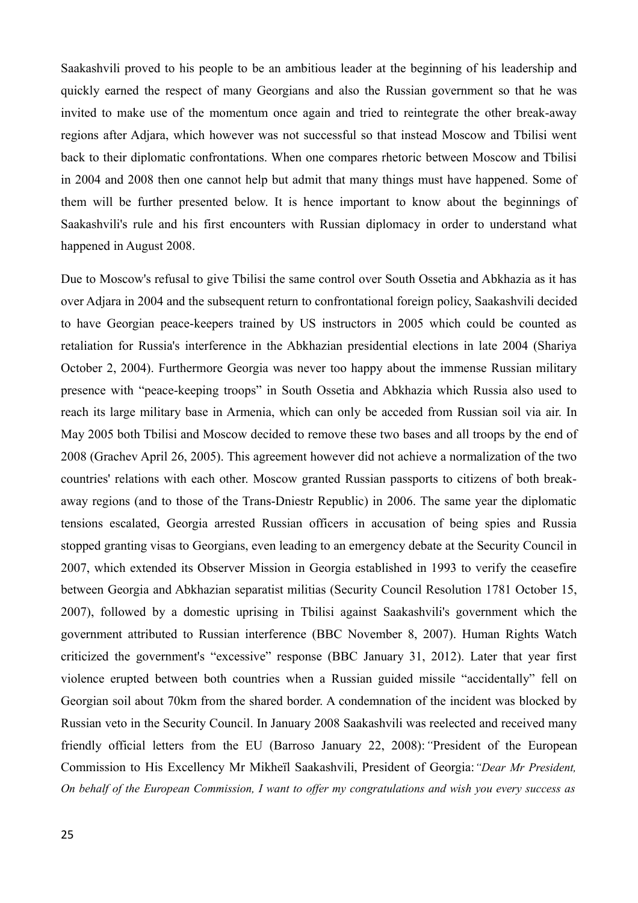Saakashvili proved to his people to be an ambitious leader at the beginning of his leadership and quickly earned the respect of many Georgians and also the Russian government so that he was invited to make use of the momentum once again and tried to reintegrate the other break-away regions after Adjara, which however was not successful so that instead Moscow and Tbilisi went back to their diplomatic confrontations. When one compares rhetoric between Moscow and Tbilisi in 2004 and 2008 then one cannot help but admit that many things must have happened. Some of them will be further presented below. It is hence important to know about the beginnings of Saakashvili's rule and his first encounters with Russian diplomacy in order to understand what happened in August 2008.

Due to Moscow's refusal to give Tbilisi the same control over South Ossetia and Abkhazia as it has over Adjara in 2004 and the subsequent return to confrontational foreign policy, Saakashvili decided to have Georgian peace-keepers trained by US instructors in 2005 which could be counted as retaliation for Russia's interference in the Abkhazian presidential elections in late 2004 (Shariya October 2, 2004). Furthermore Georgia was never too happy about the immense Russian military presence with "peace-keeping troops" in South Ossetia and Abkhazia which Russia also used to reach its large military base in Armenia, which can only be acceded from Russian soil via air. In May 2005 both Tbilisi and Moscow decided to remove these two bases and all troops by the end of 2008 (Grachev April 26, 2005). This agreement however did not achieve a normalization of the two countries' relations with each other. Moscow granted Russian passports to citizens of both break-away regions (and to those of the Trans-Dniestr Republic) in 2006. The same year the diplomatic tensions escalated, Georgia arrested Russian officers in accusation of being spies and Russia stopped granting visas to Georgians, even leading to an emergency debate at the Security Council in 2007, which extended its Observer Mission in Georgia established in 1993 to verify the ceasefire between Georgia and Abkhazian separatist militias (Security Council Resolution 1781 October 15, 2007), followed by a domestic uprising in Tbilisi against Saakashvili's government which the government attributed to Russian interference (BBC November 8, 2007). Human Rights Watch criticized the government's "excessive" response (BBC January 31, 2012). Later that year first violence erupted between both countries when a Russian guided missile "accidentally" fell on Georgian soil about 70km from the shared border. A condemnation of the incident was blocked by Russian veto in the Security Council. In January 2008 Saakashvili was reelected and received many friendly official letters from the EU (Barroso January 22, 2008): "President of the European Commission to His Excellency Mr Mikheïl Saakashvili, President of Georgia: *"Dear Mr President, On behalf of the European Commission, I want to offer my congratulations and wish you every success as*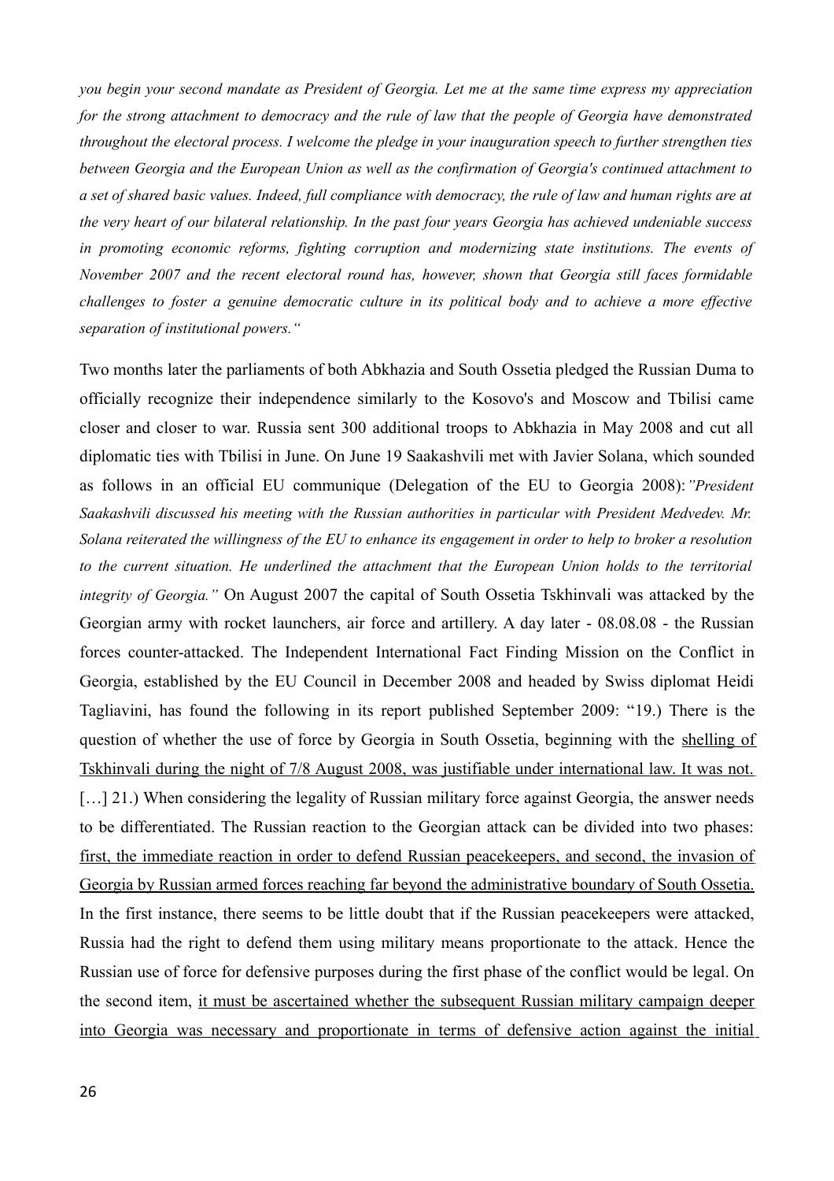*you begin your second mandate as President of Georgia. Let me at the same time express my appreciation for the strong attachment to democracy and the rule of law that the people of Georgia have demonstrated throughout the electoral process. I welcome the pledge in your inauguration speech to further strengthen ties between Georgia and the European Union as well as the confirmation of Georgia's continued attachment to a set of shared basic values. Indeed, full compliance with democracy, the rule of law and human rights are at the very heart of our bilateral relationship. In the past four years Georgia has achieved undeniable success in promoting economic reforms, fighting corruption and modernizing state institutions. The events of November 2007 and the recent electoral round has, however, shown that Georgia still faces formidable challenges to foster a genuine democratic culture in its political body and to achieve a more effective separation of institutional powers."*

Two months later the parliaments of both Abkhazia and South Ossetia pledged the Russian Duma to officially recognize their independence similarly to the Kosovo's and Moscow and Tbilisi came closer and closer to war. Russia sent 300 additional troops to Abkhazia in May 2008 and cut all diplomatic ties with Tbilisi in June. On June 19 Saakashvili met with Javier Solana, which sounded as follows in an official EU communique (Delegation of the EU to Georgia 2008): *"President Saakashvili discussed his meeting with the Russian authorities in particular with President Medvedev. Mr. Solana reiterated the willingness of the EU to enhance its engagement in order to help to broker a resolution to the current situation. He underlined the attachment that the European Union holds to the territorial integrity of Georgia."* On August 2007 the capital of South Ossetia Tskhinvali was attacked by the Georgian army with rocket launchers, air force and artillery. A day later - 08.08.08 - the Russian forces counter-attacked. The Independent International Fact Finding Mission on the Conflict in Georgia, established by the EU Council in December 2008 and headed by Swiss diplomat Heidi Tagliavini, has found the following in its report published September 2009: "19.) There is the question of whether the use of force by Georgia in South Ossetia, beginning with the <u>shelling of Tskhinvali during the night of 7/8 August 2008, was justifiable under international law. It was not.</u> […] 21.) When considering the legality of Russian military force against Georgia, the answer needs to be differentiated. The Russian reaction to the Georgian attack can be divided into two phases: <u>first, the immediate reaction in order to defend Russian peacekeepers, and second, the invasion of Georgia by Russian armed forces reaching far beyond the administrative boundary of South Ossetia.</u> In the first instance, there seems to be little doubt that if the Russian peacekeepers were attacked, Russia had the right to defend them using military means proportionate to the attack. Hence the Russian use of force for defensive purposes during the first phase of the conflict would be legal. On the second item, <u>it must be ascertained whether the subsequent Russian military campaign deeper into Georgia was necessary and proportionate in terms of defensive action against the initial</u>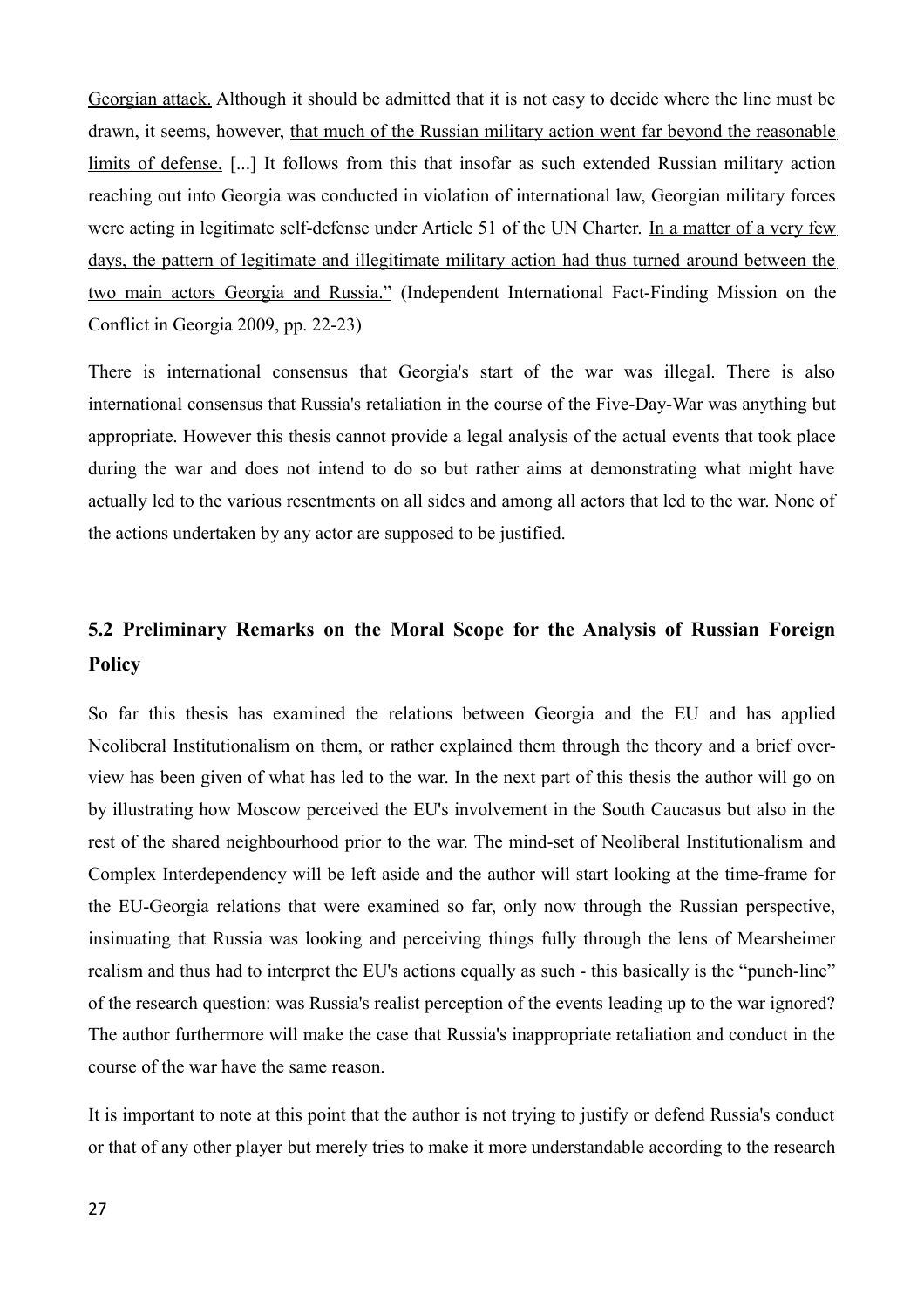Georgian attack. Although it should be admitted that it is not easy to decide where the line must be drawn, it seems, however, that much of the Russian military action went far beyond the reasonable limits of defense. [...] It follows from this that insofar as such extended Russian military action reaching out into Georgia was conducted in violation of international law, Georgian military forces were acting in legitimate self-defense under Article 51 of the UN Charter. In a matter of a very few days, the pattern of legitimate and illegitimate military action had thus turned around between the two main actors Georgia and Russia." (Independent International Fact-Finding Mission on the Conflict in Georgia 2009, pp. 22-23)

There is international consensus that Georgia's start of the war was illegal. There is also international consensus that Russia's retaliation in the course of the Five-Day-War was anything but appropriate. However this thesis cannot provide a legal analysis of the actual events that took place during the war and does not intend to do so but rather aims at demonstrating what might have actually led to the various resentments on all sides and among all actors that led to the war. None of the actions undertaken by any actor are supposed to be justified.

## 5.2 Preliminary Remarks on the Moral Scope for the Analysis of Russian Foreign Policy

So far this thesis has examined the relations between Georgia and the EU and has applied Neoliberal Institutionalism on them, or rather explained them through the theory and a brief overview has been given of what has led to the war. In the next part of this thesis the author will go on by illustrating how Moscow perceived the EU's involvement in the South Caucasus but also in the rest of the shared neighbourhood prior to the war. The mind-set of Neoliberal Institutionalism and Complex Interdependency will be left aside and the author will start looking at the time-frame for the EU-Georgia relations that were examined so far, only now through the Russian perspective, insinuating that Russia was looking and perceiving things fully through the lens of Mearsheimer realism and thus had to interpret the EU's actions equally as such - this basically is the "punch-line" of the research question: was Russia's realist perception of the events leading up to the war ignored? The author furthermore will make the case that Russia's inappropriate retaliation and conduct in the course of the war have the same reason.

It is important to note at this point that the author is not trying to justify or defend Russia's conduct or that of any other player but merely tries to make it more understandable according to the research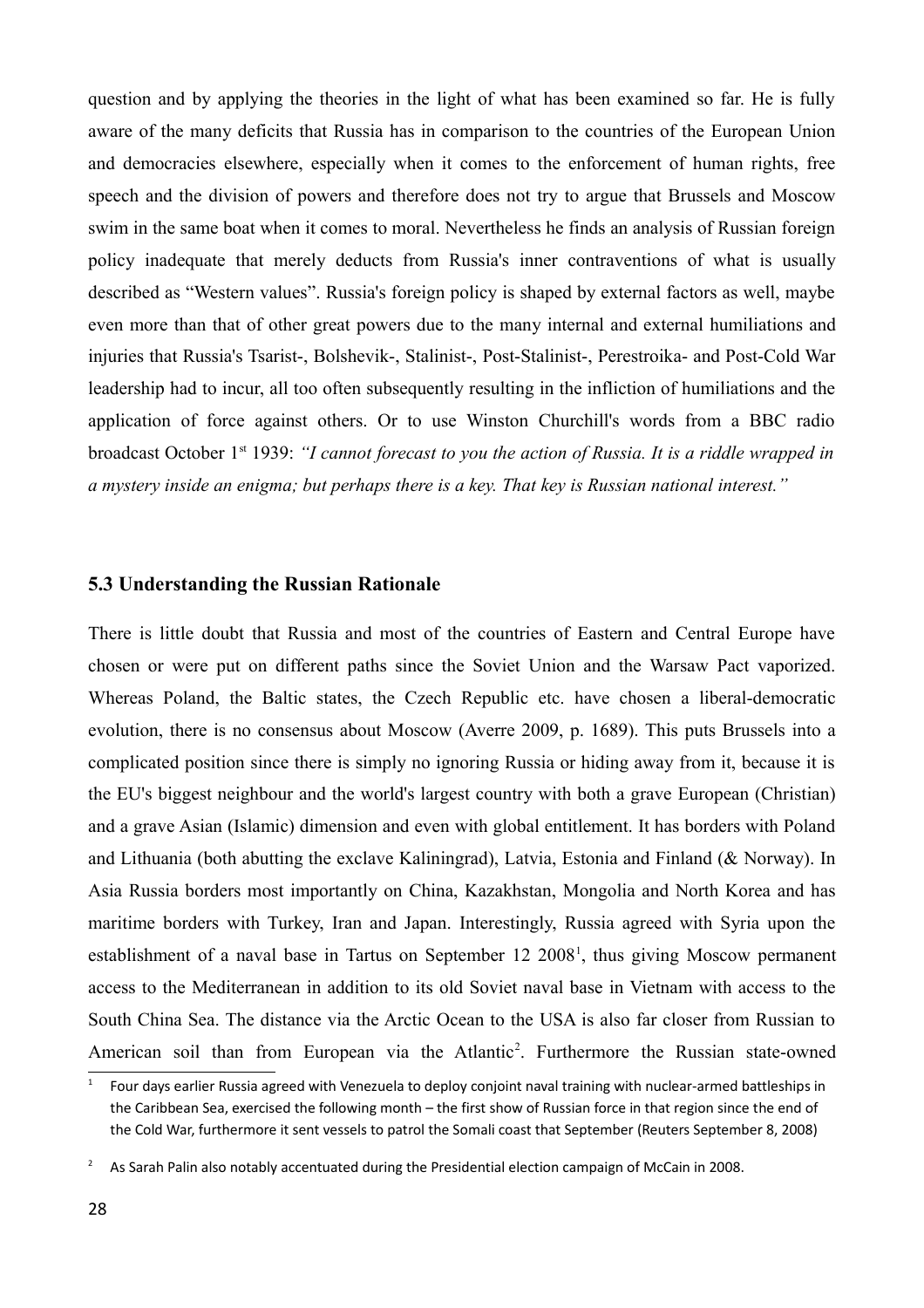question and by applying the theories in the light of what has been examined so far. He is fully aware of the many deficits that Russia has in comparison to the countries of the European Union and democracies elsewhere, especially when it comes to the enforcement of human rights, free speech and the division of powers and therefore does not try to argue that Brussels and Moscow swim in the same boat when it comes to moral. Nevertheless he finds an analysis of Russian foreign policy inadequate that merely deducts from Russia's inner contraventions of what is usually described as "Western values". Russia's foreign policy is shaped by external factors as well, maybe even more than that of other great powers due to the many internal and external humiliations and injuries that Russia's Tsarist-, Bolshevik-, Stalinist-, Post-Stalinist-, Perestroika- and Post-Cold War leadership had to incur, all too often subsequently resulting in the infliction of humiliations and the application of force against others. Or to use Winston Churchill's words from a BBC radio broadcast October 1st 1939: *"I cannot forecast to you the action of Russia. It is a riddle wrapped in a mystery inside an enigma; but perhaps there is a key. That key is Russian national interest."*

### 5.3 Understanding the Russian Rationale

There is little doubt that Russia and most of the countries of Eastern and Central Europe have chosen or were put on different paths since the Soviet Union and the Warsaw Pact vaporized. Whereas Poland, the Baltic states, the Czech Republic etc. have chosen a liberal-democratic evolution, there is no consensus about Moscow (Averre 2009, p. 1689). This puts Brussels into a complicated position since there is simply no ignoring Russia or hiding away from it, because it is the EU's biggest neighbour and the world's largest country with both a grave European (Christian) and a grave Asian (Islamic) dimension and even with global entitlement. It has borders with Poland and Lithuania (both abutting the exclave Kaliningrad), Latvia, Estonia and Finland (& Norway). In Asia Russia borders most importantly on China, Kazakhstan, Mongolia and North Korea and has maritime borders with Turkey, Iran and Japan. Interestingly, Russia agreed with Syria upon the establishment of a naval base in Tartus on September 12 2008[1], thus giving Moscow permanent access to the Mediterranean in addition to its old Soviet naval base in Vietnam with access to the South China Sea. The distance via the Arctic Ocean to the USA is also far closer from Russian to American soil than from European via the Atlantic[2]. Furthermore the Russian state-owned

---

[1] Four days earlier Russia agreed with Venezuela to deploy conjoint naval training with nuclear-armed battleships in the Caribbean Sea, exercised the following month – the first show of Russian force in that region since the end of the Cold War, furthermore it sent vessels to patrol the Somali coast that September (Reuters September 8, 2008)

[2] As Sarah Palin also notably accentuated during the Presidential election campaign of McCain in 2008.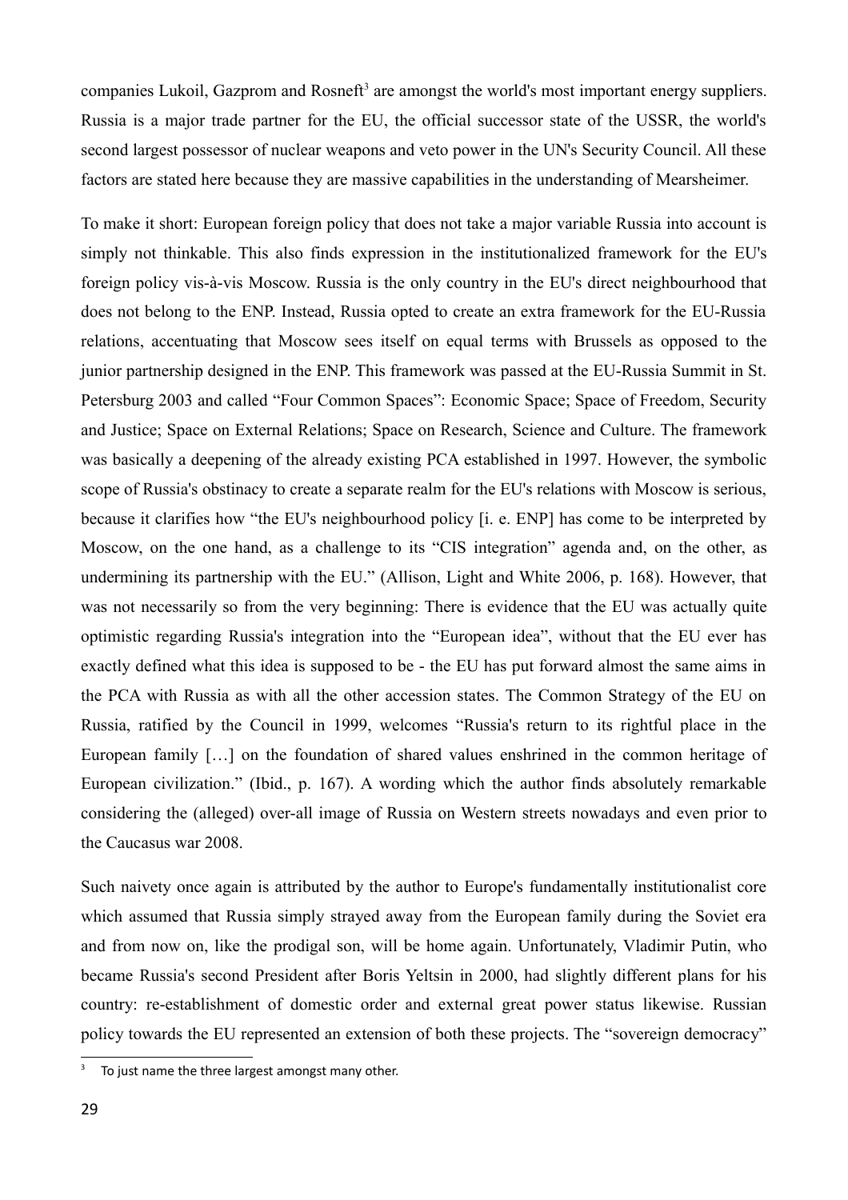companies Lukoil, Gazprom and Rosneft[3] are amongst the world's most important energy suppliers. Russia is a major trade partner for the EU, the official successor state of the USSR, the world's second largest possessor of nuclear weapons and veto power in the UN's Security Council. All these factors are stated here because they are massive capabilities in the understanding of Mearsheimer.

To make it short: European foreign policy that does not take a major variable Russia into account is simply not thinkable. This also finds expression in the institutionalized framework for the EU's foreign policy vis-à-vis Moscow. Russia is the only country in the EU's direct neighbourhood that does not belong to the ENP. Instead, Russia opted to create an extra framework for the EU-Russia relations, accentuating that Moscow sees itself on equal terms with Brussels as opposed to the junior partnership designed in the ENP. This framework was passed at the EU-Russia Summit in St. Petersburg 2003 and called "Four Common Spaces": Economic Space; Space of Freedom, Security and Justice; Space on External Relations; Space on Research, Science and Culture. The framework was basically a deepening of the already existing PCA established in 1997. However, the symbolic scope of Russia's obstinacy to create a separate realm for the EU's relations with Moscow is serious, because it clarifies how "the EU's neighbourhood policy [i. e. ENP] has come to be interpreted by Moscow, on the one hand, as a challenge to its "CIS integration" agenda and, on the other, as undermining its partnership with the EU." (Allison, Light and White 2006, p. 168). However, that was not necessarily so from the very beginning: There is evidence that the EU was actually quite optimistic regarding Russia's integration into the "European idea", without that the EU ever has exactly defined what this idea is supposed to be - the EU has put forward almost the same aims in the PCA with Russia as with all the other accession states. The Common Strategy of the EU on Russia, ratified by the Council in 1999, welcomes "Russia's return to its rightful place in the European family […] on the foundation of shared values enshrined in the common heritage of European civilization." (Ibid., p. 167). A wording which the author finds absolutely remarkable considering the (alleged) over-all image of Russia on Western streets nowadays and even prior to the Caucasus war 2008.

Such naivety once again is attributed by the author to Europe's fundamentally institutionalist core which assumed that Russia simply strayed away from the European family during the Soviet era and from now on, like the prodigal son, will be home again. Unfortunately, Vladimir Putin, who became Russia's second President after Boris Yeltsin in 2000, had slightly different plans for his country: re-establishment of domestic order and external great power status likewise. Russian policy towards the EU represented an extension of both these projects. The "sovereign democracy"

[3] To just name the three largest amongst many other.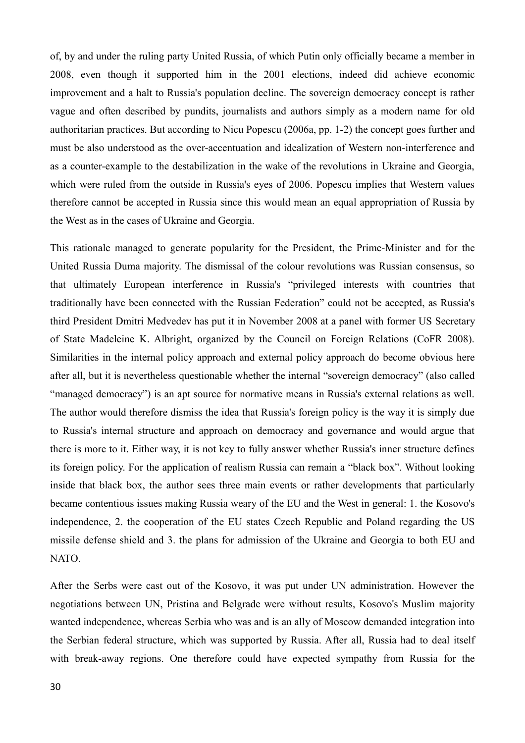of, by and under the ruling party United Russia, of which Putin only officially became a member in 2008, even though it supported him in the 2001 elections, indeed did achieve economic improvement and a halt to Russia's population decline. The sovereign democracy concept is rather vague and often described by pundits, journalists and authors simply as a modern name for old authoritarian practices. But according to Nicu Popescu (2006a, pp. 1-2) the concept goes further and must be also understood as the over-accentuation and idealization of Western non-interference and as a counter-example to the destabilization in the wake of the revolutions in Ukraine and Georgia, which were ruled from the outside in Russia's eyes of 2006. Popescu implies that Western values therefore cannot be accepted in Russia since this would mean an equal appropriation of Russia by the West as in the cases of Ukraine and Georgia.

This rationale managed to generate popularity for the President, the Prime-Minister and for the United Russia Duma majority. The dismissal of the colour revolutions was Russian consensus, so that ultimately European interference in Russia's "privileged interests with countries that traditionally have been connected with the Russian Federation" could not be accepted, as Russia's third President Dmitri Medvedev has put it in November 2008 at a panel with former US Secretary of State Madeleine K. Albright, organized by the Council on Foreign Relations (CoFR 2008). Similarities in the internal policy approach and external policy approach do become obvious here after all, but it is nevertheless questionable whether the internal "sovereign democracy" (also called "managed democracy") is an apt source for normative means in Russia's external relations as well. The author would therefore dismiss the idea that Russia's foreign policy is the way it is simply due to Russia's internal structure and approach on democracy and governance and would argue that there is more to it. Either way, it is not key to fully answer whether Russia's inner structure defines its foreign policy. For the application of realism Russia can remain a "black box". Without looking inside that black box, the author sees three main events or rather developments that particularly became contentious issues making Russia weary of the EU and the West in general: 1. the Kosovo's independence, 2. the cooperation of the EU states Czech Republic and Poland regarding the US missile defense shield and 3. the plans for admission of the Ukraine and Georgia to both EU and NATO.

After the Serbs were cast out of the Kosovo, it was put under UN administration. However the negotiations between UN, Pristina and Belgrade were without results, Kosovo's Muslim majority wanted independence, whereas Serbia who was and is an ally of Moscow demanded integration into the Serbian federal structure, which was supported by Russia. After all, Russia had to deal itself with break-away regions. One therefore could have expected sympathy from Russia for the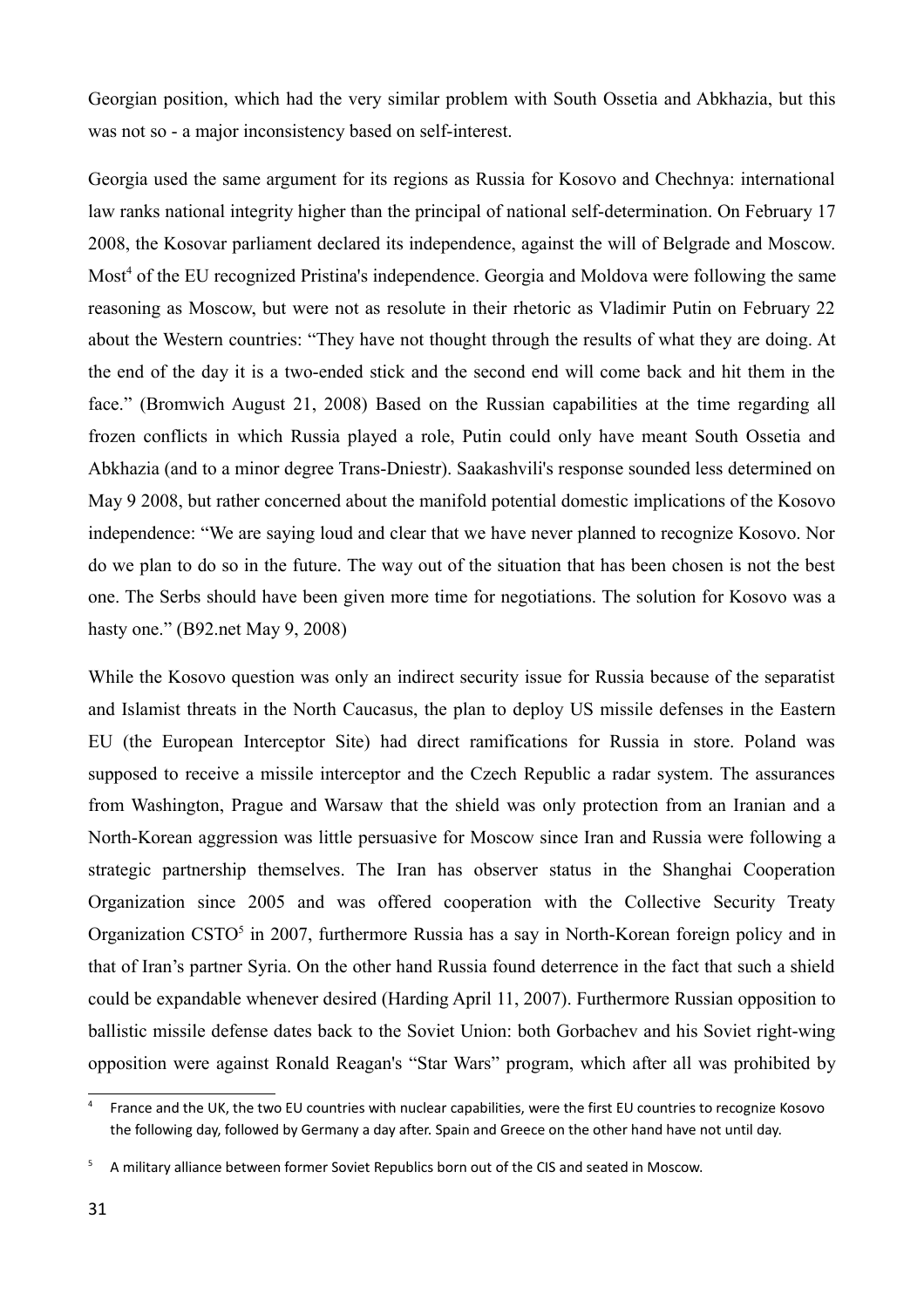Georgian position, which had the very similar problem with South Ossetia and Abkhazia, but this was not so - a major inconsistency based on self-interest.

Georgia used the same argument for its regions as Russia for Kosovo and Chechnya: international law ranks national integrity higher than the principal of national self-determination. On February 17 2008, the Kosovar parliament declared its independence, against the will of Belgrade and Moscow. Most[4] of the EU recognized Pristina's independence. Georgia and Moldova were following the same reasoning as Moscow, but were not as resolute in their rhetoric as Vladimir Putin on February 22 about the Western countries: "They have not thought through the results of what they are doing. At the end of the day it is a two-ended stick and the second end will come back and hit them in the face." (Bromwich August 21, 2008) Based on the Russian capabilities at the time regarding all frozen conflicts in which Russia played a role, Putin could only have meant South Ossetia and Abkhazia (and to a minor degree Trans-Dniestr). Saakashvili's response sounded less determined on May 9 2008, but rather concerned about the manifold potential domestic implications of the Kosovo independence: "We are saying loud and clear that we have never planned to recognize Kosovo. Nor do we plan to do so in the future. The way out of the situation that has been chosen is not the best one. The Serbs should have been given more time for negotiations. The solution for Kosovo was a hasty one." (B92.net May 9, 2008)

While the Kosovo question was only an indirect security issue for Russia because of the separatist and Islamist threats in the North Caucasus, the plan to deploy US missile defenses in the Eastern EU (the European Interceptor Site) had direct ramifications for Russia in store. Poland was supposed to receive a missile interceptor and the Czech Republic a radar system. The assurances from Washington, Prague and Warsaw that the shield was only protection from an Iranian and a North-Korean aggression was little persuasive for Moscow since Iran and Russia were following a strategic partnership themselves. The Iran has observer status in the Shanghai Cooperation Organization since 2005 and was offered cooperation with the Collective Security Treaty Organization CSTO[5] in 2007, furthermore Russia has a say in North-Korean foreign policy and in that of Iran's partner Syria. On the other hand Russia found deterrence in the fact that such a shield could be expandable whenever desired (Harding April 11, 2007). Furthermore Russian opposition to ballistic missile defense dates back to the Soviet Union: both Gorbachev and his Soviet right-wing opposition were against Ronald Reagan's "Star Wars" program, which after all was prohibited by

---

[4] France and the UK, the two EU countries with nuclear capabilities, were the first EU countries to recognize Kosovo the following day, followed by Germany a day after. Spain and Greece on the other hand have not until day.

[5] A military alliance between former Soviet Republics born out of the CIS and seated in Moscow.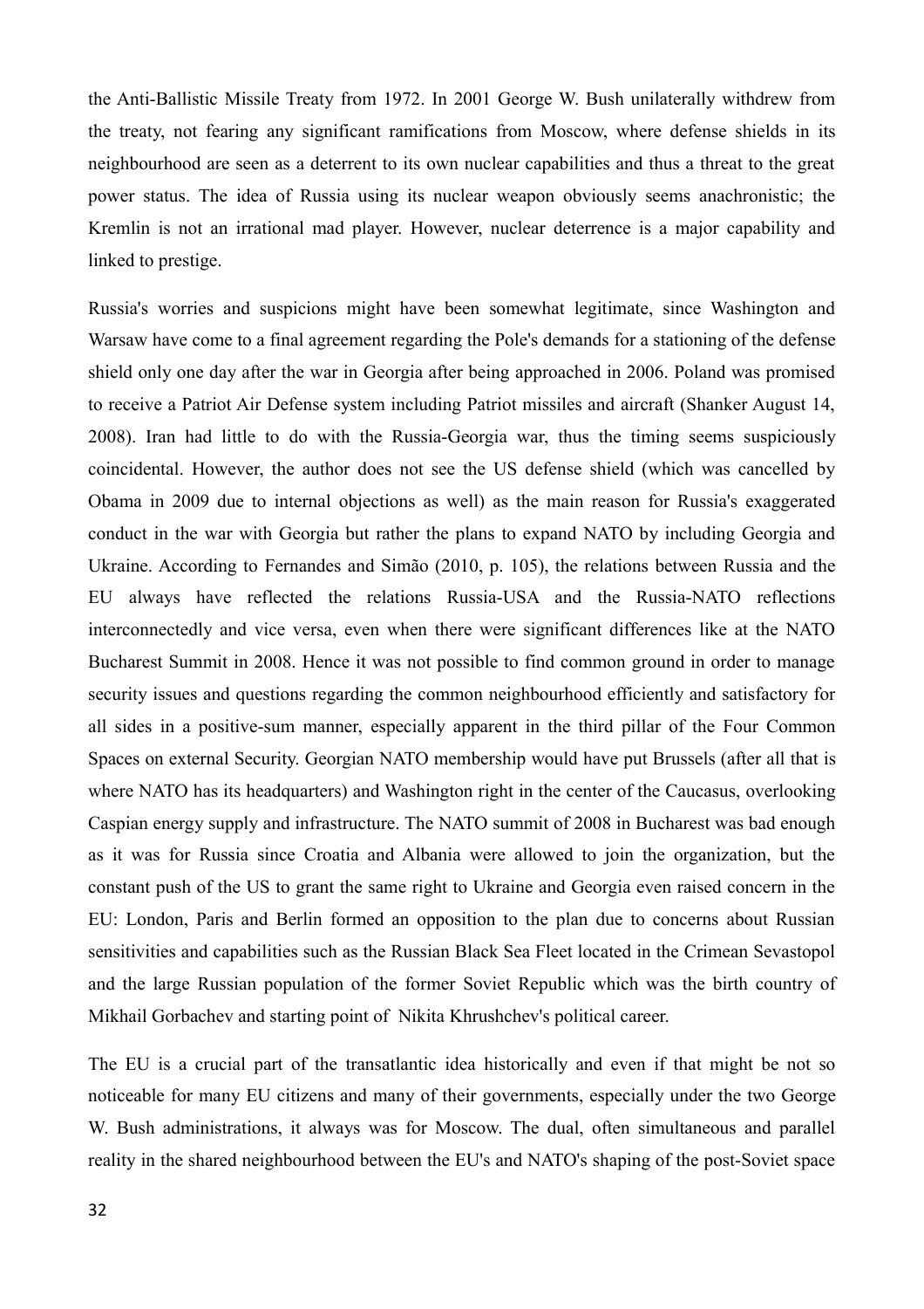the Anti-Ballistic Missile Treaty from 1972. In 2001 George W. Bush unilaterally withdrew from the treaty, not fearing any significant ramifications from Moscow, where defense shields in its neighbourhood are seen as a deterrent to its own nuclear capabilities and thus a threat to the great power status. The idea of Russia using its nuclear weapon obviously seems anachronistic; the Kremlin is not an irrational mad player. However, nuclear deterrence is a major capability and linked to prestige.

Russia's worries and suspicions might have been somewhat legitimate, since Washington and Warsaw have come to a final agreement regarding the Pole's demands for a stationing of the defense shield only one day after the war in Georgia after being approached in 2006. Poland was promised to receive a Patriot Air Defense system including Patriot missiles and aircraft (Shanker August 14, 2008). Iran had little to do with the Russia-Georgia war, thus the timing seems suspiciously coincidental. However, the author does not see the US defense shield (which was cancelled by Obama in 2009 due to internal objections as well) as the main reason for Russia's exaggerated conduct in the war with Georgia but rather the plans to expand NATO by including Georgia and Ukraine. According to Fernandes and Simão (2010, p. 105), the relations between Russia and the EU always have reflected the relations Russia-USA and the Russia-NATO reflections interconnectedly and vice versa, even when there were significant differences like at the NATO Bucharest Summit in 2008. Hence it was not possible to find common ground in order to manage security issues and questions regarding the common neighbourhood efficiently and satisfactory for all sides in a positive-sum manner, especially apparent in the third pillar of the Four Common Spaces on external Security. Georgian NATO membership would have put Brussels (after all that is where NATO has its headquarters) and Washington right in the center of the Caucasus, overlooking Caspian energy supply and infrastructure. The NATO summit of 2008 in Bucharest was bad enough as it was for Russia since Croatia and Albania were allowed to join the organization, but the constant push of the US to grant the same right to Ukraine and Georgia even raised concern in the EU: London, Paris and Berlin formed an opposition to the plan due to concerns about Russian sensitivities and capabilities such as the Russian Black Sea Fleet located in the Crimean Sevastopol and the large Russian population of the former Soviet Republic which was the birth country of Mikhail Gorbachev and starting point of Nikita Khrushchev's political career.

The EU is a crucial part of the transatlantic idea historically and even if that might be not so noticeable for many EU citizens and many of their governments, especially under the two George W. Bush administrations, it always was for Moscow. The dual, often simultaneous and parallel reality in the shared neighbourhood between the EU's and NATO's shaping of the post-Soviet space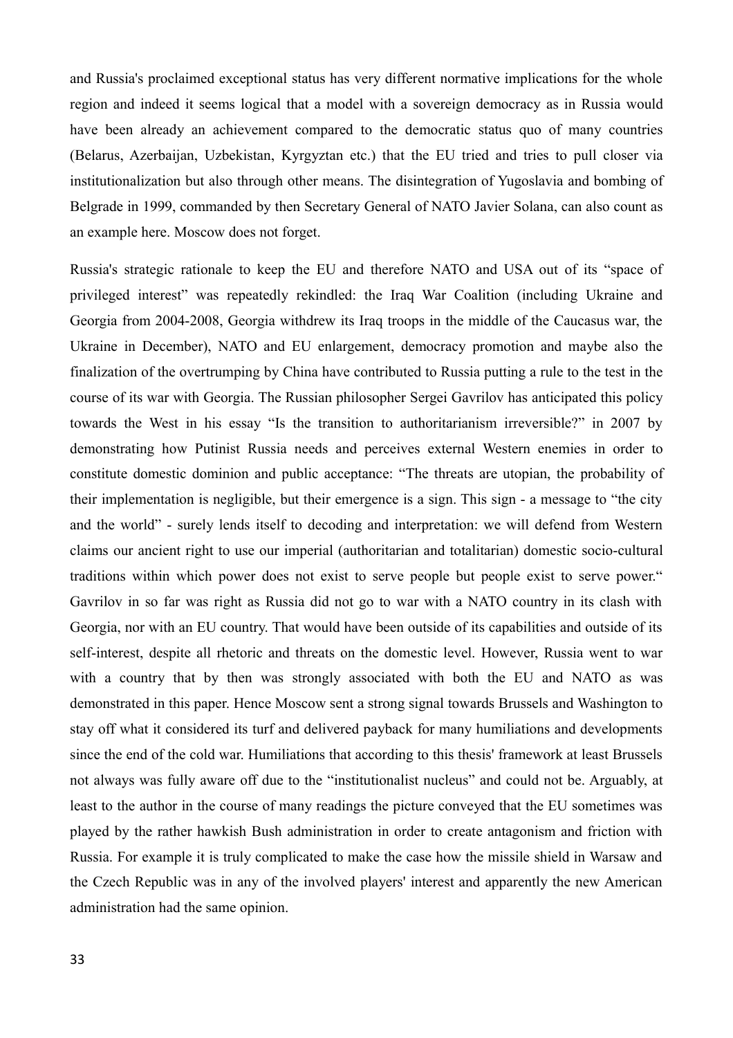and Russia's proclaimed exceptional status has very different normative implications for the whole region and indeed it seems logical that a model with a sovereign democracy as in Russia would have been already an achievement compared to the democratic status quo of many countries (Belarus, Azerbaijan, Uzbekistan, Kyrgyztan etc.) that the EU tried and tries to pull closer via institutionalization but also through other means. The disintegration of Yugoslavia and bombing of Belgrade in 1999, commanded by then Secretary General of NATO Javier Solana, can also count as an example here. Moscow does not forget.

Russia's strategic rationale to keep the EU and therefore NATO and USA out of its "space of privileged interest" was repeatedly rekindled: the Iraq War Coalition (including Ukraine and Georgia from 2004-2008, Georgia withdrew its Iraq troops in the middle of the Caucasus war, the Ukraine in December), NATO and EU enlargement, democracy promotion and maybe also the finalization of the overtrumping by China have contributed to Russia putting a rule to the test in the course of its war with Georgia. The Russian philosopher Sergei Gavrilov has anticipated this policy towards the West in his essay "Is the transition to authoritarianism irreversible?" in 2007 by demonstrating how Putinist Russia needs and perceives external Western enemies in order to constitute domestic dominion and public acceptance: "The threats are utopian, the probability of their implementation is negligible, but their emergence is a sign. This sign - a message to "the city and the world" - surely lends itself to decoding and interpretation: we will defend from Western claims our ancient right to use our imperial (authoritarian and totalitarian) domestic socio-cultural traditions within which power does not exist to serve people but people exist to serve power." Gavrilov in so far was right as Russia did not go to war with a NATO country in its clash with Georgia, nor with an EU country. That would have been outside of its capabilities and outside of its self-interest, despite all rhetoric and threats on the domestic level. However, Russia went to war with a country that by then was strongly associated with both the EU and NATO as was demonstrated in this paper. Hence Moscow sent a strong signal towards Brussels and Washington to stay off what it considered its turf and delivered payback for many humiliations and developments since the end of the cold war. Humiliations that according to this thesis' framework at least Brussels not always was fully aware off due to the "institutionalist nucleus" and could not be. Arguably, at least to the author in the course of many readings the picture conveyed that the EU sometimes was played by the rather hawkish Bush administration in order to create antagonism and friction with Russia. For example it is truly complicated to make the case how the missile shield in Warsaw and the Czech Republic was in any of the involved players' interest and apparently the new American administration had the same opinion.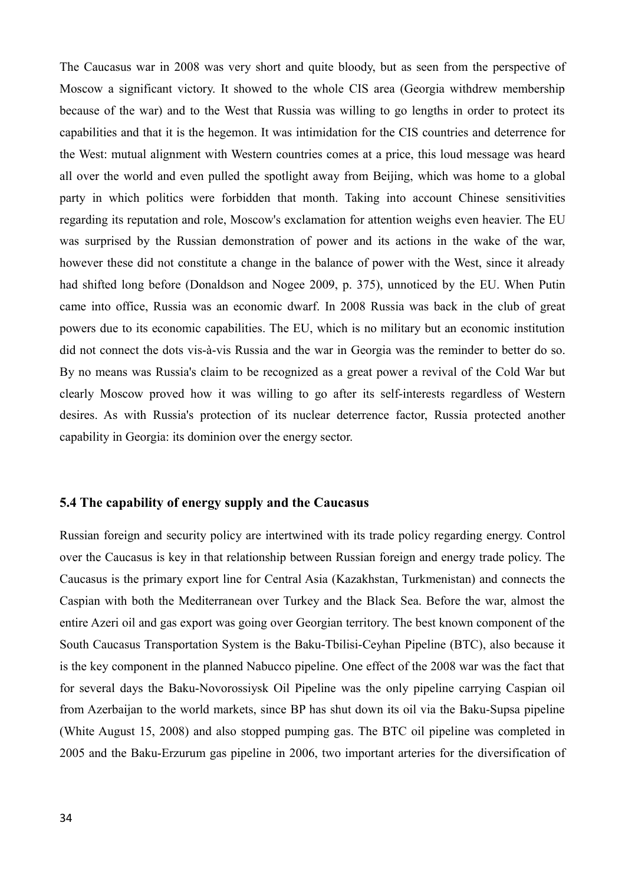The Caucasus war in 2008 was very short and quite bloody, but as seen from the perspective of Moscow a significant victory. It showed to the whole CIS area (Georgia withdrew membership because of the war) and to the West that Russia was willing to go lengths in order to protect its capabilities and that it is the hegemon. It was intimidation for the CIS countries and deterrence for the West: mutual alignment with Western countries comes at a price, this loud message was heard all over the world and even pulled the spotlight away from Beijing, which was home to a global party in which politics were forbidden that month. Taking into account Chinese sensitivities regarding its reputation and role, Moscow's exclamation for attention weighs even heavier. The EU was surprised by the Russian demonstration of power and its actions in the wake of the war, however these did not constitute a change in the balance of power with the West, since it already had shifted long before (Donaldson and Nogee 2009, p. 375), unnoticed by the EU. When Putin came into office, Russia was an economic dwarf. In 2008 Russia was back in the club of great powers due to its economic capabilities. The EU, which is no military but an economic institution did not connect the dots vis-à-vis Russia and the war in Georgia was the reminder to better do so. By no means was Russia's claim to be recognized as a great power a revival of the Cold War but clearly Moscow proved how it was willing to go after its self-interests regardless of Western desires. As with Russia's protection of its nuclear deterrence factor, Russia protected another capability in Georgia: its dominion over the energy sector.

### 5.4 The capability of energy supply and the Caucasus

Russian foreign and security policy are intertwined with its trade policy regarding energy. Control over the Caucasus is key in that relationship between Russian foreign and energy trade policy. The Caucasus is the primary export line for Central Asia (Kazakhstan, Turkmenistan) and connects the Caspian with both the Mediterranean over Turkey and the Black Sea. Before the war, almost the entire Azeri oil and gas export was going over Georgian territory. The best known component of the South Caucasus Transportation System is the Baku-Tbilisi-Ceyhan Pipeline (BTC), also because it is the key component in the planned Nabucco pipeline. One effect of the 2008 war was the fact that for several days the Baku-Novorossiysk Oil Pipeline was the only pipeline carrying Caspian oil from Azerbaijan to the world markets, since BP has shut down its oil via the Baku-Supsa pipeline (White August 15, 2008) and also stopped pumping gas. The BTC oil pipeline was completed in 2005 and the Baku-Erzurum gas pipeline in 2006, two important arteries for the diversification of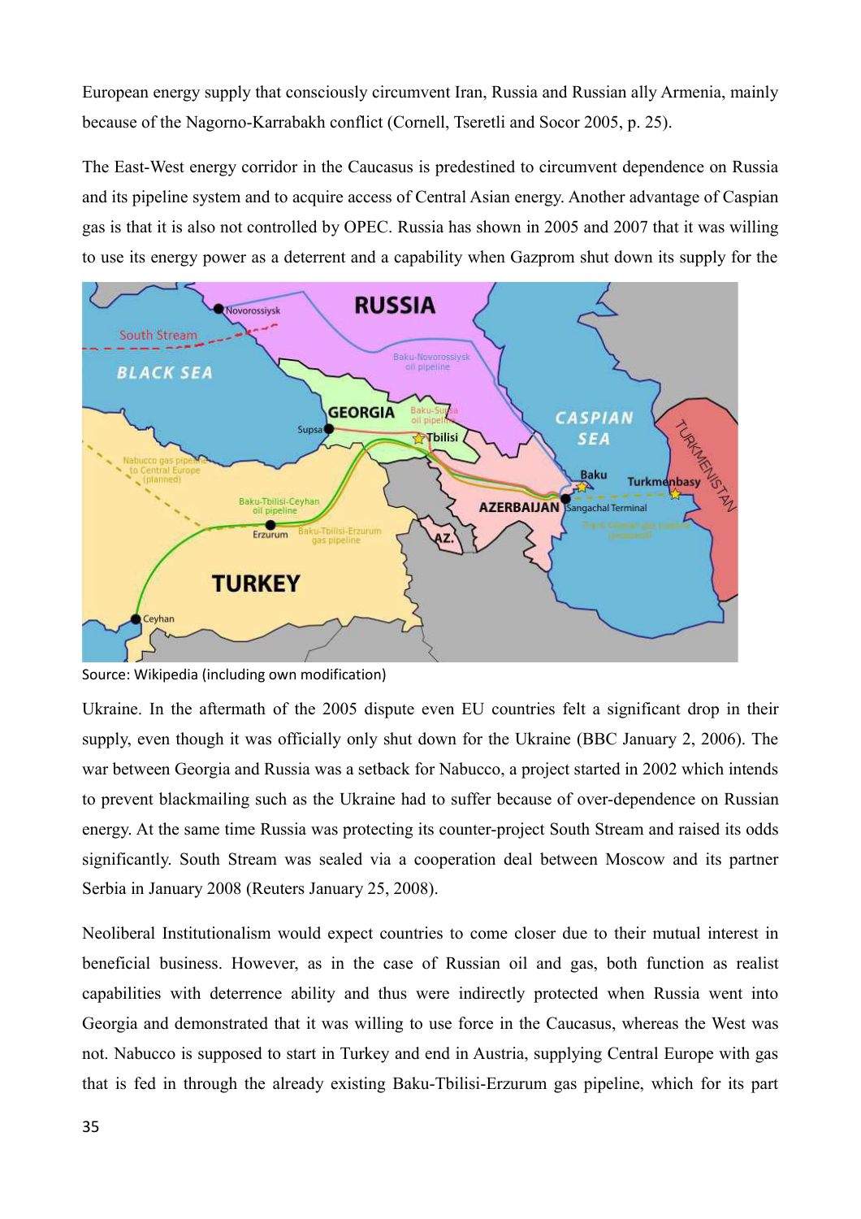European energy supply that consciously circumvent Iran, Russia and Russian ally Armenia, mainly because of the Nagorno-Karrabakh conflict (Cornell, Tseretli and Socor 2005, p. 25).

The East-West energy corridor in the Caucasus is predestined to circumvent dependence on Russia and its pipeline system and to acquire access of Central Asian energy. Another advantage of Caspian gas is that it is also not controlled by OPEC. Russia has shown in 2005 and 2007 that it was willing to use its energy power as a deterrent and a capability when Gazprom shut down its supply for the

Source: Wikipedia (including own modification)

Ukraine. In the aftermath of the 2005 dispute even EU countries felt a significant drop in their supply, even though it was officially only shut down for the Ukraine (BBC January 2, 2006). The war between Georgia and Russia was a setback for Nabucco, a project started in 2002 which intends to prevent blackmailing such as the Ukraine had to suffer because of over-dependence on Russian energy. At the same time Russia was protecting its counter-project South Stream and raised its odds significantly. South Stream was sealed via a cooperation deal between Moscow and its partner Serbia in January 2008 (Reuters January 25, 2008).

Neoliberal Institutionalism would expect countries to come closer due to their mutual interest in beneficial business. However, as in the case of Russian oil and gas, both function as realist capabilities with deterrence ability and thus were indirectly protected when Russia went into Georgia and demonstrated that it was willing to use force in the Caucasus, whereas the West was not. Nabucco is supposed to start in Turkey and end in Austria, supplying Central Europe with gas that is fed in through the already existing Baku-Tbilisi-Erzurum gas pipeline, which for its part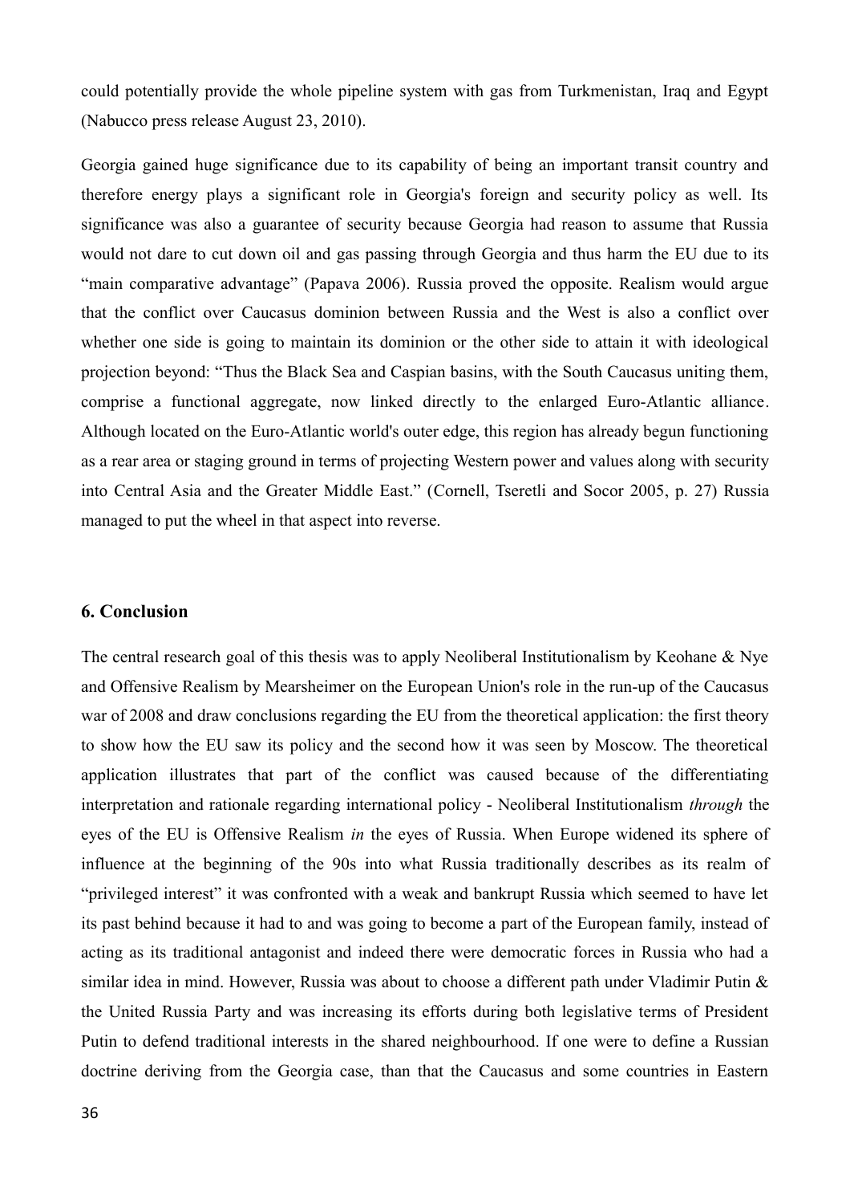could potentially provide the whole pipeline system with gas from Turkmenistan, Iraq and Egypt (Nabucco press release August 23, 2010).

Georgia gained huge significance due to its capability of being an important transit country and therefore energy plays a significant role in Georgia's foreign and security policy as well. Its significance was also a guarantee of security because Georgia had reason to assume that Russia would not dare to cut down oil and gas passing through Georgia and thus harm the EU due to its "main comparative advantage" (Papava 2006). Russia proved the opposite. Realism would argue that the conflict over Caucasus dominion between Russia and the West is also a conflict over whether one side is going to maintain its dominion or the other side to attain it with ideological projection beyond: "Thus the Black Sea and Caspian basins, with the South Caucasus uniting them, comprise a functional aggregate, now linked directly to the enlarged Euro-Atlantic alliance. Although located on the Euro-Atlantic world's outer edge, this region has already begun functioning as a rear area or staging ground in terms of projecting Western power and values along with security into Central Asia and the Greater Middle East." (Cornell, Tseretli and Socor 2005, p. 27) Russia managed to put the wheel in that aspect into reverse.

## 6. Conclusion

The central research goal of this thesis was to apply Neoliberal Institutionalism by Keohane & Nye and Offensive Realism by Mearsheimer on the European Union's role in the run-up of the Caucasus war of 2008 and draw conclusions regarding the EU from the theoretical application: the first theory to show how the EU saw its policy and the second how it was seen by Moscow. The theoretical application illustrates that part of the conflict was caused because of the differentiating interpretation and rationale regarding international policy - Neoliberal Institutionalism *through* the eyes of the EU is Offensive Realism *in* the eyes of Russia. When Europe widened its sphere of influence at the beginning of the 90s into what Russia traditionally describes as its realm of "privileged interest" it was confronted with a weak and bankrupt Russia which seemed to have let its past behind because it had to and was going to become a part of the European family, instead of acting as its traditional antagonist and indeed there were democratic forces in Russia who had a similar idea in mind. However, Russia was about to choose a different path under Vladimir Putin & the United Russia Party and was increasing its efforts during both legislative terms of President Putin to defend traditional interests in the shared neighbourhood. If one were to define a Russian doctrine deriving from the Georgia case, than that the Caucasus and some countries in Eastern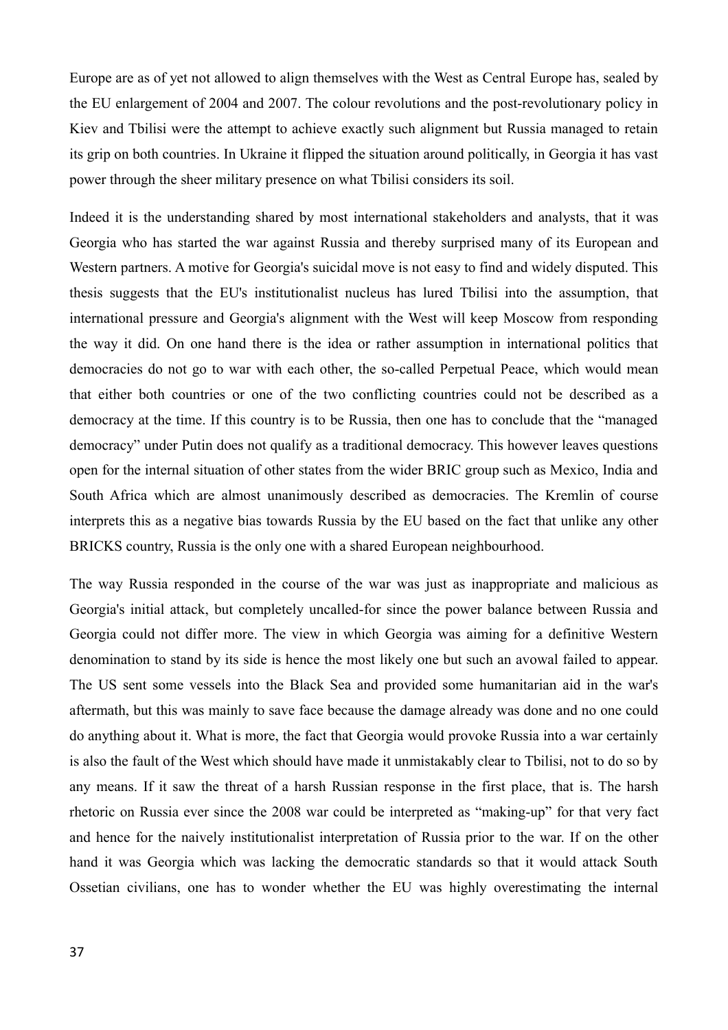Europe are as of yet not allowed to align themselves with the West as Central Europe has, sealed by the EU enlargement of 2004 and 2007. The colour revolutions and the post-revolutionary policy in Kiev and Tbilisi were the attempt to achieve exactly such alignment but Russia managed to retain its grip on both countries. In Ukraine it flipped the situation around politically, in Georgia it has vast power through the sheer military presence on what Tbilisi considers its soil.

Indeed it is the understanding shared by most international stakeholders and analysts, that it was Georgia who has started the war against Russia and thereby surprised many of its European and Western partners. A motive for Georgia's suicidal move is not easy to find and widely disputed. This thesis suggests that the EU's institutionalist nucleus has lured Tbilisi into the assumption, that international pressure and Georgia's alignment with the West will keep Moscow from responding the way it did. On one hand there is the idea or rather assumption in international politics that democracies do not go to war with each other, the so-called Perpetual Peace, which would mean that either both countries or one of the two conflicting countries could not be described as a democracy at the time. If this country is to be Russia, then one has to conclude that the "managed democracy" under Putin does not qualify as a traditional democracy. This however leaves questions open for the internal situation of other states from the wider BRIC group such as Mexico, India and South Africa which are almost unanimously described as democracies. The Kremlin of course interprets this as a negative bias towards Russia by the EU based on the fact that unlike any other BRICKS country, Russia is the only one with a shared European neighbourhood.

The way Russia responded in the course of the war was just as inappropriate and malicious as Georgia's initial attack, but completely uncalled-for since the power balance between Russia and Georgia could not differ more. The view in which Georgia was aiming for a definitive Western denomination to stand by its side is hence the most likely one but such an avowal failed to appear. The US sent some vessels into the Black Sea and provided some humanitarian aid in the war's aftermath, but this was mainly to save face because the damage already was done and no one could do anything about it. What is more, the fact that Georgia would provoke Russia into a war certainly is also the fault of the West which should have made it unmistakably clear to Tbilisi, not to do so by any means. If it saw the threat of a harsh Russian response in the first place, that is. The harsh rhetoric on Russia ever since the 2008 war could be interpreted as "making-up" for that very fact and hence for the naively institutionalist interpretation of Russia prior to the war. If on the other hand it was Georgia which was lacking the democratic standards so that it would attack South Ossetian civilians, one has to wonder whether the EU was highly overestimating the internal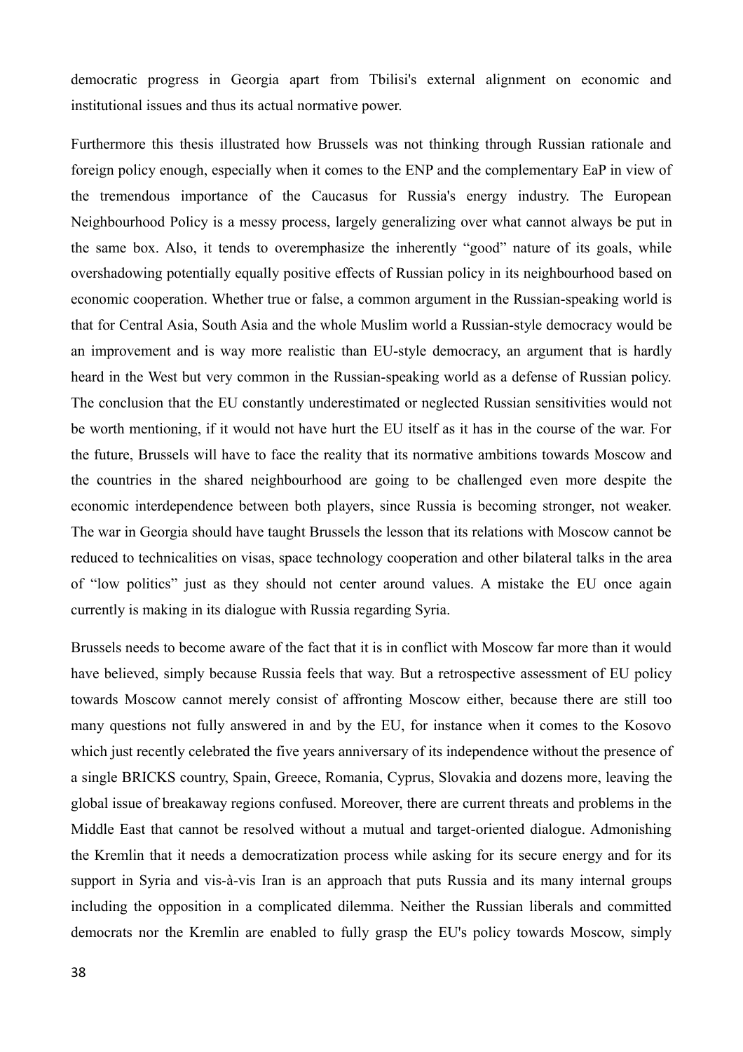democratic progress in Georgia apart from Tbilisi's external alignment on economic and institutional issues and thus its actual normative power.

Furthermore this thesis illustrated how Brussels was not thinking through Russian rationale and foreign policy enough, especially when it comes to the ENP and the complementary EaP in view of the tremendous importance of the Caucasus for Russia's energy industry. The European Neighbourhood Policy is a messy process, largely generalizing over what cannot always be put in the same box. Also, it tends to overemphasize the inherently "good" nature of its goals, while overshadowing potentially equally positive effects of Russian policy in its neighbourhood based on economic cooperation. Whether true or false, a common argument in the Russian-speaking world is that for Central Asia, South Asia and the whole Muslim world a Russian-style democracy would be an improvement and is way more realistic than EU-style democracy, an argument that is hardly heard in the West but very common in the Russian-speaking world as a defense of Russian policy. The conclusion that the EU constantly underestimated or neglected Russian sensitivities would not be worth mentioning, if it would not have hurt the EU itself as it has in the course of the war. For the future, Brussels will have to face the reality that its normative ambitions towards Moscow and the countries in the shared neighbourhood are going to be challenged even more despite the economic interdependence between both players, since Russia is becoming stronger, not weaker. The war in Georgia should have taught Brussels the lesson that its relations with Moscow cannot be reduced to technicalities on visas, space technology cooperation and other bilateral talks in the area of "low politics" just as they should not center around values. A mistake the EU once again currently is making in its dialogue with Russia regarding Syria.

Brussels needs to become aware of the fact that it is in conflict with Moscow far more than it would have believed, simply because Russia feels that way. But a retrospective assessment of EU policy towards Moscow cannot merely consist of affronting Moscow either, because there are still too many questions not fully answered in and by the EU, for instance when it comes to the Kosovo which just recently celebrated the five years anniversary of its independence without the presence of a single BRICKS country, Spain, Greece, Romania, Cyprus, Slovakia and dozens more, leaving the global issue of breakaway regions confused. Moreover, there are current threats and problems in the Middle East that cannot be resolved without a mutual and target-oriented dialogue. Admonishing the Kremlin that it needs a democratization process while asking for its secure energy and for its support in Syria and vis-à-vis Iran is an approach that puts Russia and its many internal groups including the opposition in a complicated dilemma. Neither the Russian liberals and committed democrats nor the Kremlin are enabled to fully grasp the EU's policy towards Moscow, simply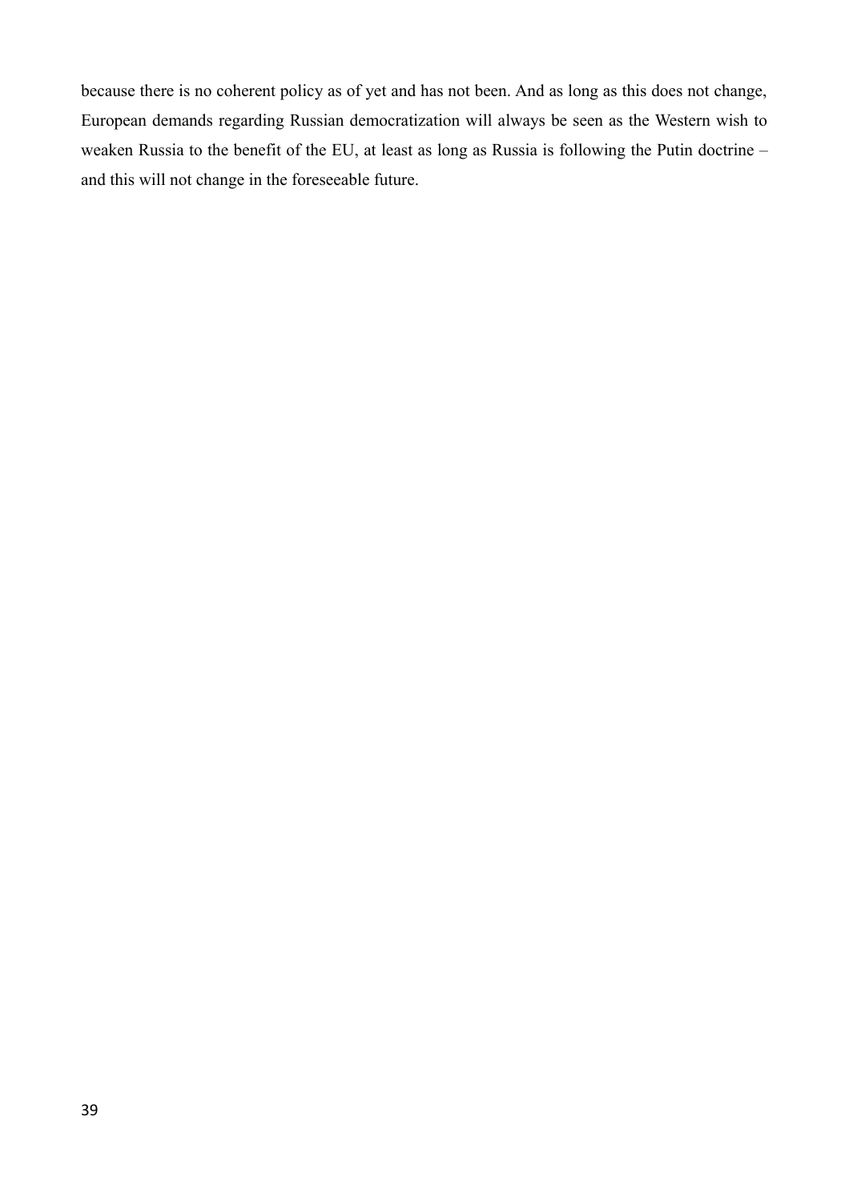because there is no coherent policy as of yet and has not been. And as long as this does not change, European demands regarding Russian democratization will always be seen as the Western wish to weaken Russia to the benefit of the EU, at least as long as Russia is following the Putin doctrine – and this will not change in the foreseeable future.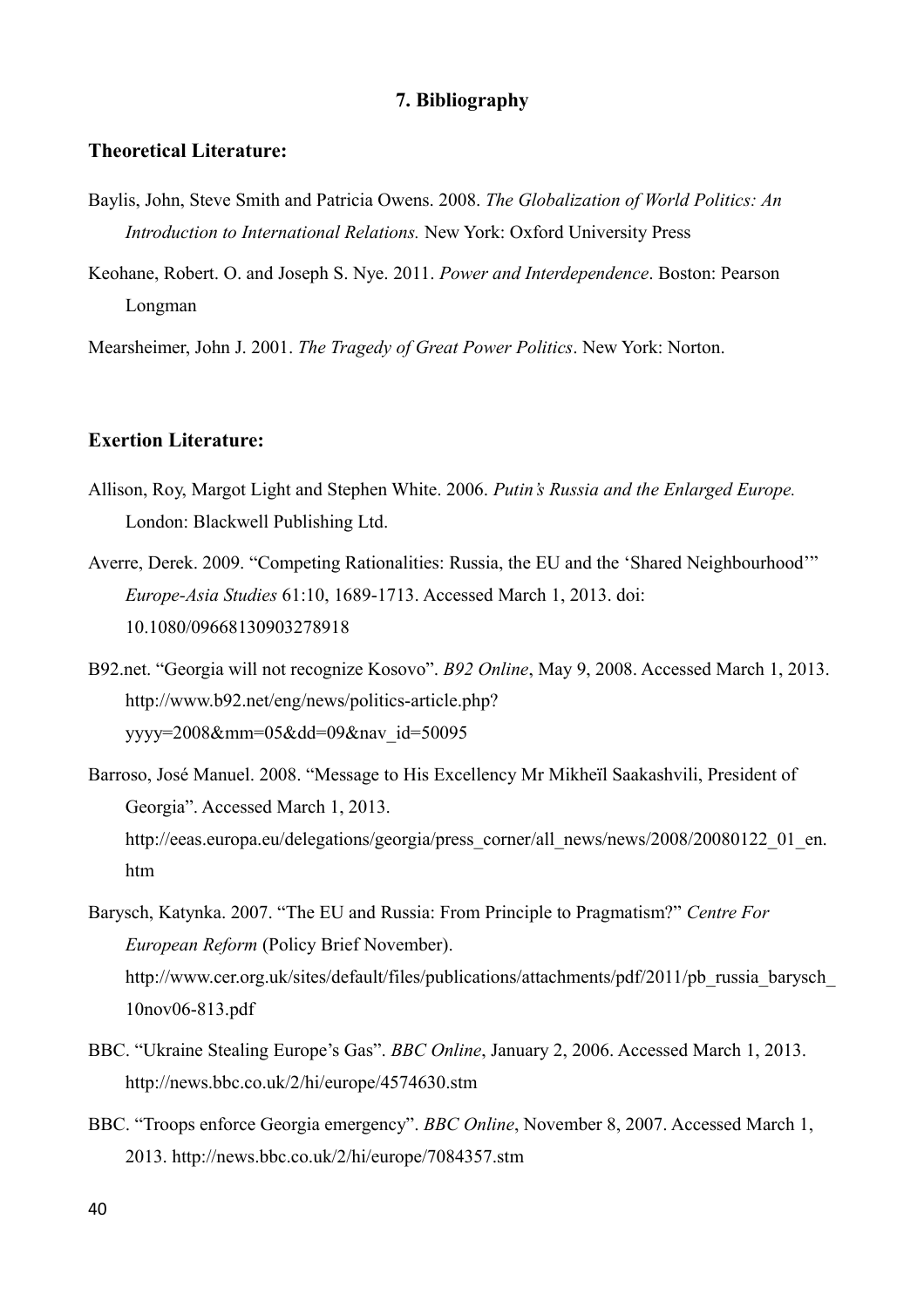## 7. Bibliography

### Theoretical Literature:

Baylis, John, Steve Smith and Patricia Owens. 2008. *The Globalization of World Politics: An Introduction to International Relations.* New York: Oxford University Press

Keohane, Robert. O. and Joseph S. Nye. 2011. *Power and Interdependence*. Boston: Pearson Longman

Mearsheimer, John J. 2001. *The Tragedy of Great Power Politics*. New York: Norton.

### Exertion Literature:

Allison, Roy, Margot Light and Stephen White. 2006. *Putin's Russia and the Enlarged Europe.* London: Blackwell Publishing Ltd.

Averre, Derek. 2009. "Competing Rationalities: Russia, the EU and the 'Shared Neighbourhood'" *Europe-Asia Studies* 61:10, 1689-1713. Accessed March 1, 2013. doi: 10.1080/09668130903278918

B92.net. "Georgia will not recognize Kosovo". *B92 Online*, May 9, 2008. Accessed March 1, 2013. http://www.b92.net/eng/news/politics-article.php?yyyy=2008&mm=05&dd=09&nav_id=50095

Barroso, José Manuel. 2008. "Message to His Excellency Mr Mikheïl Saakashvili, President of Georgia". Accessed March 1, 2013. http://eeas.europa.eu/delegations/georgia/press_corner/all_news/news/2008/20080122_01_en.htm

Barysch, Katynka. 2007. "The EU and Russia: From Principle to Pragmatism?" *Centre For European Reform* (Policy Brief November). http://www.cer.org.uk/sites/default/files/publications/attachments/pdf/2011/pb_russia_barysch_10nov06-813.pdf

BBC. "Ukraine Stealing Europe's Gas". *BBC Online*, January 2, 2006. Accessed March 1, 2013. http://news.bbc.co.uk/2/hi/europe/4574630.stm

BBC. "Troops enforce Georgia emergency". *BBC Online*, November 8, 2007. Accessed March 1, 2013. http://news.bbc.co.uk/2/hi/europe/7084357.stm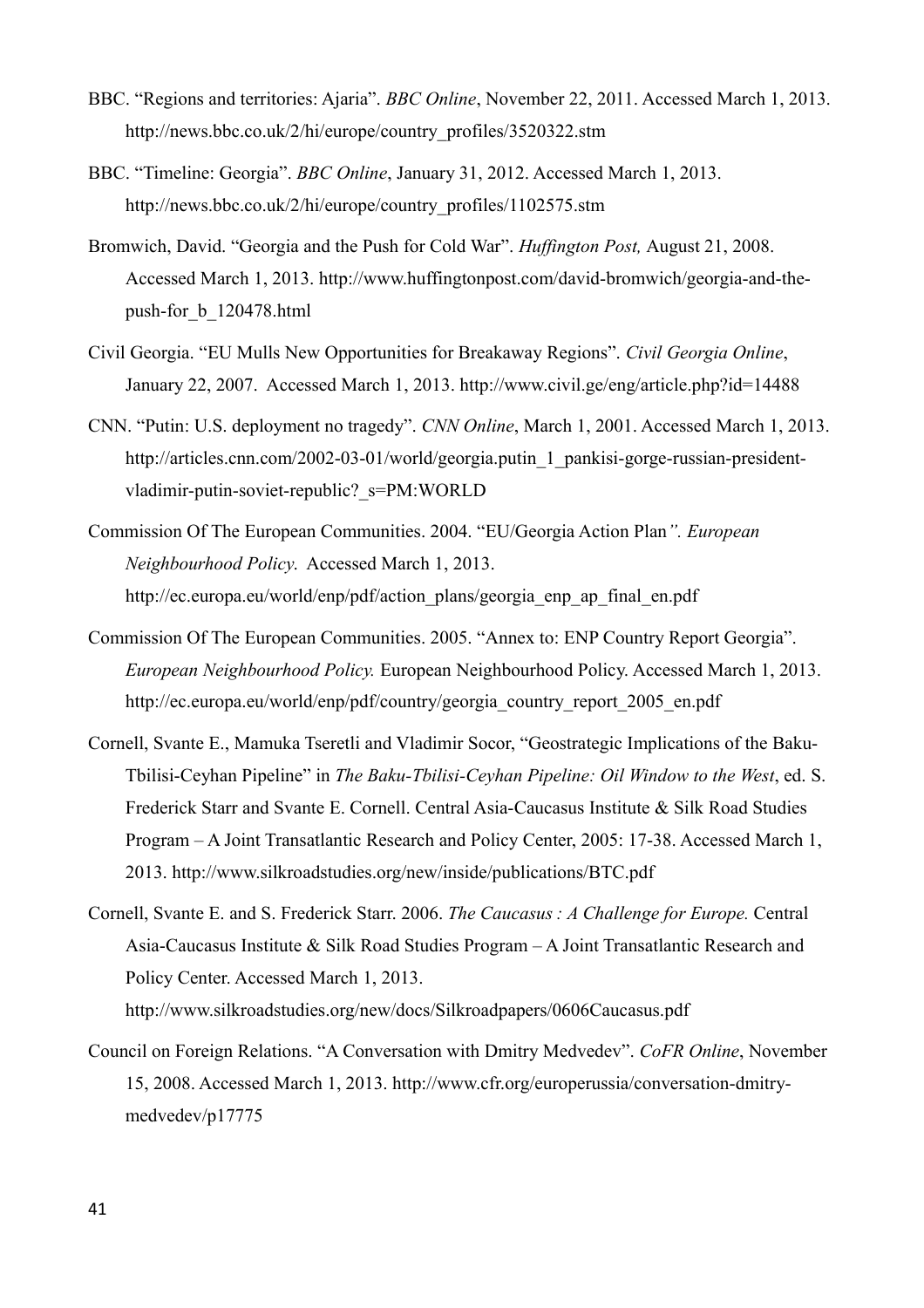BBC. "Regions and territories: Ajaria". *BBC Online*, November 22, 2011. Accessed March 1, 2013. http://news.bbc.co.uk/2/hi/europe/country_profiles/3520322.stm

BBC. "Timeline: Georgia". *BBC Online*, January 31, 2012. Accessed March 1, 2013. http://news.bbc.co.uk/2/hi/europe/country_profiles/1102575.stm

Bromwich, David. "Georgia and the Push for Cold War". *Huffington Post,* August 21, 2008. Accessed March 1, 2013. http://www.huffingtonpost.com/david-bromwich/georgia-and-the-push-for_b_120478.html

Civil Georgia. "EU Mulls New Opportunities for Breakaway Regions". *Civil Georgia Online*, January 22, 2007. Accessed March 1, 2013. http://www.civil.ge/eng/article.php?id=14488

CNN. "Putin: U.S. deployment no tragedy". *CNN Online*, March 1, 2001. Accessed March 1, 2013. http://articles.cnn.com/2002-03-01/world/georgia.putin_1_pankisi-gorge-russian-president-vladimir-putin-soviet-republic?_s=PM:WORLD

Commission Of The European Communities. 2004. "EU/Georgia Action Plan*". European Neighbourhood Policy*. Accessed March 1, 2013. http://ec.europa.eu/world/enp/pdf/action_plans/georgia_enp_ap_final_en.pdf

Commission Of The European Communities. 2005. "Annex to: ENP Country Report Georgia". *European Neighbourhood Policy.* European Neighbourhood Policy. Accessed March 1, 2013. http://ec.europa.eu/world/enp/pdf/country/georgia_country_report_2005_en.pdf

Cornell, Svante E., Mamuka Tseretli and Vladimir Socor, "Geostrategic Implications of the Baku-Tbilisi-Ceyhan Pipeline" in *The Baku-Tbilisi-Ceyhan Pipeline: Oil Window to the West*, ed. S. Frederick Starr and Svante E. Cornell. Central Asia-Caucasus Institute & Silk Road Studies Program – A Joint Transatlantic Research and Policy Center, 2005: 17-38. Accessed March 1, 2013. http://www.silkroadstudies.org/new/inside/publications/BTC.pdf

Cornell, Svante E. and S. Frederick Starr. 2006. *The Caucasus : A Challenge for Europe.* Central Asia-Caucasus Institute & Silk Road Studies Program – A Joint Transatlantic Research and Policy Center. Accessed March 1, 2013. http://www.silkroadstudies.org/new/docs/Silkroadpapers/0606Caucasus.pdf

Council on Foreign Relations. "A Conversation with Dmitry Medvedev". *CoFR Online*, November 15, 2008. Accessed March 1, 2013. http://www.cfr.org/europerussia/conversation-dmitry-medvedev/p17775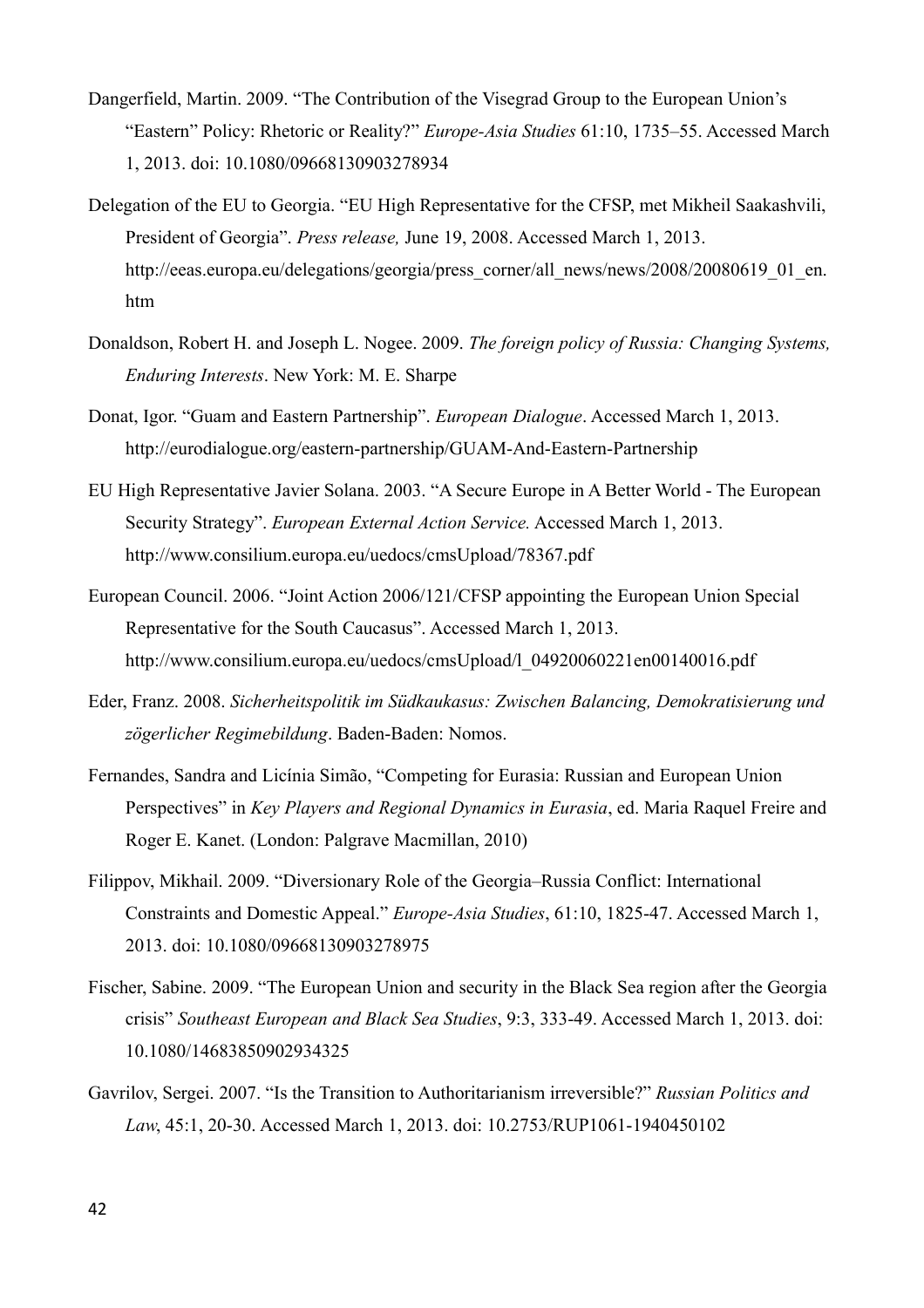Dangerfield, Martin. 2009. “The Contribution of the Visegrad Group to the European Union’s “Eastern” Policy: Rhetoric or Reality?” *Europe-Asia Studies* 61:10, 1735–55. Accessed March 1, 2013. doi: 10.1080/09668130903278934

Delegation of the EU to Georgia. “EU High Representative for the CFSP, met Mikheil Saakashvili, President of Georgia”. *Press release,* June 19, 2008. Accessed March 1, 2013. http://eeas.europa.eu/delegations/georgia/press_corner/all_news/news/2008/20080619_01_en.htm

Donaldson, Robert H. and Joseph L. Nogee. 2009. *The foreign policy of Russia: Changing Systems, Enduring Interests*. New York: M. E. Sharpe

Donat, Igor. “Guam and Eastern Partnership”. *European Dialogue*. Accessed March 1, 2013. http://eurodialogue.org/eastern-partnership/GUAM-And-Eastern-Partnership

EU High Representative Javier Solana. 2003. “A Secure Europe in A Better World - The European Security Strategy”. *European External Action Service.* Accessed March 1, 2013. http://www.consilium.europa.eu/uedocs/cmsUpload/78367.pdf

European Council. 2006. “Joint Action 2006/121/CFSP appointing the European Union Special Representative for the South Caucasus”. Accessed March 1, 2013. http://www.consilium.europa.eu/uedocs/cmsUpload/l_04920060221en00140016.pdf

Eder, Franz. 2008. *Sicherheitspolitik im Südkaukasus: Zwischen Balancing, Demokratisierung und zögerlicher Regimebildung*. Baden-Baden: Nomos.

Fernandes, Sandra and Licínia Simão, “Competing for Eurasia: Russian and European Union Perspectives” in *Key Players and Regional Dynamics in Eurasia*, ed. Maria Raquel Freire and Roger E. Kanet. (London: Palgrave Macmillan, 2010)

Filippov, Mikhail. 2009. “Diversionary Role of the Georgia–Russia Conflict: International Constraints and Domestic Appeal.” *Europe-Asia Studies*, 61:10, 1825-47. Accessed March 1, 2013. doi: 10.1080/09668130903278975

Fischer, Sabine. 2009. “The European Union and security in the Black Sea region after the Georgia crisis” *Southeast European and Black Sea Studies*, 9:3, 333-49. Accessed March 1, 2013. doi: 10.1080/14683850902934325

Gavrilov, Sergei. 2007. “Is the Transition to Authoritarianism irreversible?” *Russian Politics and Law*, 45:1, 20-30. Accessed March 1, 2013. doi: 10.2753/RUP1061-1940450102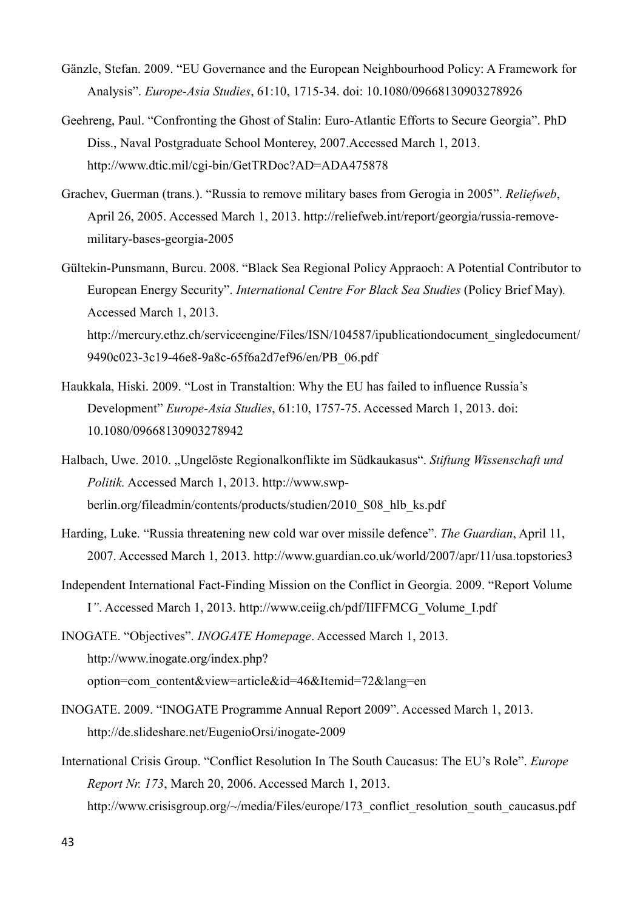Gänzle, Stefan. 2009. "EU Governance and the European Neighbourhood Policy: A Framework for Analysis". *Europe-Asia Studies*, 61:10, 1715-34. doi: 10.1080/09668130903278926

Geehreng, Paul. "Confronting the Ghost of Stalin: Euro-Atlantic Efforts to Secure Georgia". PhD Diss., Naval Postgraduate School Monterey, 2007.Accessed March 1, 2013. http://www.dtic.mil/cgi-bin/GetTRDoc?AD=ADA475878

Grachev, Guerman (trans.). "Russia to remove military bases from Gerogia in 2005". *Reliefweb*, April 26, 2005. Accessed March 1, 2013. http://reliefweb.int/report/georgia/russia-remove-military-bases-georgia-2005

Gültekin-Punsmann, Burcu. 2008. "Black Sea Regional Policy Appraoch: A Potential Contributor to European Energy Security". *International Centre For Black Sea Studies* (Policy Brief May). Accessed March 1, 2013. http://mercury.ethz.ch/serviceengine/Files/ISN/104587/ipublicationdocument_singledocument/9490c023-3c19-46e8-9a8c-65f6a2d7ef96/en/PB_06.pdf

Haukkala, Hiski. 2009. "Lost in Transtaltion: Why the EU has failed to influence Russia's Development" *Europe-Asia Studies*, 61:10, 1757-75. Accessed March 1, 2013. doi: 10.1080/09668130903278942

Halbach, Uwe. 2010. „Ungelöste Regionalkonflikte im Südkaukasus". *Stiftung Wissenschaft und Politik.* Accessed March 1, 2013. http://www.swp-berlin.org/fileadmin/contents/products/studien/2010_S08_hlb_ks.pdf

Harding, Luke. "Russia threatening new cold war over missile defence". *The Guardian*, April 11, 2007. Accessed March 1, 2013. http://www.guardian.co.uk/world/2007/apr/11/usa.topstories3

Independent International Fact-Finding Mission on the Conflict in Georgia. 2009. "Report Volume I*"*. Accessed March 1, 2013. http://www.ceiig.ch/pdf/IIFFMCG_Volume_I.pdf

INOGATE. "Objectives". *INOGATE Homepage*. Accessed March 1, 2013. http://www.inogate.org/index.php?option=com_content&view=article&id=46&Itemid=72&lang=en

INOGATE. 2009. "INOGATE Programme Annual Report 2009". Accessed March 1, 2013. http://de.slideshare.net/EugenioOrsi/inogate-2009

International Crisis Group. "Conflict Resolution In The South Caucasus: The EU's Role". *Europe Report Nr. 173*, March 20, 2006. Accessed March 1, 2013. http://www.crisisgroup.org/~/media/Files/europe/173_conflict_resolution_south_caucasus.pdf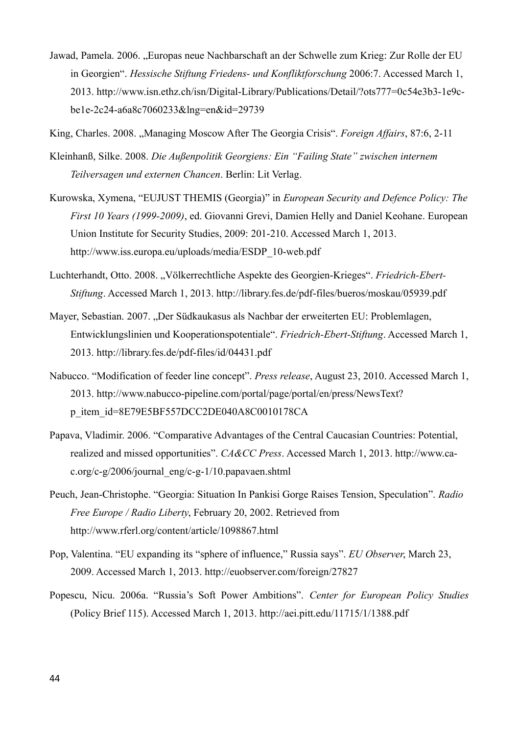Jawad, Pamela. 2006. „Europas neue Nachbarschaft an der Schwelle zum Krieg: Zur Rolle der EU in Georgien“. *Hessische Stiftung Friedens- und Konfliktforschung* 2006:7. Accessed March 1, 2013. http://www.isn.ethz.ch/isn/Digital-Library/Publications/Detail/?ots777=0c54e3b3-1e9c-be1e-2c24-a6a8c7060233&lng=en&id=29739

King, Charles. 2008. „Managing Moscow After The Georgia Crisis“. *Foreign Affairs*, 87:6, 2-11

Kleinhanß, Silke. 2008. *Die Außenpolitik Georgiens: Ein “Failing State” zwischen internem Teilversagen und externen Chancen*. Berlin: Lit Verlag.

Kurowska, Xymena, “EUJUST THEMIS (Georgia)” in *European Security and Defence Policy: The First 10 Years (1999-2009)*, ed. Giovanni Grevi, Damien Helly and Daniel Keohane. European Union Institute for Security Studies, 2009: 201-210. Accessed March 1, 2013. http://www.iss.europa.eu/uploads/media/ESDP_10-web.pdf

Luchterhandt, Otto. 2008. „Völkerrechtliche Aspekte des Georgien-Krieges“. *Friedrich-Ebert-Stiftung*. Accessed March 1, 2013. http://library.fes.de/pdf-files/bueros/moskau/05939.pdf

Mayer, Sebastian. 2007. „Der Südkaukasus als Nachbar der erweiterten EU: Problemlagen, Entwicklungslinien und Kooperationspotentiale“. *Friedrich-Ebert-Stiftung*. Accessed March 1, 2013. http://library.fes.de/pdf-files/id/04431.pdf

Nabucco. “Modification of feeder line concept”. *Press release*, August 23, 2010. Accessed March 1, 2013. http://www.nabucco-pipeline.com/portal/page/portal/en/press/NewsText?p_item_id=8E79E5BF557DCC2DE040A8C0010178CA

Papava, Vladimir. 2006. “Comparative Advantages of the Central Caucasian Countries: Potential, realized and missed opportunities”. *CA&CC Press*. Accessed March 1, 2013. http://www.ca-c.org/c-g/2006/journal_eng/c-g-1/10.papavaen.shtml

Peuch, Jean-Christophe. “Georgia: Situation In Pankisi Gorge Raises Tension, Speculation”. *Radio Free Europe / Radio Liberty*, February 20, 2002. Retrieved from http://www.rferl.org/content/article/1098867.html

Pop, Valentina. “EU expanding its “sphere of influence,” Russia says”. *EU Observer*, March 23, 2009. Accessed March 1, 2013. http://euobserver.com/foreign/27827

Popescu, Nicu. 2006a. “Russia’s Soft Power Ambitions”. *Center for European Policy Studies* (Policy Brief 115). Accessed March 1, 2013. http://aei.pitt.edu/11715/1/1388.pdf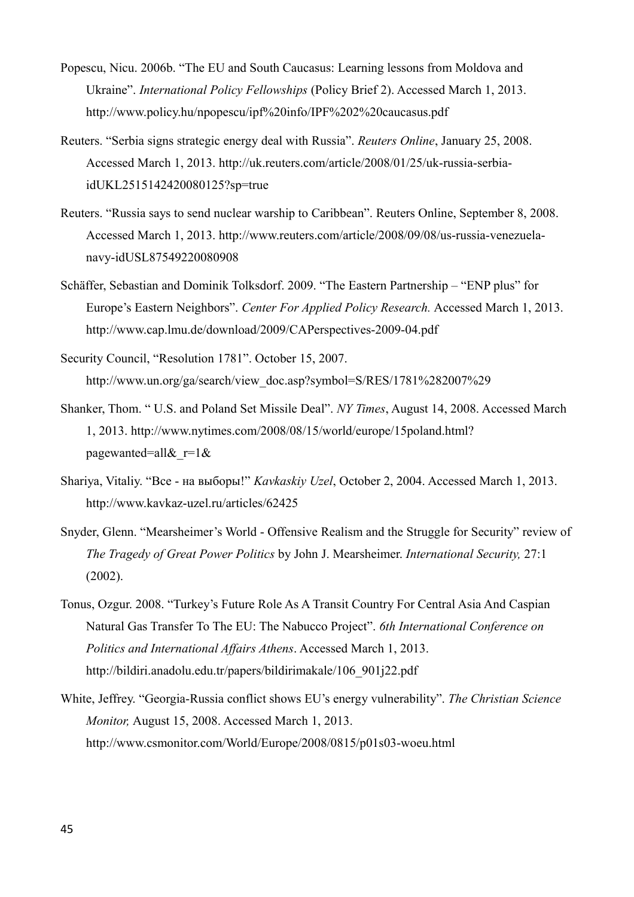Popescu, Nicu. 2006b. "The EU and South Caucasus: Learning lessons from Moldova and Ukraine". *International Policy Fellowships* (Policy Brief 2). Accessed March 1, 2013. http://www.policy.hu/npopescu/ipf%20info/IPF%202%20caucasus.pdf

Reuters. "Serbia signs strategic energy deal with Russia". *Reuters Online*, January 25, 2008. Accessed March 1, 2013. http://uk.reuters.com/article/2008/01/25/uk-russia-serbia-idUKL2515142420080125?sp=true

Reuters. "Russia says to send nuclear warship to Caribbean". Reuters Online, September 8, 2008. Accessed March 1, 2013. http://www.reuters.com/article/2008/09/08/us-russia-venezuela-navy-idUSL87549220080908

Schäffer, Sebastian and Dominik Tolksdorf. 2009. "The Eastern Partnership – "ENP plus" for Europe's Eastern Neighbors". *Center For Applied Policy Research.* Accessed March 1, 2013. http://www.cap.lmu.de/download/2009/CAPerspectives-2009-04.pdf

Security Council, "Resolution 1781". October 15, 2007. http://www.un.org/ga/search/view_doc.asp?symbol=S/RES/1781%282007%29

Shanker, Thom. " U.S. and Poland Set Missile Deal". *NY Times*, August 14, 2008. Accessed March 1, 2013. http://www.nytimes.com/2008/08/15/world/europe/15poland.html?pagewanted=all&_r=1&

Shariya, Vitaliy. "Все - на выборы!" *Kavkaskiy Uzel*, October 2, 2004. Accessed March 1, 2013. http://www.kavkaz-uzel.ru/articles/62425

Snyder, Glenn. "Mearsheimer's World - Offensive Realism and the Struggle for Security" review of *The Tragedy of Great Power Politics* by John J. Mearsheimer. *International Security,* 27:1 (2002).

Tonus, Ozgur. 2008. "Turkey's Future Role As A Transit Country For Central Asia And Caspian Natural Gas Transfer To The EU: The Nabucco Project". *6th International Conference on Politics and International Affairs Athens*. Accessed March 1, 2013. http://bildiri.anadolu.edu.tr/papers/bildirimakale/106_901j22.pdf

White, Jeffrey. "Georgia-Russia conflict shows EU's energy vulnerability". *The Christian Science Monitor,* August 15, 2008. Accessed March 1, 2013. http://www.csmonitor.com/World/Europe/2008/0815/p01s03-woeu.html